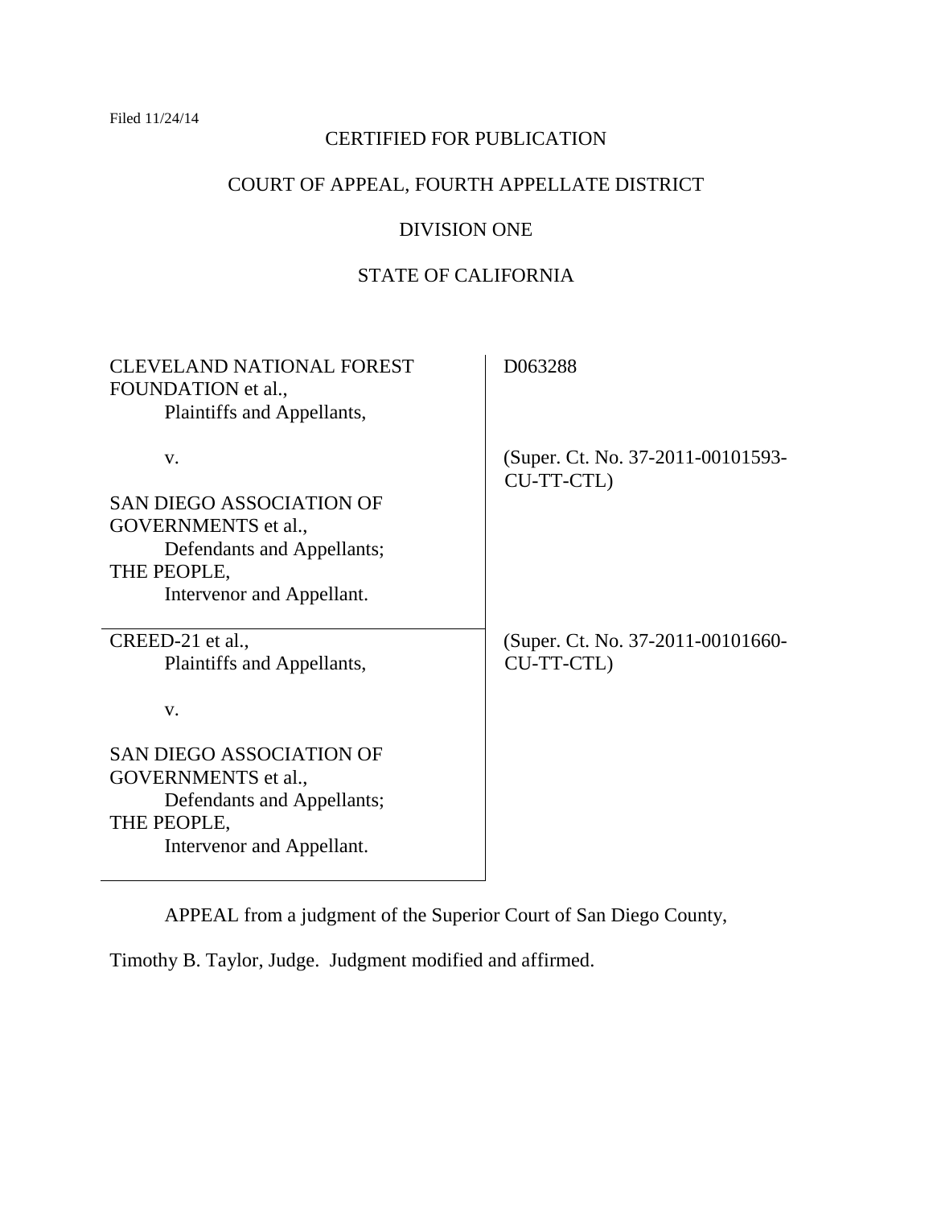Filed 11/24/14

CERTIFIED FOR PUBLICATION

COURT OF APPEAL, FOURTH APPELLATE DISTRICT

DIVISION ONE

STATE OF CALIFORNIA

| | |
|---|---|
| CLEVELAND NATIONAL FOREST FOUNDATION et al.,<br>Plaintiffs and Appellants,<br><br>v.<br><br>SAN DIEGO ASSOCIATION OF GOVERNMENTS et al.,<br>Defendants and Appellants;<br>THE PEOPLE,<br>Intervenor and Appellant. | D063288<br><br>(Super. Ct. No. 37-2011-00101593-CU-TT-CTL) |
| CREED-21 et al.,<br>Plaintiffs and Appellants,<br><br>v.<br><br>SAN DIEGO ASSOCIATION OF GOVERNMENTS et al.,<br>Defendants and Appellants;<br>THE PEOPLE,<br>Intervenor and Appellant. | (Super. Ct. No. 37-2011-00101660-CU-TT-CTL) |

APPEAL from a judgment of the Superior Court of San Diego County, Timothy B. Taylor, Judge. Judgment modified and affirmed.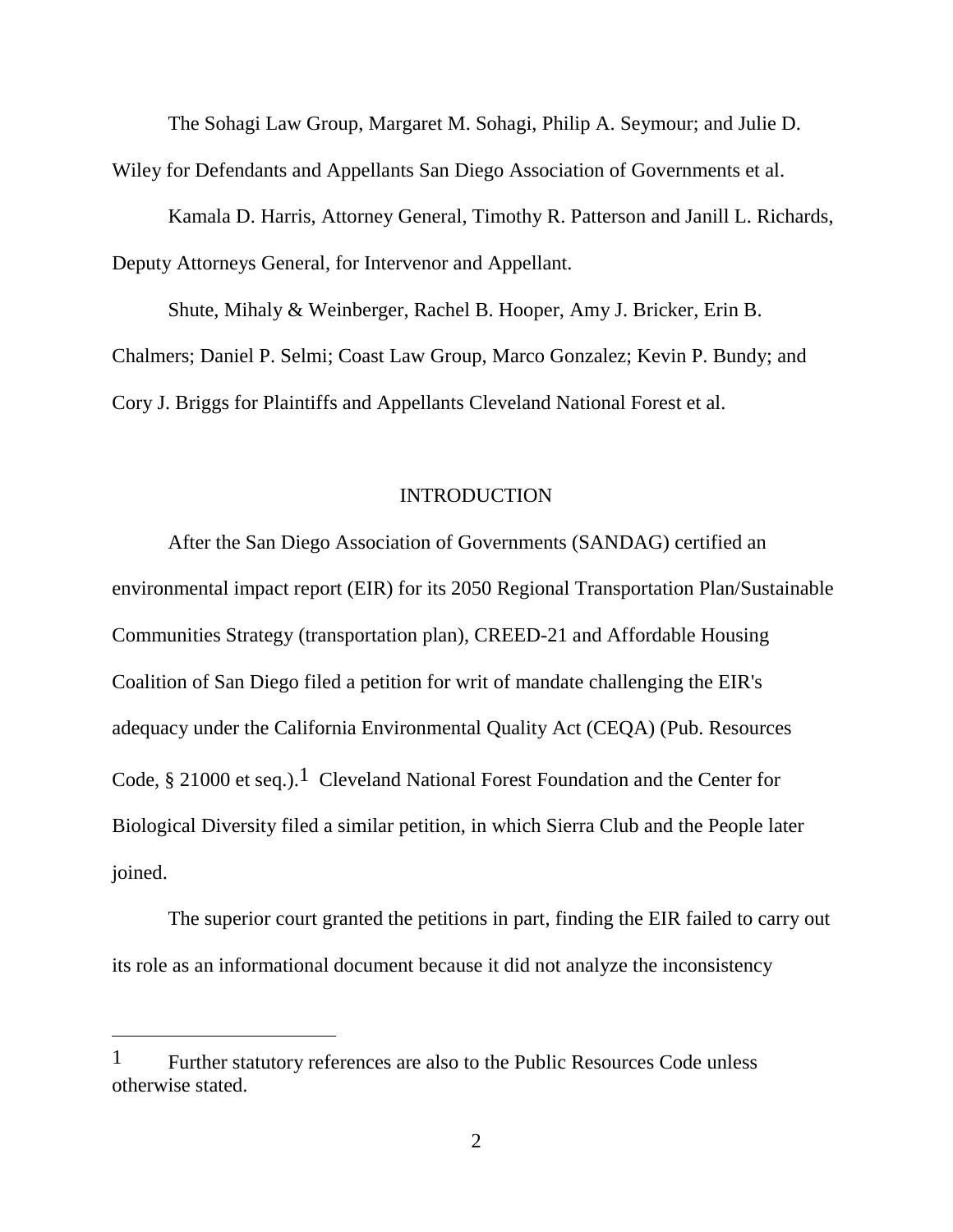The Sohagi Law Group, Margaret M. Sohagi, Philip A. Seymour; and Julie D. Wiley for Defendants and Appellants San Diego Association of Governments et al.

Kamala D. Harris, Attorney General, Timothy R. Patterson and Janill L. Richards, Deputy Attorneys General, for Intervenor and Appellant.

Shute, Mihaly & Weinberger, Rachel B. Hooper, Amy J. Bricker, Erin B. Chalmers; Daniel P. Selmi; Coast Law Group, Marco Gonzalez; Kevin P. Bundy; and Cory J. Briggs for Plaintiffs and Appellants Cleveland National Forest et al.

## INTRODUCTION

After the San Diego Association of Governments (SANDAG) certified an environmental impact report (EIR) for its 2050 Regional Transportation Plan/Sustainable Communities Strategy (transportation plan), CREED-21 and Affordable Housing Coalition of San Diego filed a petition for writ of mandate challenging the EIR's adequacy under the California Environmental Quality Act (CEQA) (Pub. Resources Code, § 21000 et seq.).[1] Cleveland National Forest Foundation and the Center for Biological Diversity filed a similar petition, in which Sierra Club and the People later joined.

The superior court granted the petitions in part, finding the EIR failed to carry out its role as an informational document because it did not analyze the inconsistency

---

[1] Further statutory references are also to the Public Resources Code unless otherwise stated.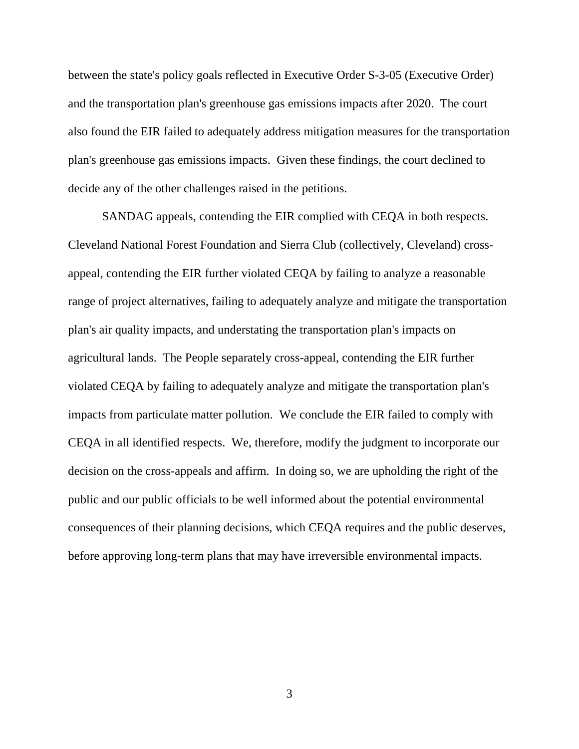between the state's policy goals reflected in Executive Order S-3-05 (Executive Order) and the transportation plan's greenhouse gas emissions impacts after 2020. The court also found the EIR failed to adequately address mitigation measures for the transportation plan's greenhouse gas emissions impacts. Given these findings, the court declined to decide any of the other challenges raised in the petitions.

SANDAG appeals, contending the EIR complied with CEQA in both respects. Cleveland National Forest Foundation and Sierra Club (collectively, Cleveland) cross-appeal, contending the EIR further violated CEQA by failing to analyze a reasonable range of project alternatives, failing to adequately analyze and mitigate the transportation plan's air quality impacts, and understating the transportation plan's impacts on agricultural lands. The People separately cross-appeal, contending the EIR further violated CEQA by failing to adequately analyze and mitigate the transportation plan's impacts from particulate matter pollution. We conclude the EIR failed to comply with CEQA in all identified respects. We, therefore, modify the judgment to incorporate our decision on the cross-appeals and affirm. In doing so, we are upholding the right of the public and our public officials to be well informed about the potential environmental consequences of their planning decisions, which CEQA requires and the public deserves, before approving long-term plans that may have irreversible environmental impacts.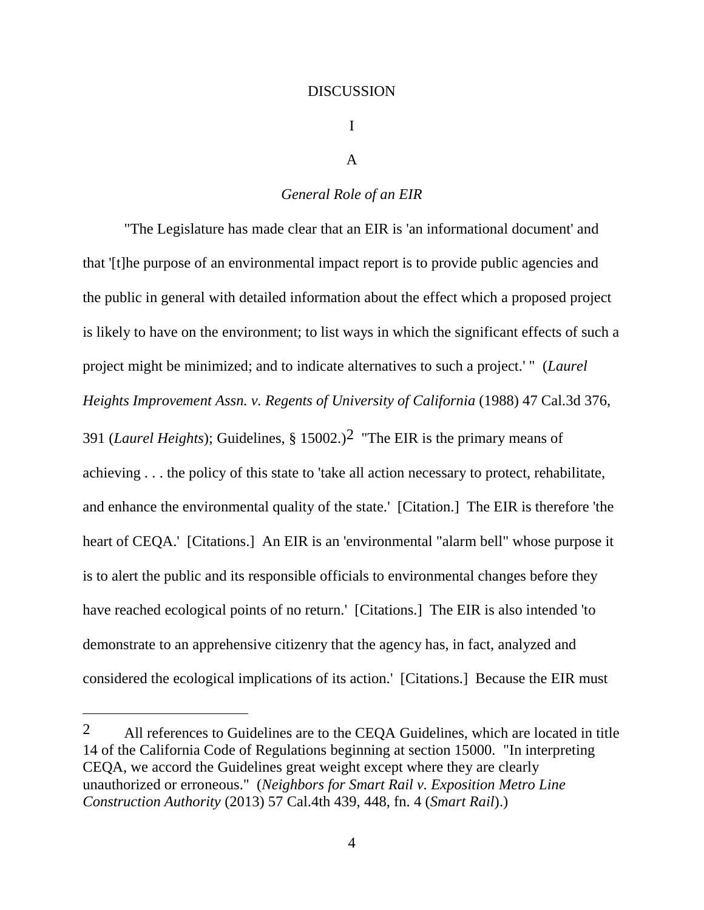DISCUSSION

I

A

*General Role of an EIR*

"The Legislature has made clear that an EIR is 'an informational document' and that '[t]he purpose of an environmental impact report is to provide public agencies and the public in general with detailed information about the effect which a proposed project is likely to have on the environment; to list ways in which the significant effects of such a project might be minimized; and to indicate alternatives to such a project.' " (*Laurel Heights Improvement Assn. v. Regents of University of California* (1988) 47 Cal.3d 376, 391 (*Laurel Heights*); Guidelines, § 15002.)[2] "The EIR is the primary means of achieving . . . the policy of this state to 'take all action necessary to protect, rehabilitate, and enhance the environmental quality of the state.' [Citation.] The EIR is therefore 'the heart of CEQA.' [Citations.] An EIR is an 'environmental "alarm bell" whose purpose it is to alert the public and its responsible officials to environmental changes before they have reached ecological points of no return.' [Citations.] The EIR is also intended 'to demonstrate to an apprehensive citizenry that the agency has, in fact, analyzed and considered the ecological implications of its action.' [Citations.] Because the EIR must

---

[2] All references to Guidelines are to the CEQA Guidelines, which are located in title 14 of the California Code of Regulations beginning at section 15000. "In interpreting CEQA, we accord the Guidelines great weight except where they are clearly unauthorized or erroneous." (*Neighbors for Smart Rail v. Exposition Metro Line Construction Authority* (2013) 57 Cal.4th 439, 448, fn. 4 (*Smart Rail*).)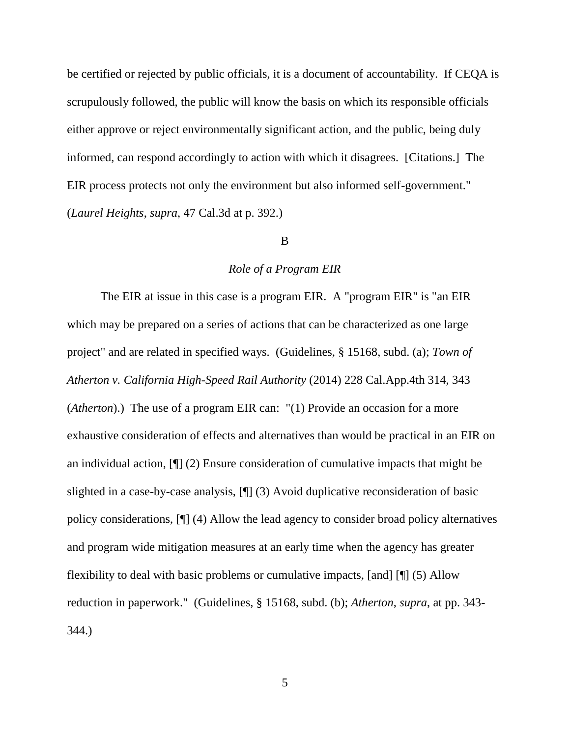be certified or rejected by public officials, it is a document of accountability. If CEQA is scrupulously followed, the public will know the basis on which its responsible officials either approve or reject environmentally significant action, and the public, being duly informed, can respond accordingly to action with which it disagrees. [Citations.] The EIR process protects not only the environment but also informed self-government." (*Laurel Heights*, *supra*, 47 Cal.3d at p. 392.)

B

*Role of a Program EIR*

The EIR at issue in this case is a program EIR. A "program EIR" is "an EIR which may be prepared on a series of actions that can be characterized as one large project" and are related in specified ways. (Guidelines, § 15168, subd. (a); *Town of Atherton v. California High-Speed Rail Authority* (2014) 228 Cal.App.4th 314, 343 (*Atherton*).) The use of a program EIR can: "(1) Provide an occasion for a more exhaustive consideration of effects and alternatives than would be practical in an EIR on an individual action, [¶] (2) Ensure consideration of cumulative impacts that might be slighted in a case-by-case analysis, [¶] (3) Avoid duplicative reconsideration of basic policy considerations, [¶] (4) Allow the lead agency to consider broad policy alternatives and program wide mitigation measures at an early time when the agency has greater flexibility to deal with basic problems or cumulative impacts, [and] [¶] (5) Allow reduction in paperwork." (Guidelines, § 15168, subd. (b); *Atherton*, *supra*, at pp. 343-344.)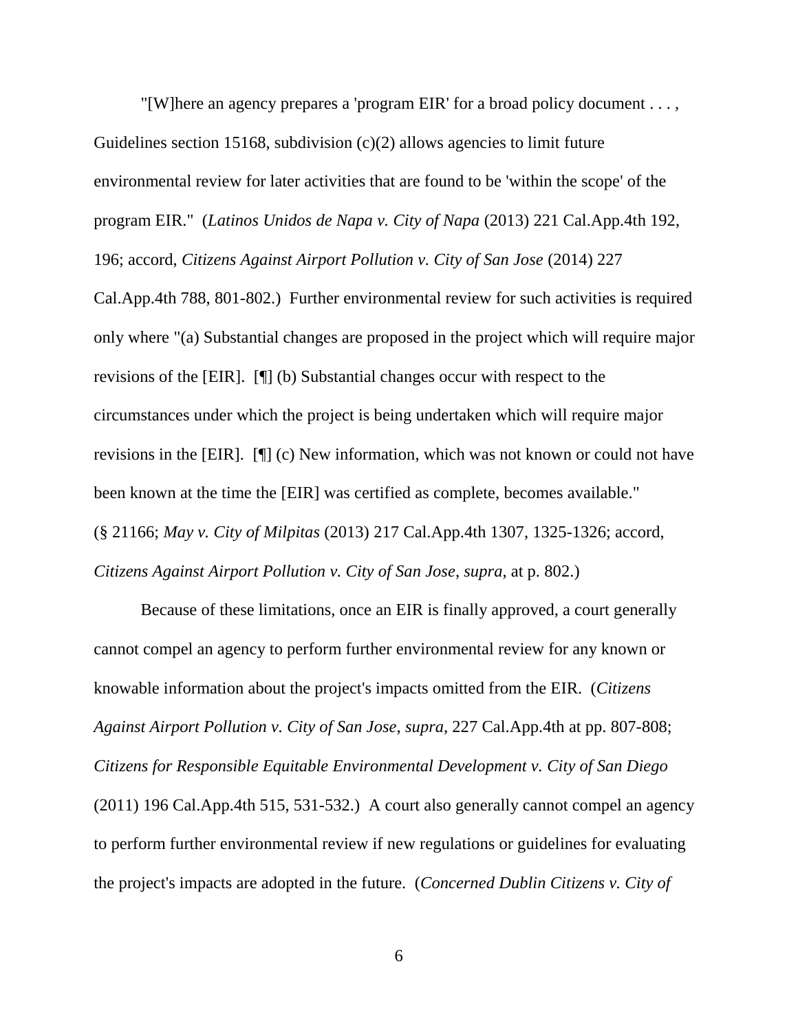"[W]here an agency prepares a 'program EIR' for a broad policy document . . . , Guidelines section 15168, subdivision (c)(2) allows agencies to limit future environmental review for later activities that are found to be 'within the scope' of the program EIR." (*Latinos Unidos de Napa v. City of Napa* (2013) 221 Cal.App.4th 192, 196; accord, *Citizens Against Airport Pollution v. City of San Jose* (2014) 227 Cal.App.4th 788, 801-802.) Further environmental review for such activities is required only where "(a) Substantial changes are proposed in the project which will require major revisions of the [EIR]. [¶] (b) Substantial changes occur with respect to the circumstances under which the project is being undertaken which will require major revisions in the [EIR]. [¶] (c) New information, which was not known or could not have been known at the time the [EIR] was certified as complete, becomes available." (§ 21166; *May v. City of Milpitas* (2013) 217 Cal.App.4th 1307, 1325-1326; accord, *Citizens Against Airport Pollution v. City of San Jose*, *supra*, at p. 802.)

Because of these limitations, once an EIR is finally approved, a court generally cannot compel an agency to perform further environmental review for any known or knowable information about the project's impacts omitted from the EIR. (*Citizens Against Airport Pollution v. City of San Jose*, *supra*, 227 Cal.App.4th at pp. 807-808; *Citizens for Responsible Equitable Environmental Development v. City of San Diego* (2011) 196 Cal.App.4th 515, 531-532.) A court also generally cannot compel an agency to perform further environmental review if new regulations or guidelines for evaluating the project's impacts are adopted in the future. (*Concerned Dublin Citizens v. City of*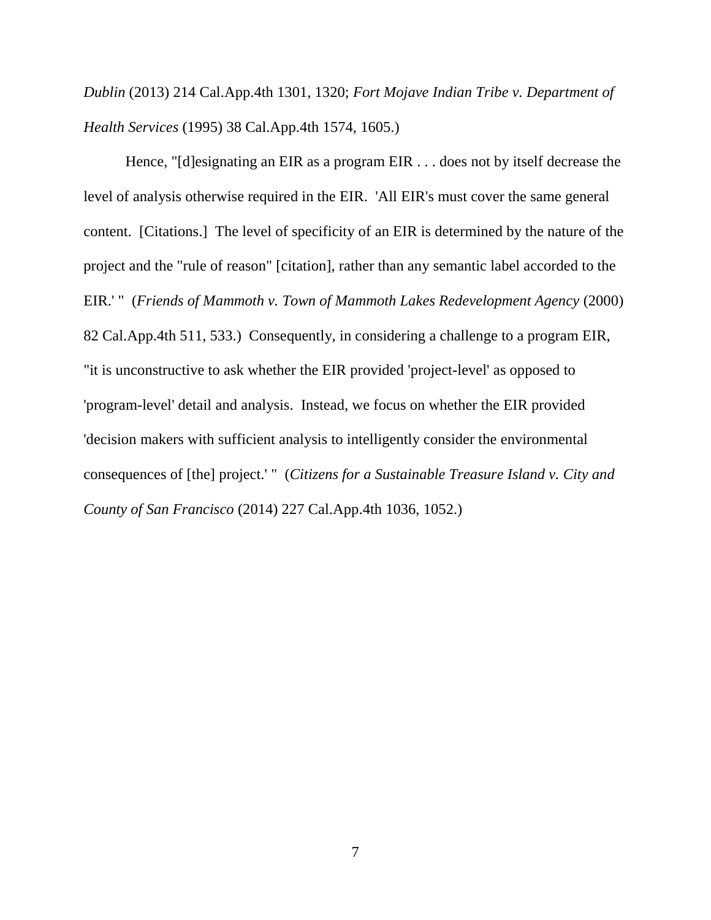*Dublin* (2013) 214 Cal.App.4th 1301, 1320; *Fort Mojave Indian Tribe v. Department of Health Services* (1995) 38 Cal.App.4th 1574, 1605.)

Hence, "[d]esignating an EIR as a program EIR . . . does not by itself decrease the level of analysis otherwise required in the EIR. 'All EIR's must cover the same general content. [Citations.] The level of specificity of an EIR is determined by the nature of the project and the "rule of reason" [citation], rather than any semantic label accorded to the EIR.' " (*Friends of Mammoth v. Town of Mammoth Lakes Redevelopment Agency* (2000) 82 Cal.App.4th 511, 533.) Consequently, in considering a challenge to a program EIR, "it is unconstructive to ask whether the EIR provided 'project-level' as opposed to 'program-level' detail and analysis. Instead, we focus on whether the EIR provided 'decision makers with sufficient analysis to intelligently consider the environmental consequences of [the] project.' " (*Citizens for a Sustainable Treasure Island v. City and County of San Francisco* (2014) 227 Cal.App.4th 1036, 1052.)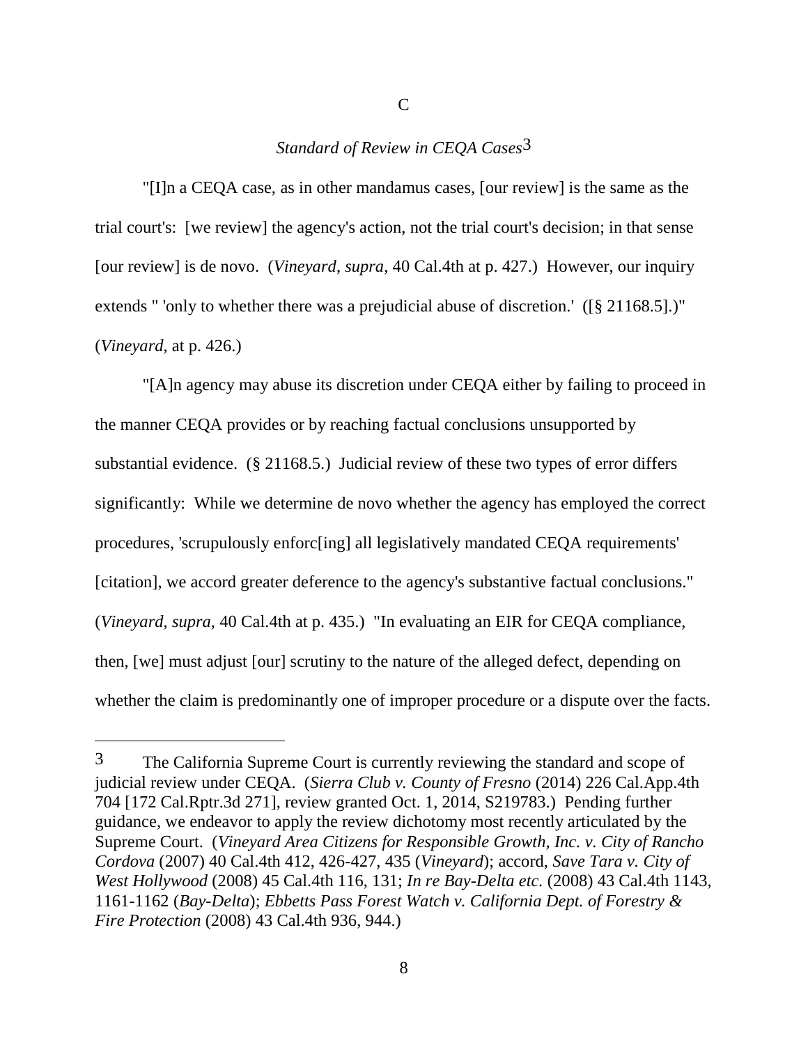C

*Standard of Review in CEQA Cases*[3]

"[I]n a CEQA case, as in other mandamus cases, [our review] is the same as the trial court's: [we review] the agency's action, not the trial court's decision; in that sense [our review] is de novo. (*Vineyard*, *supra*, 40 Cal.4th at p. 427.) However, our inquiry extends " 'only to whether there was a prejudicial abuse of discretion.' ([§ 21168.5].)" (*Vineyard*, at p. 426.)

"[A]n agency may abuse its discretion under CEQA either by failing to proceed in the manner CEQA provides or by reaching factual conclusions unsupported by substantial evidence. (§ 21168.5.) Judicial review of these two types of error differs significantly: While we determine de novo whether the agency has employed the correct procedures, 'scrupulously enforc[ing] all legislatively mandated CEQA requirements' [citation], we accord greater deference to the agency's substantive factual conclusions." (*Vineyard*, *supra*, 40 Cal.4th at p. 435.) "In evaluating an EIR for CEQA compliance, then, [we] must adjust [our] scrutiny to the nature of the alleged defect, depending on whether the claim is predominantly one of improper procedure or a dispute over the facts.

---

[3] The California Supreme Court is currently reviewing the standard and scope of judicial review under CEQA. (*Sierra Club v. County of Fresno* (2014) 226 Cal.App.4th 704 [172 Cal.Rptr.3d 271], review granted Oct. 1, 2014, S219783.) Pending further guidance, we endeavor to apply the review dichotomy most recently articulated by the Supreme Court. (*Vineyard Area Citizens for Responsible Growth, Inc. v. City of Rancho Cordova* (2007) 40 Cal.4th 412, 426-427, 435 (*Vineyard*); accord, *Save Tara v. City of West Hollywood* (2008) 45 Cal.4th 116, 131; *In re Bay-Delta etc.* (2008) 43 Cal.4th 1143, 1161-1162 (*Bay-Delta*); *Ebbetts Pass Forest Watch v. California Dept. of Forestry & Fire Protection* (2008) 43 Cal.4th 936, 944.)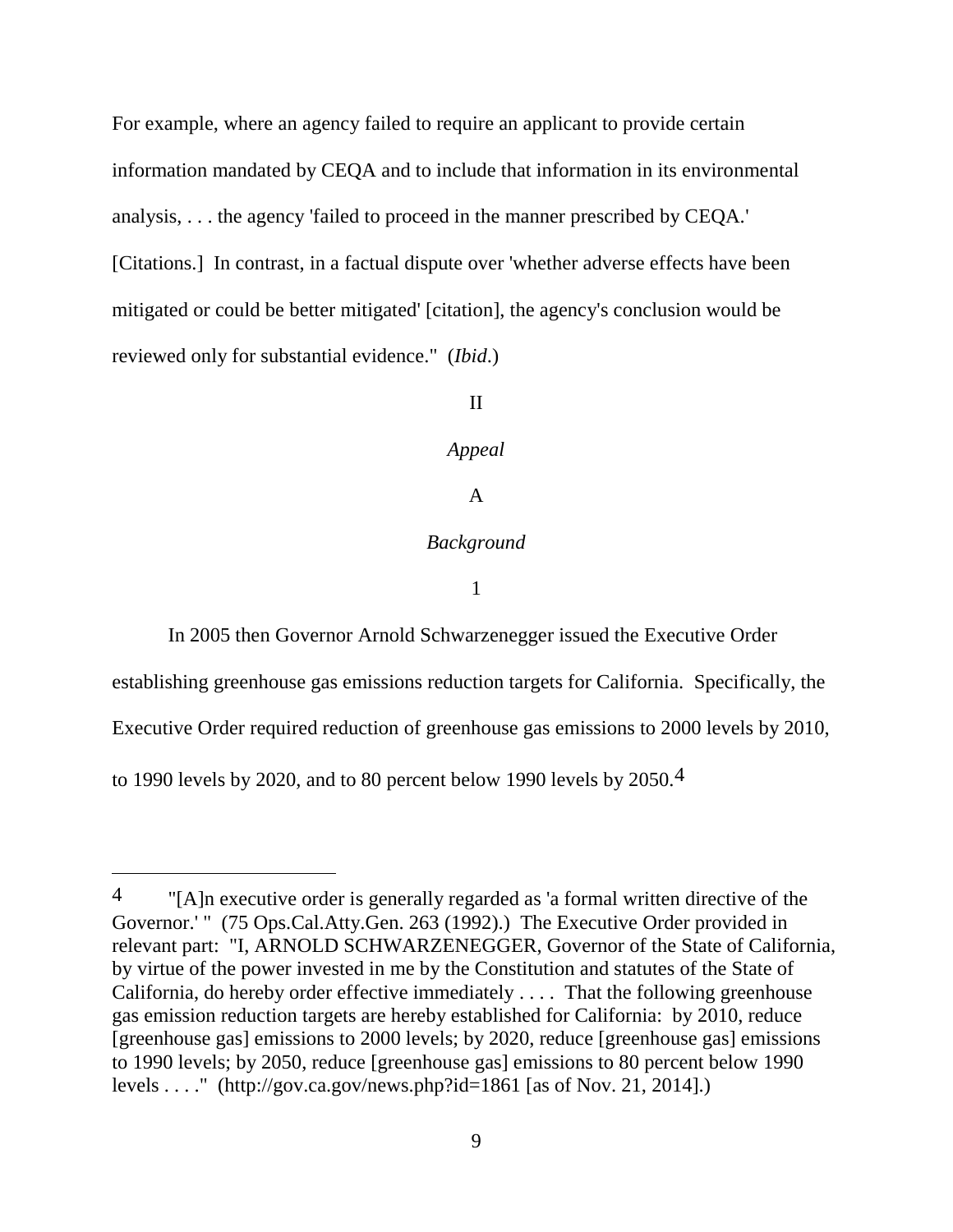For example, where an agency failed to require an applicant to provide certain information mandated by CEQA and to include that information in its environmental analysis, . . . the agency 'failed to proceed in the manner prescribed by CEQA.' [Citations.] In contrast, in a factual dispute over 'whether adverse effects have been mitigated or could be better mitigated' [citation], the agency's conclusion would be reviewed only for substantial evidence." (*Ibid*.)

II

*Appeal*

A

*Background*

1

In 2005 then Governor Arnold Schwarzenegger issued the Executive Order establishing greenhouse gas emissions reduction targets for California. Specifically, the Executive Order required reduction of greenhouse gas emissions to 2000 levels by 2010, to 1990 levels by 2020, and to 80 percent below 1990 levels by 2050.[4]

---

[4] "[A]n executive order is generally regarded as 'a formal written directive of the Governor.' " (75 Ops.Cal.Atty.Gen. 263 (1992).) The Executive Order provided in relevant part: "I, ARNOLD SCHWARZENEGGER, Governor of the State of California, by virtue of the power invested in me by the Constitution and statutes of the State of California, do hereby order effective immediately . . . . That the following greenhouse gas emission reduction targets are hereby established for California: by 2010, reduce [greenhouse gas] emissions to 2000 levels; by 2020, reduce [greenhouse gas] emissions to 1990 levels; by 2050, reduce [greenhouse gas] emissions to 80 percent below 1990 levels . . . ." (http://gov.ca.gov/news.php?id=1861 [as of Nov. 21, 2014].)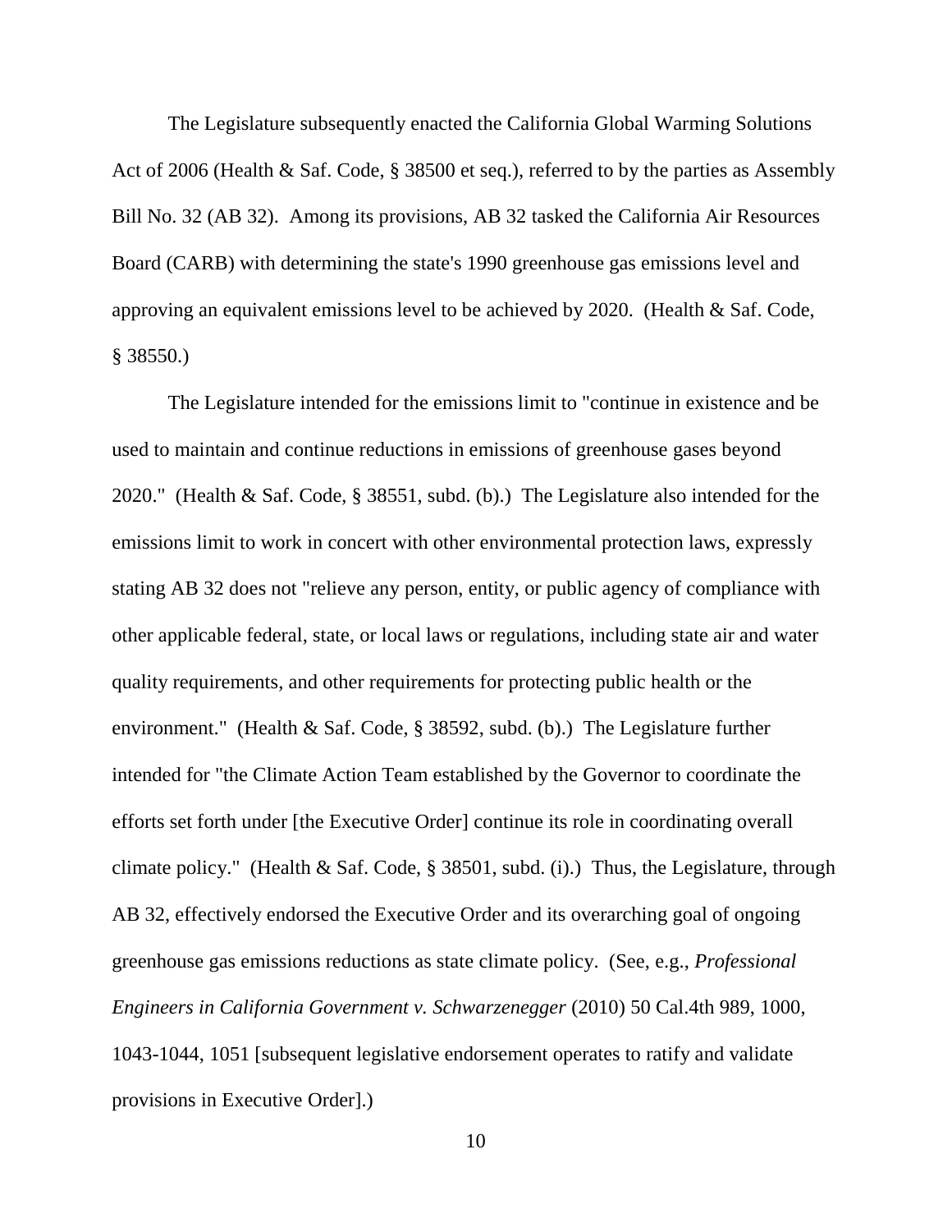The Legislature subsequently enacted the California Global Warming Solutions Act of 2006 (Health & Saf. Code, § 38500 et seq.), referred to by the parties as Assembly Bill No. 32 (AB 32). Among its provisions, AB 32 tasked the California Air Resources Board (CARB) with determining the state's 1990 greenhouse gas emissions level and approving an equivalent emissions level to be achieved by 2020. (Health & Saf. Code, § 38550.)

The Legislature intended for the emissions limit to "continue in existence and be used to maintain and continue reductions in emissions of greenhouse gases beyond 2020." (Health & Saf. Code, § 38551, subd. (b).) The Legislature also intended for the emissions limit to work in concert with other environmental protection laws, expressly stating AB 32 does not "relieve any person, entity, or public agency of compliance with other applicable federal, state, or local laws or regulations, including state air and water quality requirements, and other requirements for protecting public health or the environment." (Health & Saf. Code, § 38592, subd. (b).) The Legislature further intended for "the Climate Action Team established by the Governor to coordinate the efforts set forth under [the Executive Order] continue its role in coordinating overall climate policy." (Health & Saf. Code, § 38501, subd. (i).) Thus, the Legislature, through AB 32, effectively endorsed the Executive Order and its overarching goal of ongoing greenhouse gas emissions reductions as state climate policy. (See, e.g., *Professional Engineers in California Government v. Schwarzenegger* (2010) 50 Cal.4th 989, 1000, 1043-1044, 1051 [subsequent legislative endorsement operates to ratify and validate provisions in Executive Order].)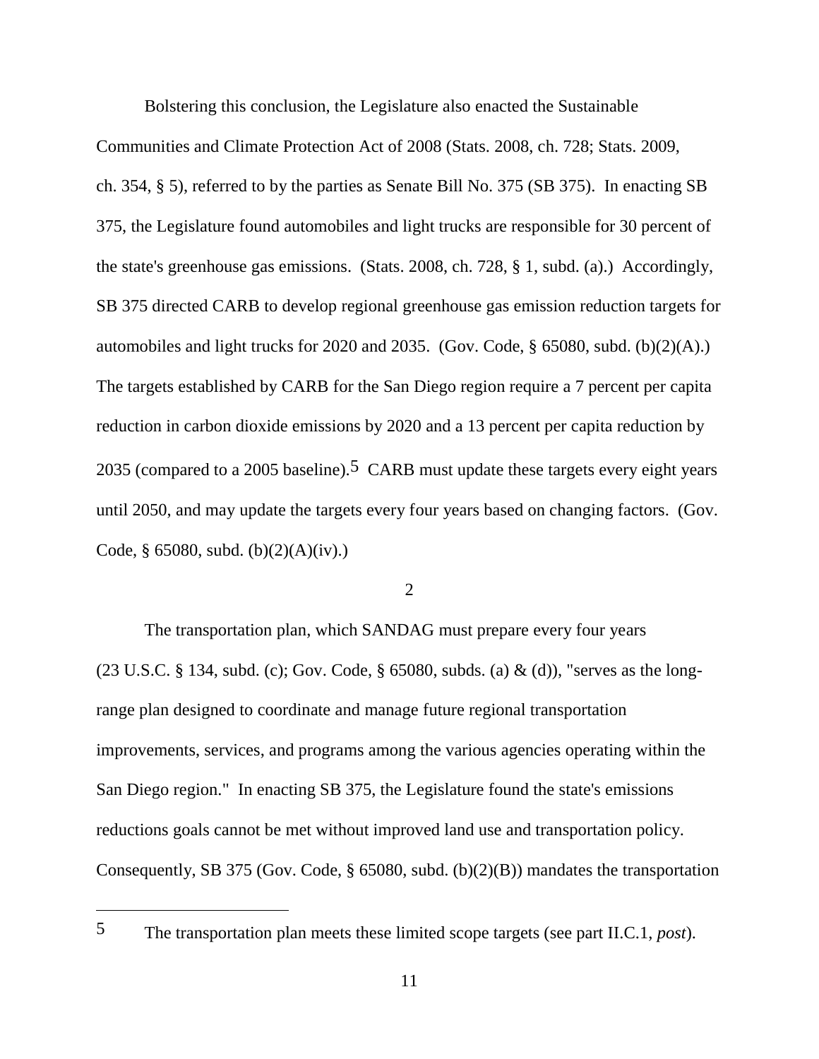Bolstering this conclusion, the Legislature also enacted the Sustainable Communities and Climate Protection Act of 2008 (Stats. 2008, ch. 728; Stats. 2009, ch. 354, § 5), referred to by the parties as Senate Bill No. 375 (SB 375). In enacting SB 375, the Legislature found automobiles and light trucks are responsible for 30 percent of the state's greenhouse gas emissions. (Stats. 2008, ch. 728, § 1, subd. (a).) Accordingly, SB 375 directed CARB to develop regional greenhouse gas emission reduction targets for automobiles and light trucks for 2020 and 2035. (Gov. Code, § 65080, subd. (b)(2)(A).) The targets established by CARB for the San Diego region require a 7 percent per capita reduction in carbon dioxide emissions by 2020 and a 13 percent per capita reduction by 2035 (compared to a 2005 baseline).[5] CARB must update these targets every eight years until 2050, and may update the targets every four years based on changing factors. (Gov. Code, § 65080, subd. (b)(2)(A)(iv).)

2

The transportation plan, which SANDAG must prepare every four years (23 U.S.C. § 134, subd. (c); Gov. Code, § 65080, subds. (a) & (d)), "serves as the long-range plan designed to coordinate and manage future regional transportation improvements, services, and programs among the various agencies operating within the San Diego region." In enacting SB 375, the Legislature found the state's emissions reductions goals cannot be met without improved land use and transportation policy. Consequently, SB 375 (Gov. Code, § 65080, subd. (b)(2)(B)) mandates the transportation

---

[5] The transportation plan meets these limited scope targets (see part II.C.1, *post*).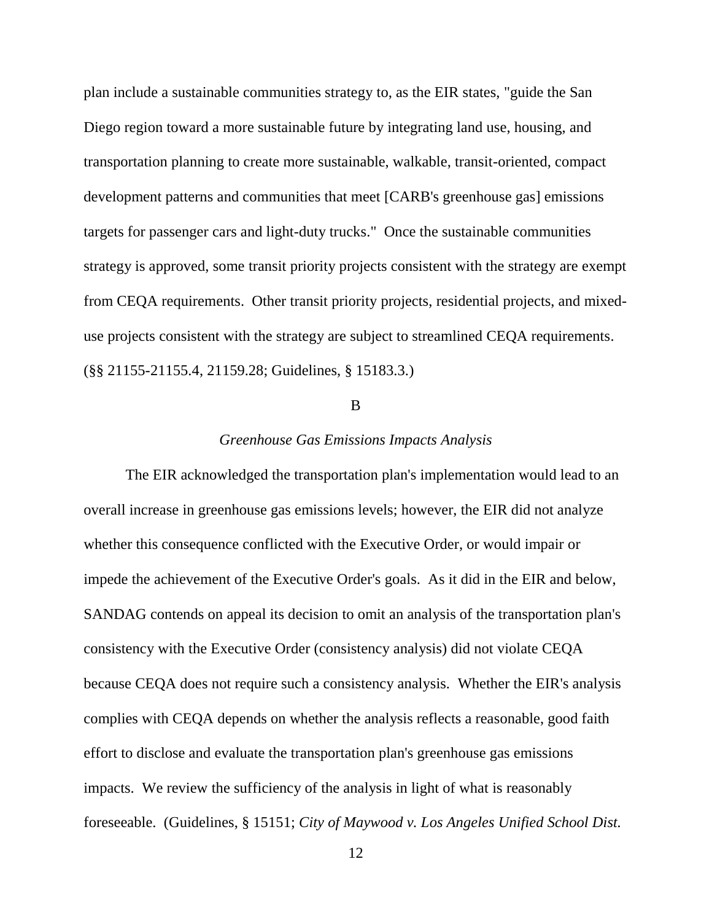plan include a sustainable communities strategy to, as the EIR states, "guide the San Diego region toward a more sustainable future by integrating land use, housing, and transportation planning to create more sustainable, walkable, transit-oriented, compact development patterns and communities that meet [CARB's greenhouse gas] emissions targets for passenger cars and light-duty trucks." Once the sustainable communities strategy is approved, some transit priority projects consistent with the strategy are exempt from CEQA requirements. Other transit priority projects, residential projects, and mixed-use projects consistent with the strategy are subject to streamlined CEQA requirements. (§§ 21155-21155.4, 21159.28; Guidelines, § 15183.3.)

B

*Greenhouse Gas Emissions Impacts Analysis*

The EIR acknowledged the transportation plan's implementation would lead to an overall increase in greenhouse gas emissions levels; however, the EIR did not analyze whether this consequence conflicted with the Executive Order, or would impair or impede the achievement of the Executive Order's goals. As it did in the EIR and below, SANDAG contends on appeal its decision to omit an analysis of the transportation plan's consistency with the Executive Order (consistency analysis) did not violate CEQA because CEQA does not require such a consistency analysis. Whether the EIR's analysis complies with CEQA depends on whether the analysis reflects a reasonable, good faith effort to disclose and evaluate the transportation plan's greenhouse gas emissions impacts. We review the sufficiency of the analysis in light of what is reasonably foreseeable. (Guidelines, § 15151; *City of Maywood v. Los Angeles Unified School Dist.*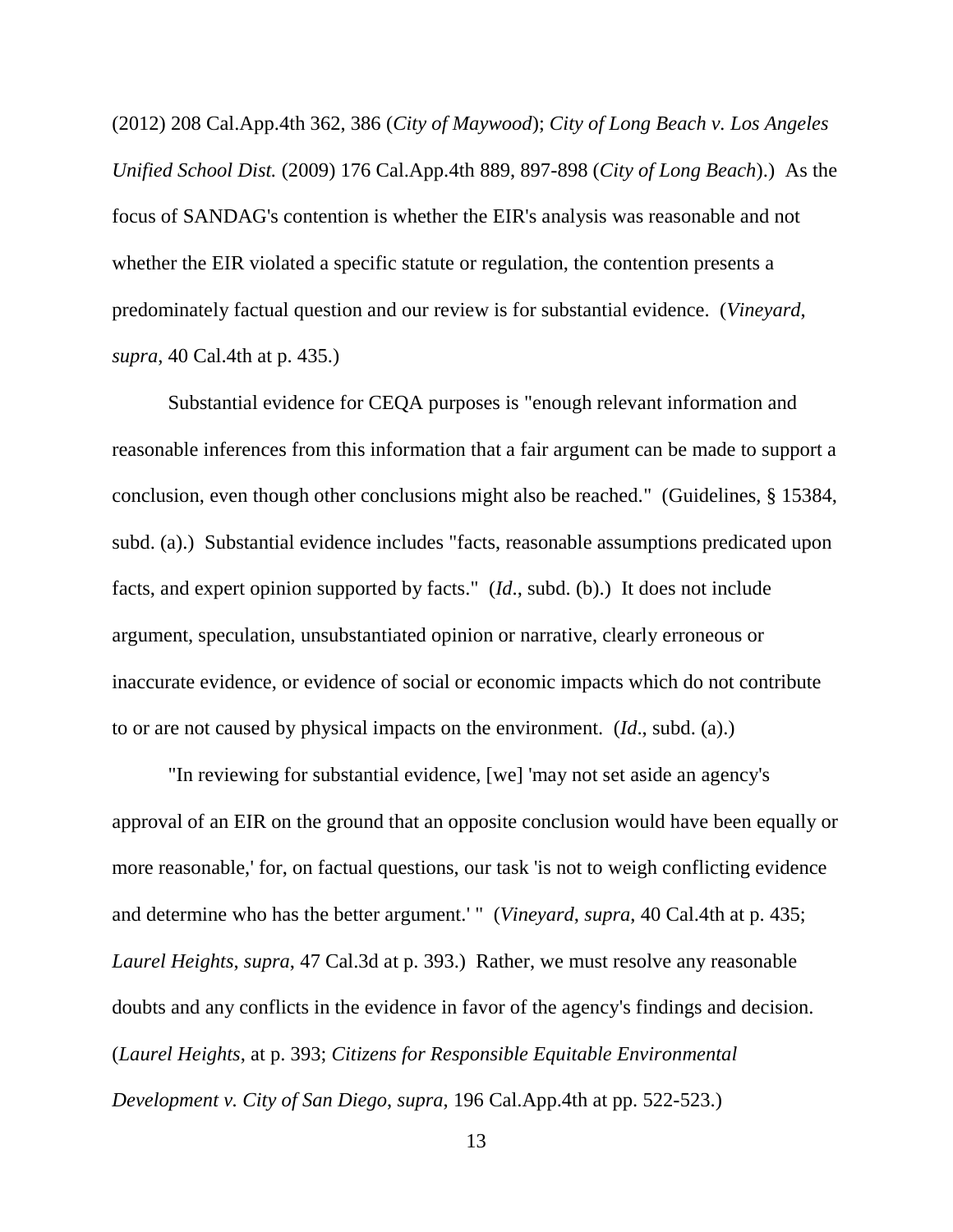(2012) 208 Cal.App.4th 362, 386 (*City of Maywood*); *City of Long Beach v. Los Angeles Unified School Dist.* (2009) 176 Cal.App.4th 889, 897-898 (*City of Long Beach*).) As the focus of SANDAG's contention is whether the EIR's analysis was reasonable and not whether the EIR violated a specific statute or regulation, the contention presents a predominately factual question and our review is for substantial evidence. (*Vineyard*, *supra*, 40 Cal.4th at p. 435.)

Substantial evidence for CEQA purposes is "enough relevant information and reasonable inferences from this information that a fair argument can be made to support a conclusion, even though other conclusions might also be reached." (Guidelines, § 15384, subd. (a).) Substantial evidence includes "facts, reasonable assumptions predicated upon facts, and expert opinion supported by facts." (*Id*., subd. (b).) It does not include argument, speculation, unsubstantiated opinion or narrative, clearly erroneous or inaccurate evidence, or evidence of social or economic impacts which do not contribute to or are not caused by physical impacts on the environment. (*Id*., subd. (a).)

"In reviewing for substantial evidence, [we] 'may not set aside an agency's approval of an EIR on the ground that an opposite conclusion would have been equally or more reasonable,' for, on factual questions, our task 'is not to weigh conflicting evidence and determine who has the better argument.' " (*Vineyard*, *supra*, 40 Cal.4th at p. 435; *Laurel Heights*, *supra*, 47 Cal.3d at p. 393.) Rather, we must resolve any reasonable doubts and any conflicts in the evidence in favor of the agency's findings and decision. (*Laurel Heights*, at p. 393; *Citizens for Responsible Equitable Environmental Development v. City of San Diego*, *supra*, 196 Cal.App.4th at pp. 522-523.)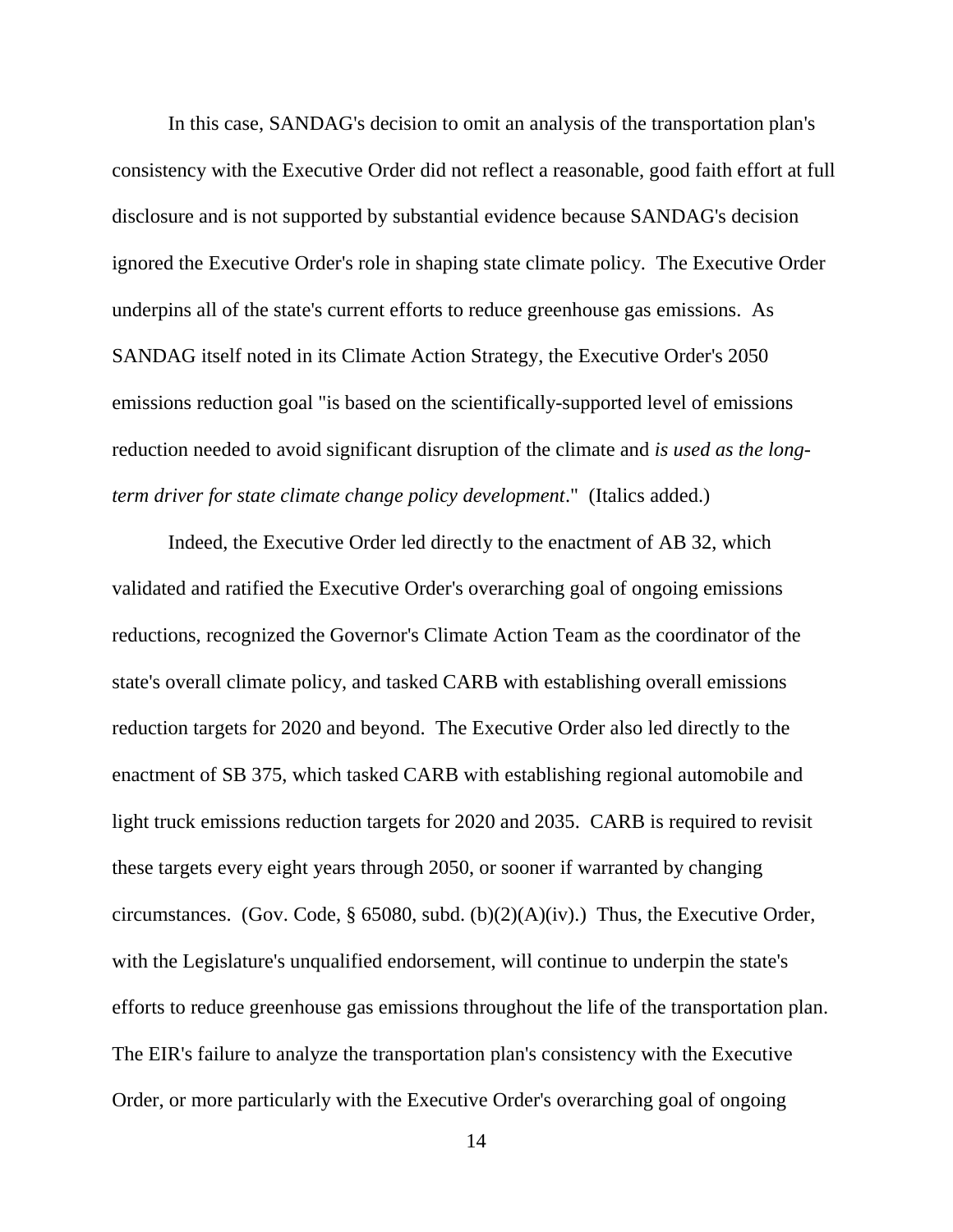In this case, SANDAG's decision to omit an analysis of the transportation plan's consistency with the Executive Order did not reflect a reasonable, good faith effort at full disclosure and is not supported by substantial evidence because SANDAG's decision ignored the Executive Order's role in shaping state climate policy. The Executive Order underpins all of the state's current efforts to reduce greenhouse gas emissions. As SANDAG itself noted in its Climate Action Strategy, the Executive Order's 2050 emissions reduction goal "is based on the scientifically-supported level of emissions reduction needed to avoid significant disruption of the climate and *is used as the long-term driver for state climate change policy development*." (Italics added.)

Indeed, the Executive Order led directly to the enactment of AB 32, which validated and ratified the Executive Order's overarching goal of ongoing emissions reductions, recognized the Governor's Climate Action Team as the coordinator of the state's overall climate policy, and tasked CARB with establishing overall emissions reduction targets for 2020 and beyond. The Executive Order also led directly to the enactment of SB 375, which tasked CARB with establishing regional automobile and light truck emissions reduction targets for 2020 and 2035. CARB is required to revisit these targets every eight years through 2050, or sooner if warranted by changing circumstances. (Gov. Code, § 65080, subd. (b)(2)(A)(iv).) Thus, the Executive Order, with the Legislature's unqualified endorsement, will continue to underpin the state's efforts to reduce greenhouse gas emissions throughout the life of the transportation plan. The EIR's failure to analyze the transportation plan's consistency with the Executive Order, or more particularly with the Executive Order's overarching goal of ongoing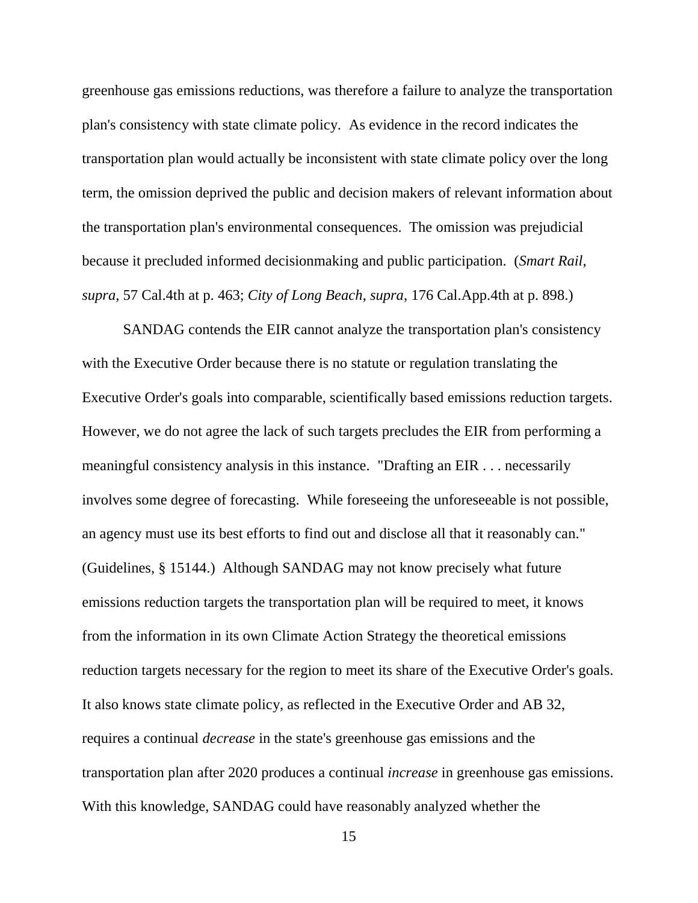greenhouse gas emissions reductions, was therefore a failure to analyze the transportation plan's consistency with state climate policy. As evidence in the record indicates the transportation plan would actually be inconsistent with state climate policy over the long term, the omission deprived the public and decision makers of relevant information about the transportation plan's environmental consequences. The omission was prejudicial because it precluded informed decisionmaking and public participation. (*Smart Rail*, *supra*, 57 Cal.4th at p. 463; *City of Long Beach*, *supra*, 176 Cal.App.4th at p. 898.)

SANDAG contends the EIR cannot analyze the transportation plan's consistency with the Executive Order because there is no statute or regulation translating the Executive Order's goals into comparable, scientifically based emissions reduction targets. However, we do not agree the lack of such targets precludes the EIR from performing a meaningful consistency analysis in this instance. "Drafting an EIR . . . necessarily involves some degree of forecasting. While foreseeing the unforeseeable is not possible, an agency must use its best efforts to find out and disclose all that it reasonably can." (Guidelines, § 15144.) Although SANDAG may not know precisely what future emissions reduction targets the transportation plan will be required to meet, it knows from the information in its own Climate Action Strategy the theoretical emissions reduction targets necessary for the region to meet its share of the Executive Order's goals. It also knows state climate policy, as reflected in the Executive Order and AB 32, requires a continual *decrease* in the state's greenhouse gas emissions and the transportation plan after 2020 produces a continual *increase* in greenhouse gas emissions. With this knowledge, SANDAG could have reasonably analyzed whether the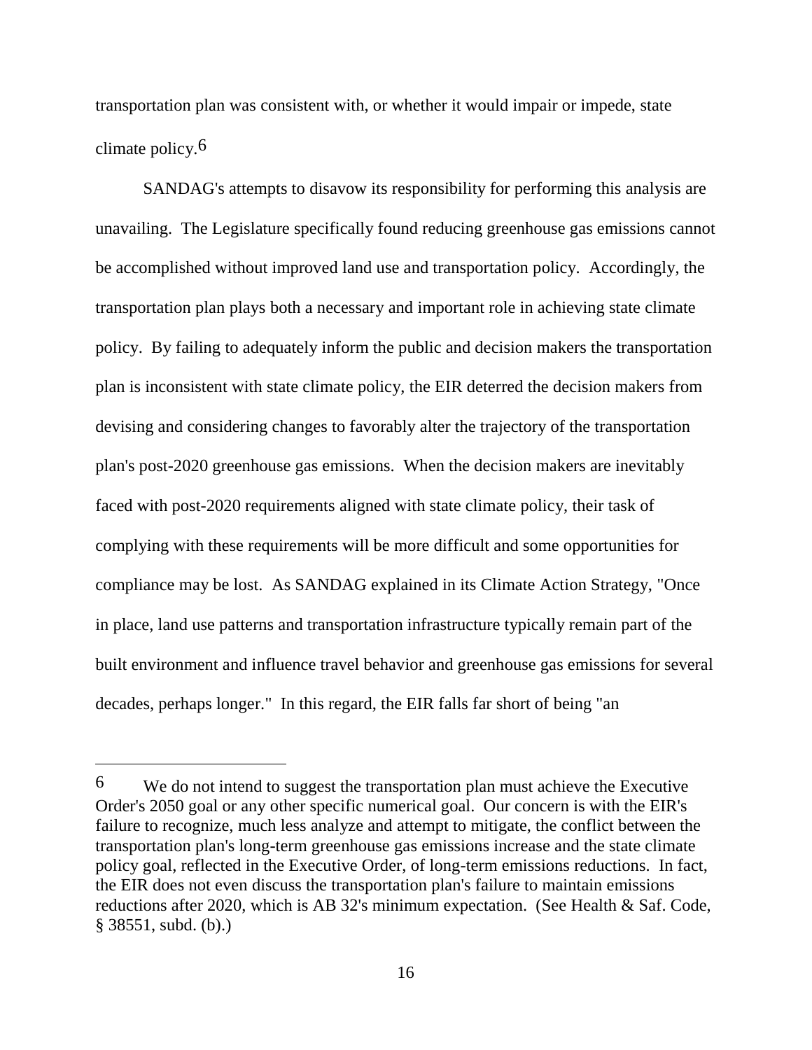transportation plan was consistent with, or whether it would impair or impede, state climate policy.[6]

SANDAG's attempts to disavow its responsibility for performing this analysis are unavailing. The Legislature specifically found reducing greenhouse gas emissions cannot be accomplished without improved land use and transportation policy. Accordingly, the transportation plan plays both a necessary and important role in achieving state climate policy. By failing to adequately inform the public and decision makers the transportation plan is inconsistent with state climate policy, the EIR deterred the decision makers from devising and considering changes to favorably alter the trajectory of the transportation plan's post-2020 greenhouse gas emissions. When the decision makers are inevitably faced with post-2020 requirements aligned with state climate policy, their task of complying with these requirements will be more difficult and some opportunities for compliance may be lost. As SANDAG explained in its Climate Action Strategy, "Once in place, land use patterns and transportation infrastructure typically remain part of the built environment and influence travel behavior and greenhouse gas emissions for several decades, perhaps longer." In this regard, the EIR falls far short of being "an

---

[6] We do not intend to suggest the transportation plan must achieve the Executive Order's 2050 goal or any other specific numerical goal. Our concern is with the EIR's failure to recognize, much less analyze and attempt to mitigate, the conflict between the transportation plan's long-term greenhouse gas emissions increase and the state climate policy goal, reflected in the Executive Order, of long-term emissions reductions. In fact, the EIR does not even discuss the transportation plan's failure to maintain emissions reductions after 2020, which is AB 32's minimum expectation. (See Health & Saf. Code, § 38551, subd. (b).)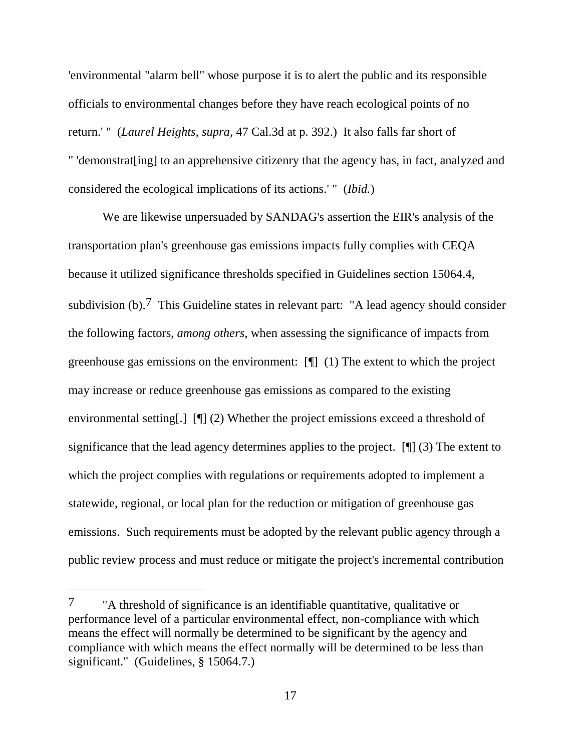'environmental "alarm bell" whose purpose it is to alert the public and its responsible officials to environmental changes before they have reach ecological points of no return.' " (*Laurel Heights*, *supra*, 47 Cal.3d at p. 392.) It also falls far short of " 'demonstrat[ing] to an apprehensive citizenry that the agency has, in fact, analyzed and considered the ecological implications of its actions.' " (*Ibid.*)

We are likewise unpersuaded by SANDAG's assertion the EIR's analysis of the transportation plan's greenhouse gas emissions impacts fully complies with CEQA because it utilized significance thresholds specified in Guidelines section 15064.4, subdivision (b).[7] This Guideline states in relevant part: "A lead agency should consider the following factors, *among others*, when assessing the significance of impacts from greenhouse gas emissions on the environment: [¶] (1) The extent to which the project may increase or reduce greenhouse gas emissions as compared to the existing environmental setting[.] [¶] (2) Whether the project emissions exceed a threshold of significance that the lead agency determines applies to the project. [¶] (3) The extent to which the project complies with regulations or requirements adopted to implement a statewide, regional, or local plan for the reduction or mitigation of greenhouse gas emissions. Such requirements must be adopted by the relevant public agency through a public review process and must reduce or mitigate the project's incremental contribution

---

[7] "A threshold of significance is an identifiable quantitative, qualitative or performance level of a particular environmental effect, non-compliance with which means the effect will normally be determined to be significant by the agency and compliance with which means the effect normally will be determined to be less than significant." (Guidelines, § 15064.7.)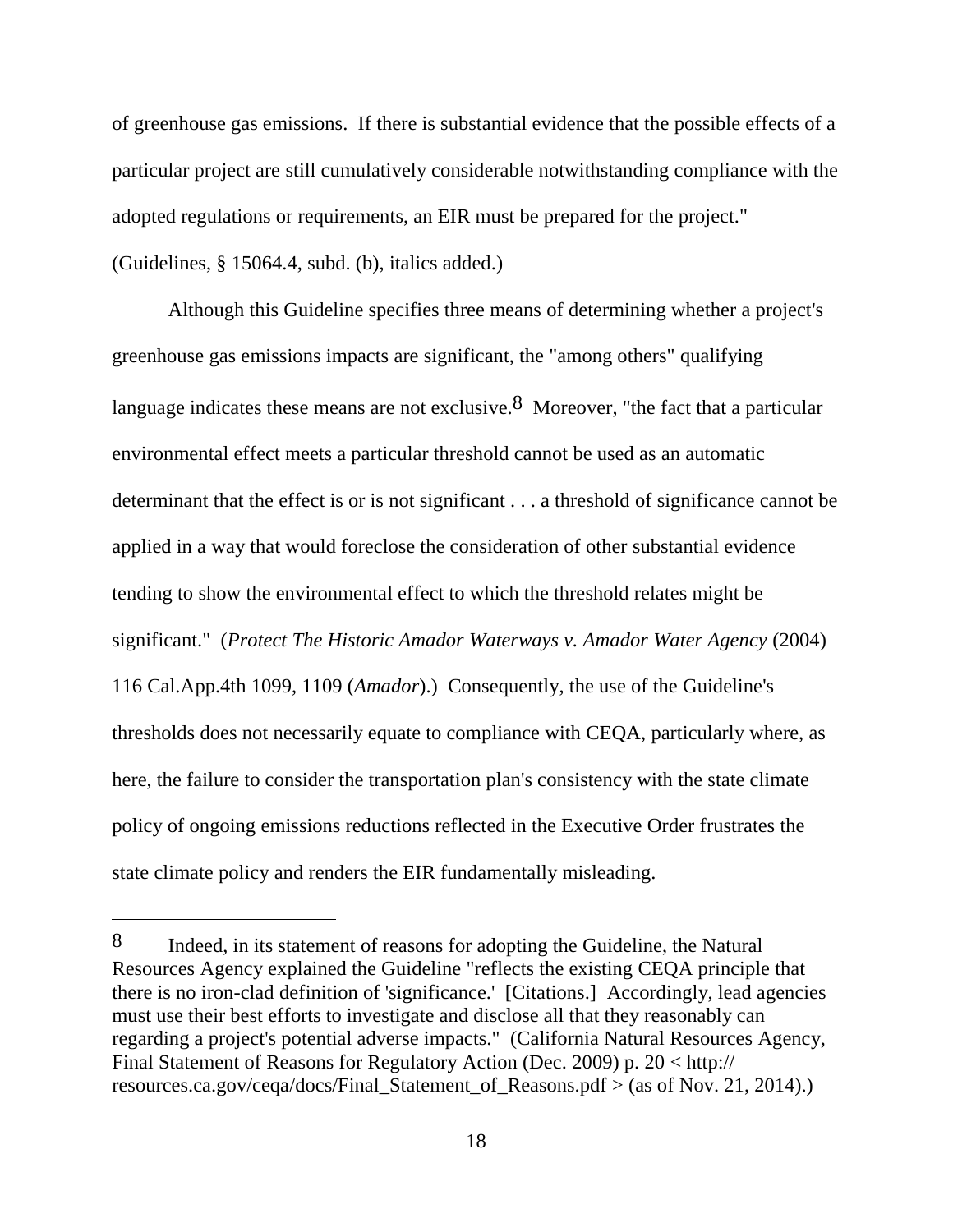of greenhouse gas emissions. If there is substantial evidence that the possible effects of a particular project are still cumulatively considerable notwithstanding compliance with the adopted regulations or requirements, an EIR must be prepared for the project." (Guidelines, § 15064.4, subd. (b), italics added.)

Although this Guideline specifies three means of determining whether a project's greenhouse gas emissions impacts are significant, the "among others" qualifying language indicates these means are not exclusive.[8] Moreover, "the fact that a particular environmental effect meets a particular threshold cannot be used as an automatic determinant that the effect is or is not significant . . . a threshold of significance cannot be applied in a way that would foreclose the consideration of other substantial evidence tending to show the environmental effect to which the threshold relates might be significant." (*Protect The Historic Amador Waterways v. Amador Water Agency* (2004) 116 Cal.App.4th 1099, 1109 (*Amador*).) Consequently, the use of the Guideline's thresholds does not necessarily equate to compliance with CEQA, particularly where, as here, the failure to consider the transportation plan's consistency with the state climate policy of ongoing emissions reductions reflected in the Executive Order frustrates the state climate policy and renders the EIR fundamentally misleading.

---

[8] Indeed, in its statement of reasons for adopting the Guideline, the Natural Resources Agency explained the Guideline "reflects the existing CEQA principle that there is no iron-clad definition of 'significance.' [Citations.] Accordingly, lead agencies must use their best efforts to investigate and disclose all that they reasonably can regarding a project's potential adverse impacts." (California Natural Resources Agency, Final Statement of Reasons for Regulatory Action (Dec. 2009) p. 20 < http:// resources.ca.gov/ceqa/docs/Final_Statement_of_Reasons.pdf > (as of Nov. 21, 2014).)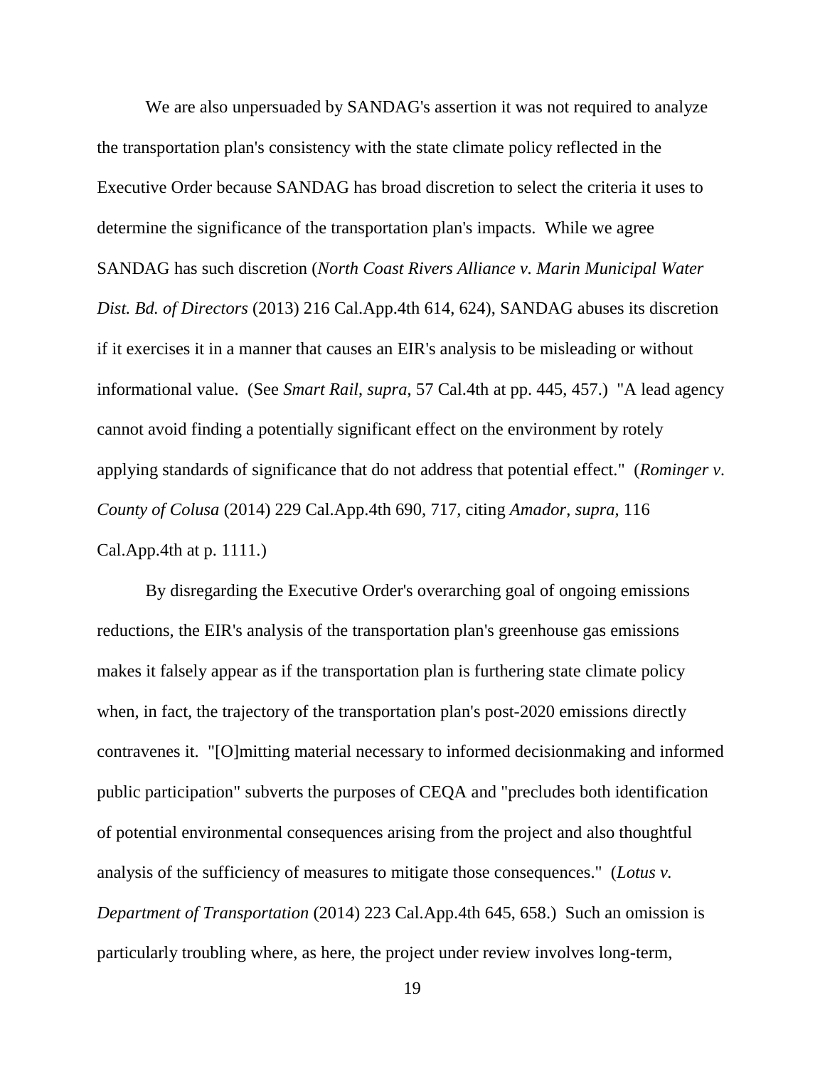We are also unpersuaded by SANDAG's assertion it was not required to analyze the transportation plan's consistency with the state climate policy reflected in the Executive Order because SANDAG has broad discretion to select the criteria it uses to determine the significance of the transportation plan's impacts. While we agree SANDAG has such discretion (*North Coast Rivers Alliance v. Marin Municipal Water Dist. Bd. of Directors* (2013) 216 Cal.App.4th 614, 624), SANDAG abuses its discretion if it exercises it in a manner that causes an EIR's analysis to be misleading or without informational value. (See *Smart Rail*, *supra*, 57 Cal.4th at pp. 445, 457.) "A lead agency cannot avoid finding a potentially significant effect on the environment by rotely applying standards of significance that do not address that potential effect." (*Rominger v. County of Colusa* (2014) 229 Cal.App.4th 690, 717, citing *Amador*, *supra*, 116 Cal.App.4th at p. 1111.)

By disregarding the Executive Order's overarching goal of ongoing emissions reductions, the EIR's analysis of the transportation plan's greenhouse gas emissions makes it falsely appear as if the transportation plan is furthering state climate policy when, in fact, the trajectory of the transportation plan's post-2020 emissions directly contravenes it. "[O]mitting material necessary to informed decisionmaking and informed public participation" subverts the purposes of CEQA and "precludes both identification of potential environmental consequences arising from the project and also thoughtful analysis of the sufficiency of measures to mitigate those consequences." (*Lotus v. Department of Transportation* (2014) 223 Cal.App.4th 645, 658.) Such an omission is particularly troubling where, as here, the project under review involves long-term,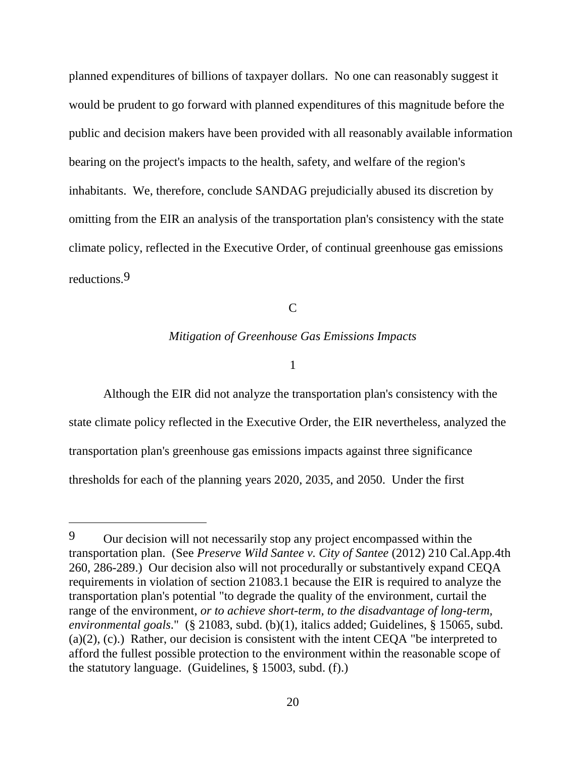planned expenditures of billions of taxpayer dollars. No one can reasonably suggest it would be prudent to go forward with planned expenditures of this magnitude before the public and decision makers have been provided with all reasonably available information bearing on the project's impacts to the health, safety, and welfare of the region's inhabitants. We, therefore, conclude SANDAG prejudicially abused its discretion by omitting from the EIR an analysis of the transportation plan's consistency with the state climate policy, reflected in the Executive Order, of continual greenhouse gas emissions reductions.[9]

C

*Mitigation of Greenhouse Gas Emissions Impacts*

1

Although the EIR did not analyze the transportation plan's consistency with the state climate policy reflected in the Executive Order, the EIR nevertheless, analyzed the transportation plan's greenhouse gas emissions impacts against three significance thresholds for each of the planning years 2020, 2035, and 2050. Under the first

---

[9] Our decision will not necessarily stop any project encompassed within the transportation plan. (See *Preserve Wild Santee v. City of Santee* (2012) 210 Cal.App.4th 260, 286-289.) Our decision also will not procedurally or substantively expand CEQA requirements in violation of section 21083.1 because the EIR is required to analyze the transportation plan's potential "to degrade the quality of the environment, curtail the range of the environment, *or to achieve short-term, to the disadvantage of long-term, environmental goals*." (§ 21083, subd. (b)(1), italics added; Guidelines, § 15065, subd. (a)(2), (c).) Rather, our decision is consistent with the intent CEQA "be interpreted to afford the fullest possible protection to the environment within the reasonable scope of the statutory language. (Guidelines, § 15003, subd. (f).)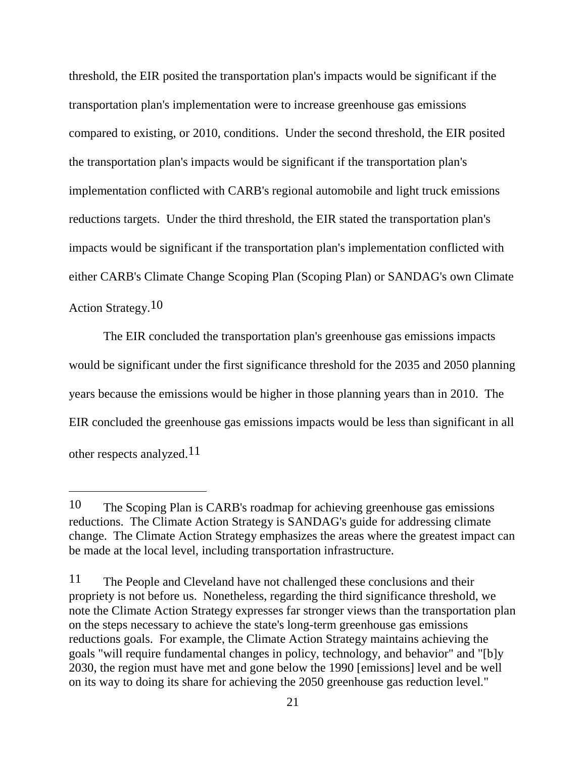threshold, the EIR posited the transportation plan's impacts would be significant if the transportation plan's implementation were to increase greenhouse gas emissions compared to existing, or 2010, conditions. Under the second threshold, the EIR posited the transportation plan's impacts would be significant if the transportation plan's implementation conflicted with CARB's regional automobile and light truck emissions reductions targets. Under the third threshold, the EIR stated the transportation plan's impacts would be significant if the transportation plan's implementation conflicted with either CARB's Climate Change Scoping Plan (Scoping Plan) or SANDAG's own Climate Action Strategy.[10]

The EIR concluded the transportation plan's greenhouse gas emissions impacts would be significant under the first significance threshold for the 2035 and 2050 planning years because the emissions would be higher in those planning years than in 2010. The EIR concluded the greenhouse gas emissions impacts would be less than significant in all other respects analyzed.[11]

---

[10] The Scoping Plan is CARB's roadmap for achieving greenhouse gas emissions reductions. The Climate Action Strategy is SANDAG's guide for addressing climate change. The Climate Action Strategy emphasizes the areas where the greatest impact can be made at the local level, including transportation infrastructure.

[11] The People and Cleveland have not challenged these conclusions and their propriety is not before us. Nonetheless, regarding the third significance threshold, we note the Climate Action Strategy expresses far stronger views than the transportation plan on the steps necessary to achieve the state's long-term greenhouse gas emissions reductions goals. For example, the Climate Action Strategy maintains achieving the goals "will require fundamental changes in policy, technology, and behavior" and "[b]y 2030, the region must have met and gone below the 1990 [emissions] level and be well on its way to doing its share for achieving the 2050 greenhouse gas reduction level."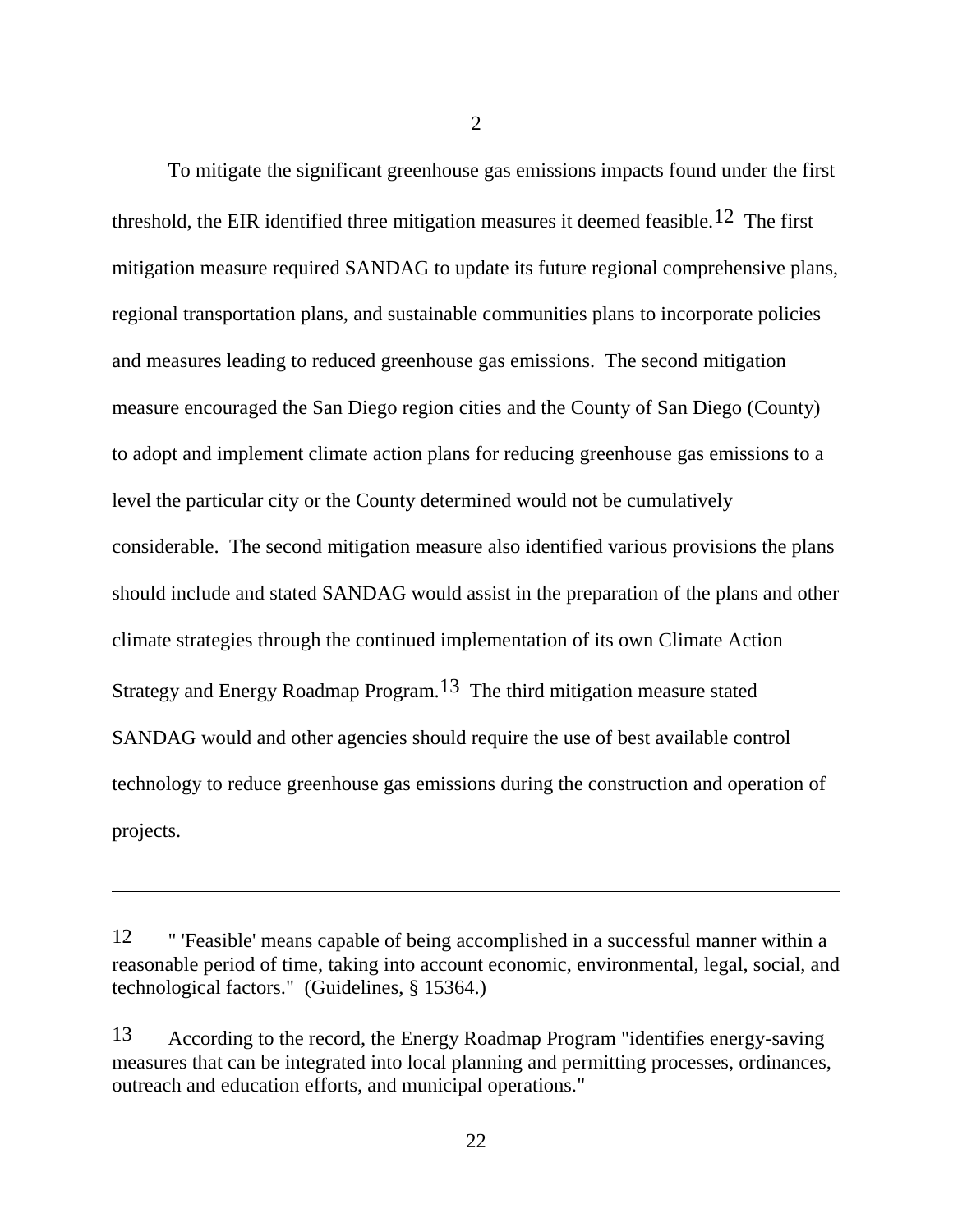To mitigate the significant greenhouse gas emissions impacts found under the first threshold, the EIR identified three mitigation measures it deemed feasible.[12] The first mitigation measure required SANDAG to update its future regional comprehensive plans, regional transportation plans, and sustainable communities plans to incorporate policies and measures leading to reduced greenhouse gas emissions. The second mitigation measure encouraged the San Diego region cities and the County of San Diego (County) to adopt and implement climate action plans for reducing greenhouse gas emissions to a level the particular city or the County determined would not be cumulatively considerable. The second mitigation measure also identified various provisions the plans should include and stated SANDAG would assist in the preparation of the plans and other climate strategies through the continued implementation of its own Climate Action Strategy and Energy Roadmap Program.[13] The third mitigation measure stated SANDAG would and other agencies should require the use of best available control technology to reduce greenhouse gas emissions during the construction and operation of projects.

---

12 " 'Feasible' means capable of being accomplished in a successful manner within a reasonable period of time, taking into account economic, environmental, legal, social, and technological factors." (Guidelines, § 15364.)

13 According to the record, the Energy Roadmap Program "identifies energy-saving measures that can be integrated into local planning and permitting processes, ordinances, outreach and education efforts, and municipal operations."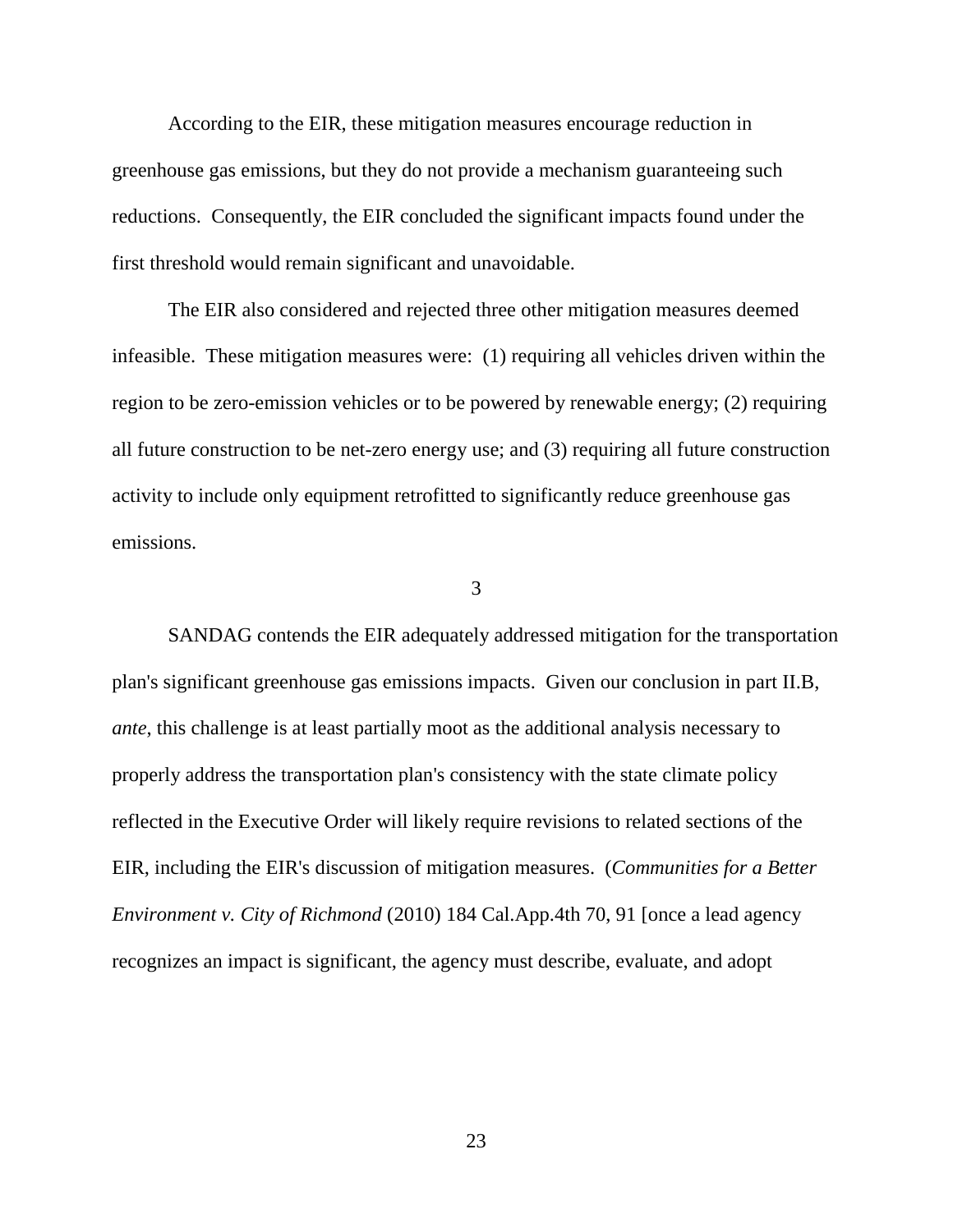According to the EIR, these mitigation measures encourage reduction in greenhouse gas emissions, but they do not provide a mechanism guaranteeing such reductions. Consequently, the EIR concluded the significant impacts found under the first threshold would remain significant and unavoidable.

The EIR also considered and rejected three other mitigation measures deemed infeasible. These mitigation measures were: (1) requiring all vehicles driven within the region to be zero-emission vehicles or to be powered by renewable energy; (2) requiring all future construction to be net-zero energy use; and (3) requiring all future construction activity to include only equipment retrofitted to significantly reduce greenhouse gas emissions.

3

SANDAG contends the EIR adequately addressed mitigation for the transportation plan's significant greenhouse gas emissions impacts. Given our conclusion in part II.B, *ante*, this challenge is at least partially moot as the additional analysis necessary to properly address the transportation plan's consistency with the state climate policy reflected in the Executive Order will likely require revisions to related sections of the EIR, including the EIR's discussion of mitigation measures. (*Communities for a Better Environment v. City of Richmond* (2010) 184 Cal.App.4th 70, 91 [once a lead agency recognizes an impact is significant, the agency must describe, evaluate, and adopt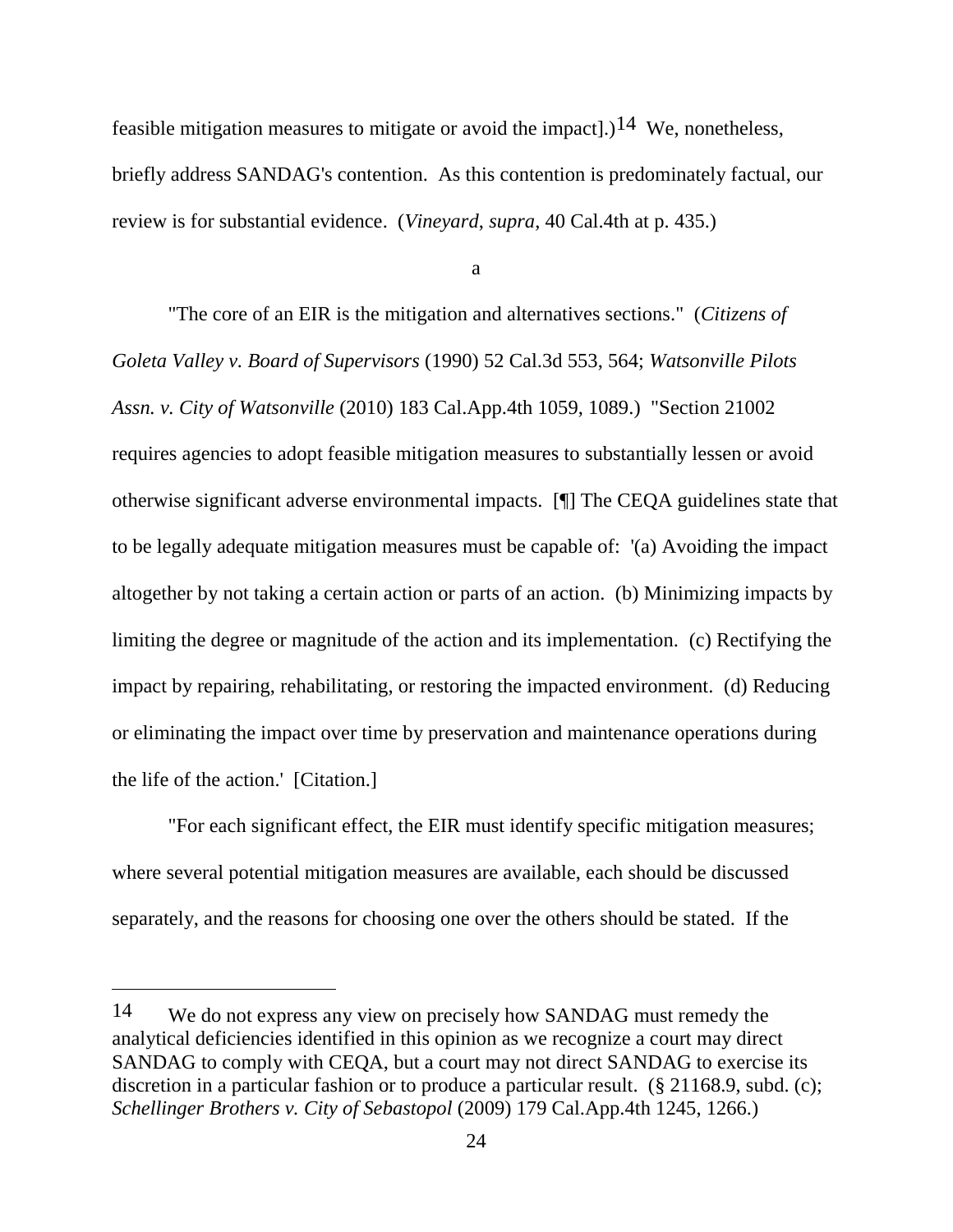feasible mitigation measures to mitigate or avoid the impact].)[14] We, nonetheless, briefly address SANDAG's contention. As this contention is predominately factual, our review is for substantial evidence. (*Vineyard*, *supra*, 40 Cal.4th at p. 435.)

a

"The core of an EIR is the mitigation and alternatives sections." (*Citizens of Goleta Valley v. Board of Supervisors* (1990) 52 Cal.3d 553, 564; *Watsonville Pilots Assn. v. City of Watsonville* (2010) 183 Cal.App.4th 1059, 1089.) "Section 21002 requires agencies to adopt feasible mitigation measures to substantially lessen or avoid otherwise significant adverse environmental impacts. [¶] The CEQA guidelines state that to be legally adequate mitigation measures must be capable of: '(a) Avoiding the impact altogether by not taking a certain action or parts of an action. (b) Minimizing impacts by limiting the degree or magnitude of the action and its implementation. (c) Rectifying the impact by repairing, rehabilitating, or restoring the impacted environment. (d) Reducing or eliminating the impact over time by preservation and maintenance operations during the life of the action.' [Citation.]

"For each significant effect, the EIR must identify specific mitigation measures; where several potential mitigation measures are available, each should be discussed separately, and the reasons for choosing one over the others should be stated. If the

---

[14] We do not express any view on precisely how SANDAG must remedy the analytical deficiencies identified in this opinion as we recognize a court may direct SANDAG to comply with CEQA, but a court may not direct SANDAG to exercise its discretion in a particular fashion or to produce a particular result. (§ 21168.9, subd. (c); *Schellinger Brothers v. City of Sebastopol* (2009) 179 Cal.App.4th 1245, 1266.)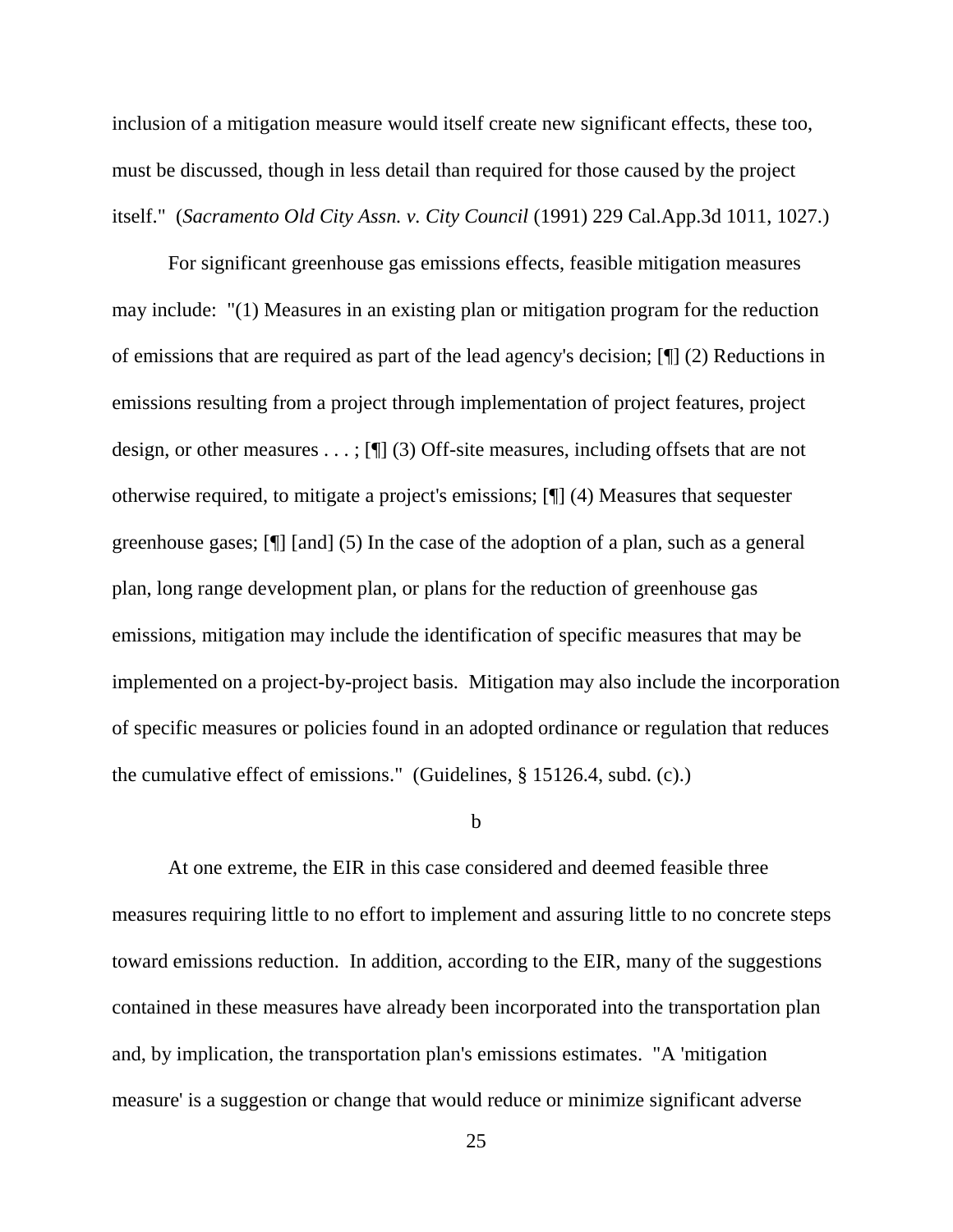inclusion of a mitigation measure would itself create new significant effects, these too, must be discussed, though in less detail than required for those caused by the project itself." (*Sacramento Old City Assn. v. City Council* (1991) 229 Cal.App.3d 1011, 1027.)

For significant greenhouse gas emissions effects, feasible mitigation measures may include: "(1) Measures in an existing plan or mitigation program for the reduction of emissions that are required as part of the lead agency's decision; [¶] (2) Reductions in emissions resulting from a project through implementation of project features, project design, or other measures . . . ; [¶] (3) Off-site measures, including offsets that are not otherwise required, to mitigate a project's emissions; [¶] (4) Measures that sequester greenhouse gases; [¶] [and] (5) In the case of the adoption of a plan, such as a general plan, long range development plan, or plans for the reduction of greenhouse gas emissions, mitigation may include the identification of specific measures that may be implemented on a project-by-project basis. Mitigation may also include the incorporation of specific measures or policies found in an adopted ordinance or regulation that reduces the cumulative effect of emissions." (Guidelines, § 15126.4, subd. (c).)

b

At one extreme, the EIR in this case considered and deemed feasible three measures requiring little to no effort to implement and assuring little to no concrete steps toward emissions reduction. In addition, according to the EIR, many of the suggestions contained in these measures have already been incorporated into the transportation plan and, by implication, the transportation plan's emissions estimates. "A 'mitigation measure' is a suggestion or change that would reduce or minimize significant adverse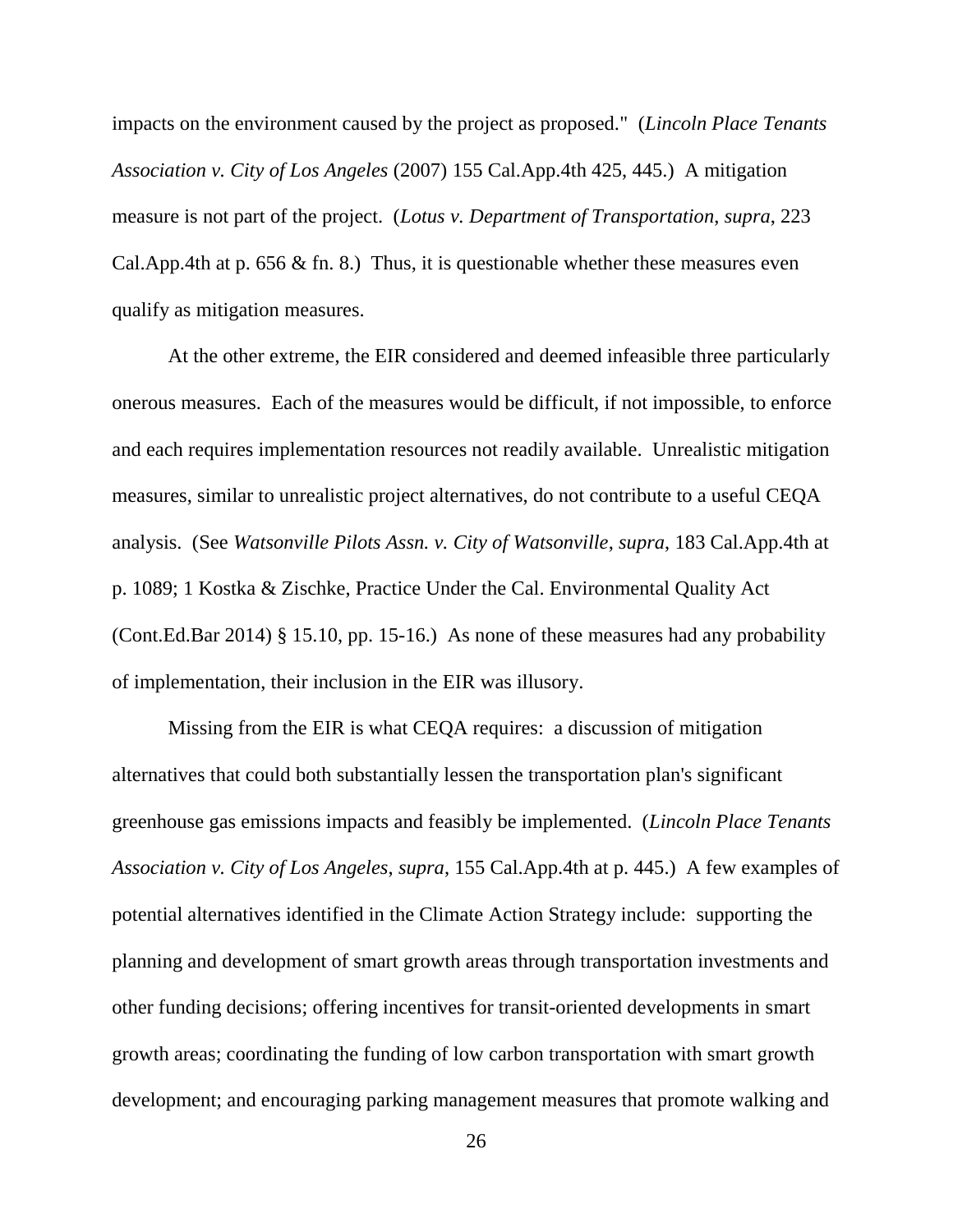impacts on the environment caused by the project as proposed." (*Lincoln Place Tenants Association v. City of Los Angeles* (2007) 155 Cal.App.4th 425, 445.) A mitigation measure is not part of the project. (*Lotus v. Department of Transportation*, *supra*, 223 Cal.App.4th at p. 656 & fn. 8.) Thus, it is questionable whether these measures even qualify as mitigation measures.

At the other extreme, the EIR considered and deemed infeasible three particularly onerous measures. Each of the measures would be difficult, if not impossible, to enforce and each requires implementation resources not readily available. Unrealistic mitigation measures, similar to unrealistic project alternatives, do not contribute to a useful CEQA analysis. (See *Watsonville Pilots Assn. v. City of Watsonville*, *supra*, 183 Cal.App.4th at p. 1089; 1 Kostka & Zischke, Practice Under the Cal. Environmental Quality Act (Cont.Ed.Bar 2014) § 15.10, pp. 15-16.) As none of these measures had any probability of implementation, their inclusion in the EIR was illusory.

Missing from the EIR is what CEQA requires: a discussion of mitigation alternatives that could both substantially lessen the transportation plan's significant greenhouse gas emissions impacts and feasibly be implemented. (*Lincoln Place Tenants Association v. City of Los Angeles*, *supra*, 155 Cal.App.4th at p. 445.) A few examples of potential alternatives identified in the Climate Action Strategy include: supporting the planning and development of smart growth areas through transportation investments and other funding decisions; offering incentives for transit-oriented developments in smart growth areas; coordinating the funding of low carbon transportation with smart growth development; and encouraging parking management measures that promote walking and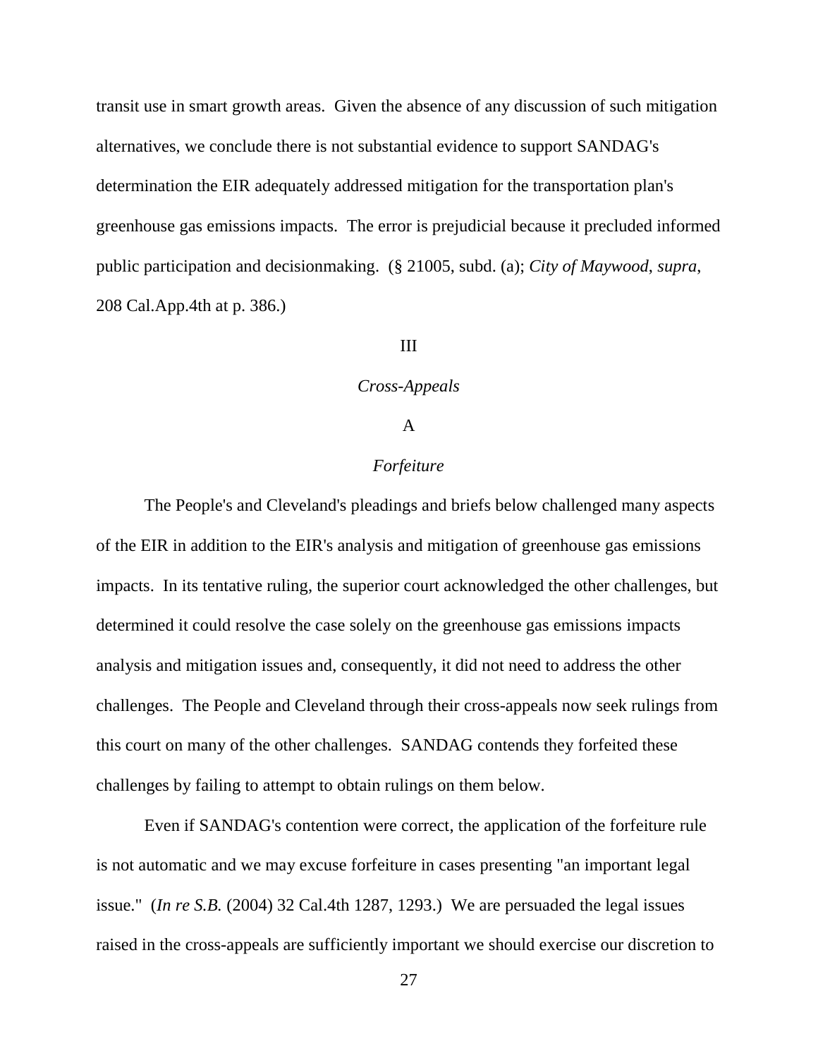transit use in smart growth areas. Given the absence of any discussion of such mitigation alternatives, we conclude there is not substantial evidence to support SANDAG's determination the EIR adequately addressed mitigation for the transportation plan's greenhouse gas emissions impacts. The error is prejudicial because it precluded informed public participation and decisionmaking. (§ 21005, subd. (a); *City of Maywood*, *supra*, 208 Cal.App.4th at p. 386.)

## III

## *Cross-Appeals*

### A

### *Forfeiture*

The People's and Cleveland's pleadings and briefs below challenged many aspects of the EIR in addition to the EIR's analysis and mitigation of greenhouse gas emissions impacts. In its tentative ruling, the superior court acknowledged the other challenges, but determined it could resolve the case solely on the greenhouse gas emissions impacts analysis and mitigation issues and, consequently, it did not need to address the other challenges. The People and Cleveland through their cross-appeals now seek rulings from this court on many of the other challenges. SANDAG contends they forfeited these challenges by failing to attempt to obtain rulings on them below.

Even if SANDAG's contention were correct, the application of the forfeiture rule is not automatic and we may excuse forfeiture in cases presenting "an important legal issue." (*In re S.B.* (2004) 32 Cal.4th 1287, 1293.) We are persuaded the legal issues raised in the cross-appeals are sufficiently important we should exercise our discretion to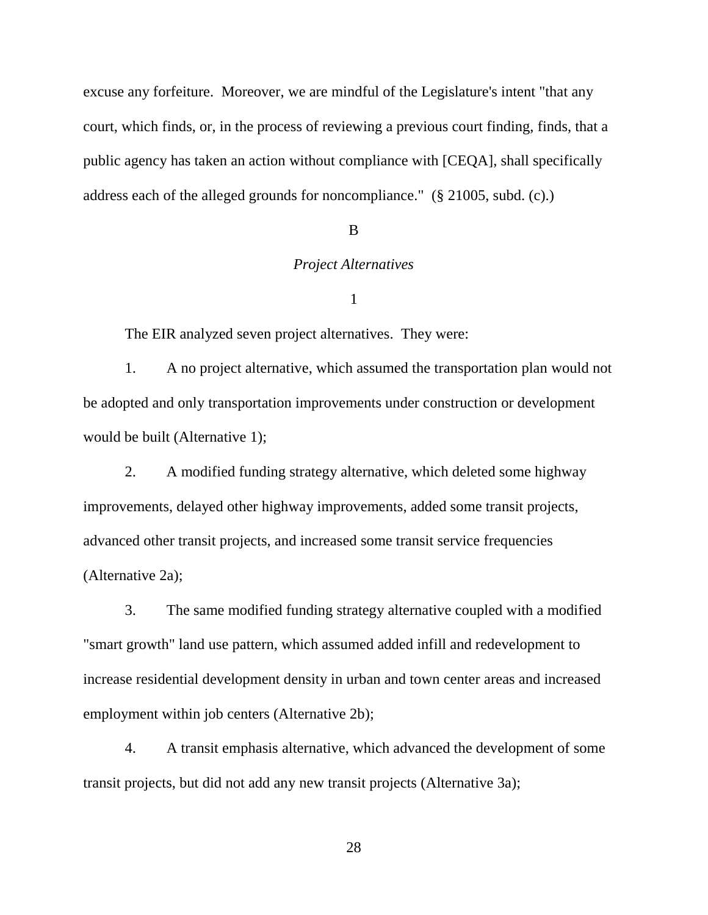excuse any forfeiture. Moreover, we are mindful of the Legislature's intent "that any court, which finds, or, in the process of reviewing a previous court finding, finds, that a public agency has taken an action without compliance with [CEQA], shall specifically address each of the alleged grounds for noncompliance." (§ 21005, subd. (c).)

B

*Project Alternatives*

1

The EIR analyzed seven project alternatives. They were:

1. A no project alternative, which assumed the transportation plan would not be adopted and only transportation improvements under construction or development would be built (Alternative 1);

2. A modified funding strategy alternative, which deleted some highway improvements, delayed other highway improvements, added some transit projects, advanced other transit projects, and increased some transit service frequencies (Alternative 2a);

3. The same modified funding strategy alternative coupled with a modified "smart growth" land use pattern, which assumed added infill and redevelopment to increase residential development density in urban and town center areas and increased employment within job centers (Alternative 2b);

4. A transit emphasis alternative, which advanced the development of some transit projects, but did not add any new transit projects (Alternative 3a);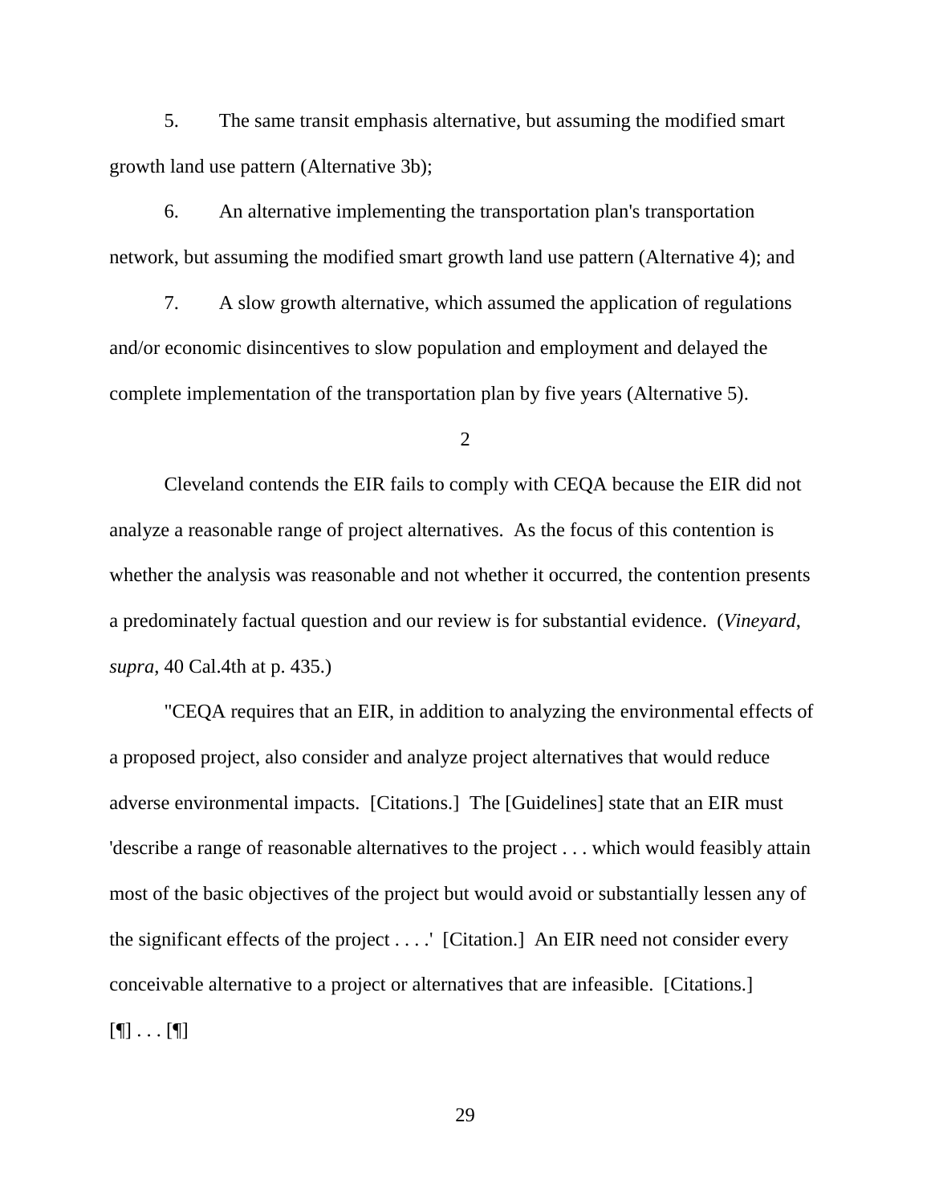5. The same transit emphasis alternative, but assuming the modified smart growth land use pattern (Alternative 3b);

6. An alternative implementing the transportation plan's transportation network, but assuming the modified smart growth land use pattern (Alternative 4); and

7. A slow growth alternative, which assumed the application of regulations and/or economic disincentives to slow population and employment and delayed the complete implementation of the transportation plan by five years (Alternative 5).

2

Cleveland contends the EIR fails to comply with CEQA because the EIR did not analyze a reasonable range of project alternatives. As the focus of this contention is whether the analysis was reasonable and not whether it occurred, the contention presents a predominately factual question and our review is for substantial evidence. (*Vineyard*, *supra*, 40 Cal.4th at p. 435.)

"CEQA requires that an EIR, in addition to analyzing the environmental effects of a proposed project, also consider and analyze project alternatives that would reduce adverse environmental impacts. [Citations.] The [Guidelines] state that an EIR must 'describe a range of reasonable alternatives to the project . . . which would feasibly attain most of the basic objectives of the project but would avoid or substantially lessen any of the significant effects of the project . . . .' [Citation.] An EIR need not consider every conceivable alternative to a project or alternatives that are infeasible. [Citations.] [¶] . . . [¶]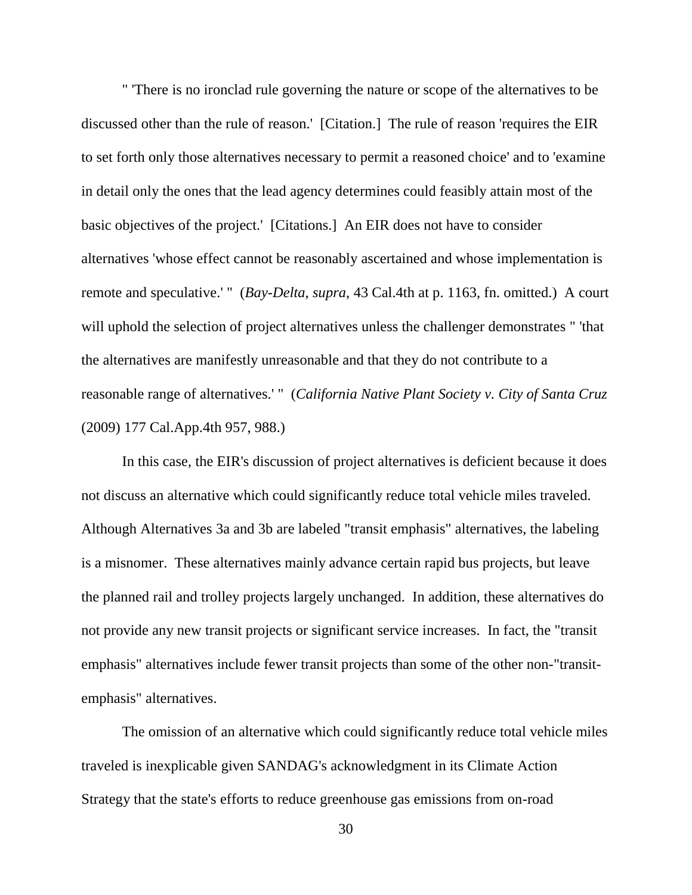" 'There is no ironclad rule governing the nature or scope of the alternatives to be discussed other than the rule of reason.' [Citation.] The rule of reason 'requires the EIR to set forth only those alternatives necessary to permit a reasoned choice' and to 'examine in detail only the ones that the lead agency determines could feasibly attain most of the basic objectives of the project.' [Citations.] An EIR does not have to consider alternatives 'whose effect cannot be reasonably ascertained and whose implementation is remote and speculative.' " (*Bay-Delta*, *supra*, 43 Cal.4th at p. 1163, fn. omitted.) A court will uphold the selection of project alternatives unless the challenger demonstrates " 'that the alternatives are manifestly unreasonable and that they do not contribute to a reasonable range of alternatives.' " (*California Native Plant Society v. City of Santa Cruz* (2009) 177 Cal.App.4th 957, 988.)

In this case, the EIR's discussion of project alternatives is deficient because it does not discuss an alternative which could significantly reduce total vehicle miles traveled. Although Alternatives 3a and 3b are labeled "transit emphasis" alternatives, the labeling is a misnomer. These alternatives mainly advance certain rapid bus projects, but leave the planned rail and trolley projects largely unchanged. In addition, these alternatives do not provide any new transit projects or significant service increases. In fact, the "transit emphasis" alternatives include fewer transit projects than some of the other non-"transit-emphasis" alternatives.

The omission of an alternative which could significantly reduce total vehicle miles traveled is inexplicable given SANDAG's acknowledgment in its Climate Action Strategy that the state's efforts to reduce greenhouse gas emissions from on-road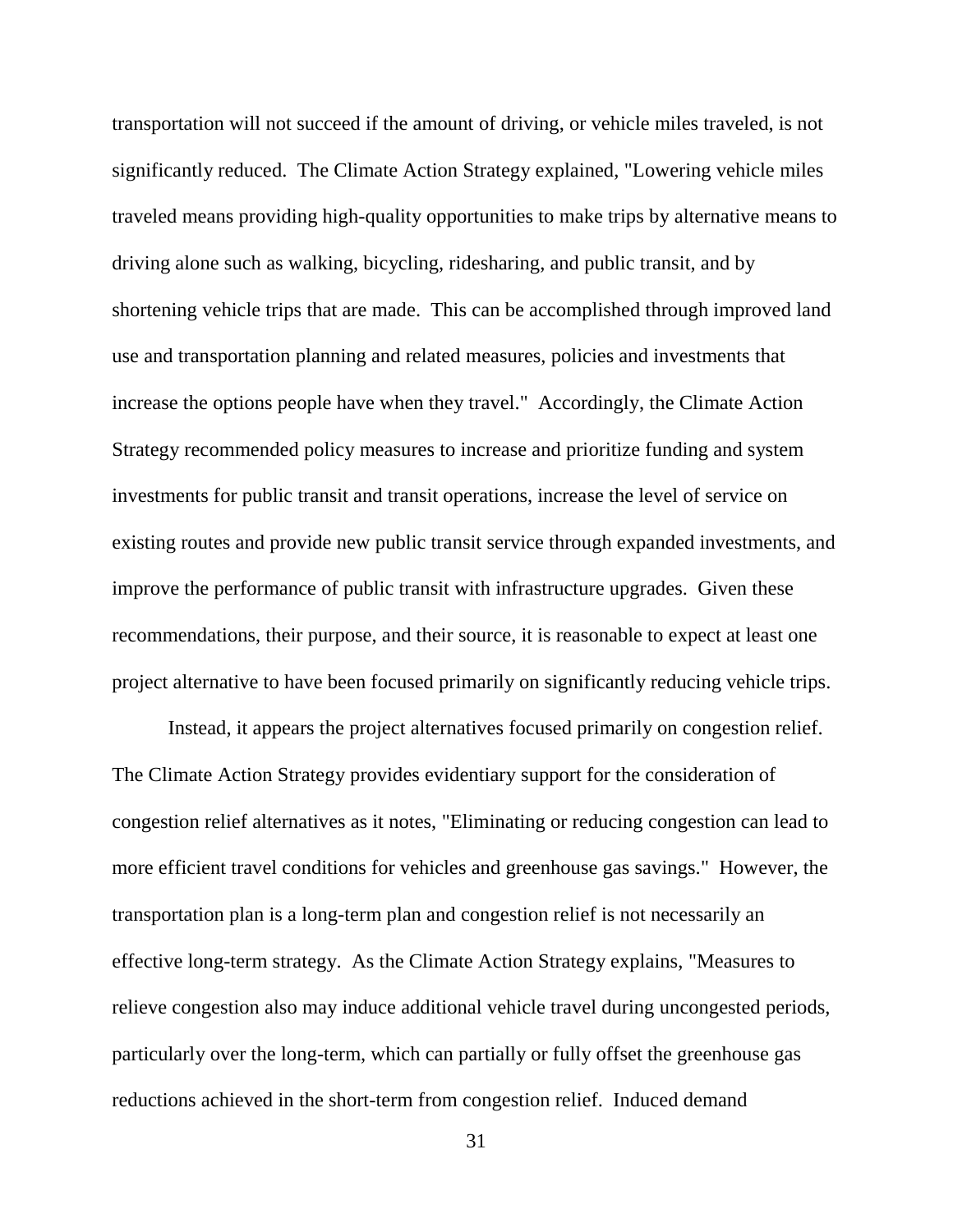transportation will not succeed if the amount of driving, or vehicle miles traveled, is not significantly reduced. The Climate Action Strategy explained, "Lowering vehicle miles traveled means providing high-quality opportunities to make trips by alternative means to driving alone such as walking, bicycling, ridesharing, and public transit, and by shortening vehicle trips that are made. This can be accomplished through improved land use and transportation planning and related measures, policies and investments that increase the options people have when they travel." Accordingly, the Climate Action Strategy recommended policy measures to increase and prioritize funding and system investments for public transit and transit operations, increase the level of service on existing routes and provide new public transit service through expanded investments, and improve the performance of public transit with infrastructure upgrades. Given these recommendations, their purpose, and their source, it is reasonable to expect at least one project alternative to have been focused primarily on significantly reducing vehicle trips.

Instead, it appears the project alternatives focused primarily on congestion relief. The Climate Action Strategy provides evidentiary support for the consideration of congestion relief alternatives as it notes, "Eliminating or reducing congestion can lead to more efficient travel conditions for vehicles and greenhouse gas savings." However, the transportation plan is a long-term plan and congestion relief is not necessarily an effective long-term strategy. As the Climate Action Strategy explains, "Measures to relieve congestion also may induce additional vehicle travel during uncongested periods, particularly over the long-term, which can partially or fully offset the greenhouse gas reductions achieved in the short-term from congestion relief. Induced demand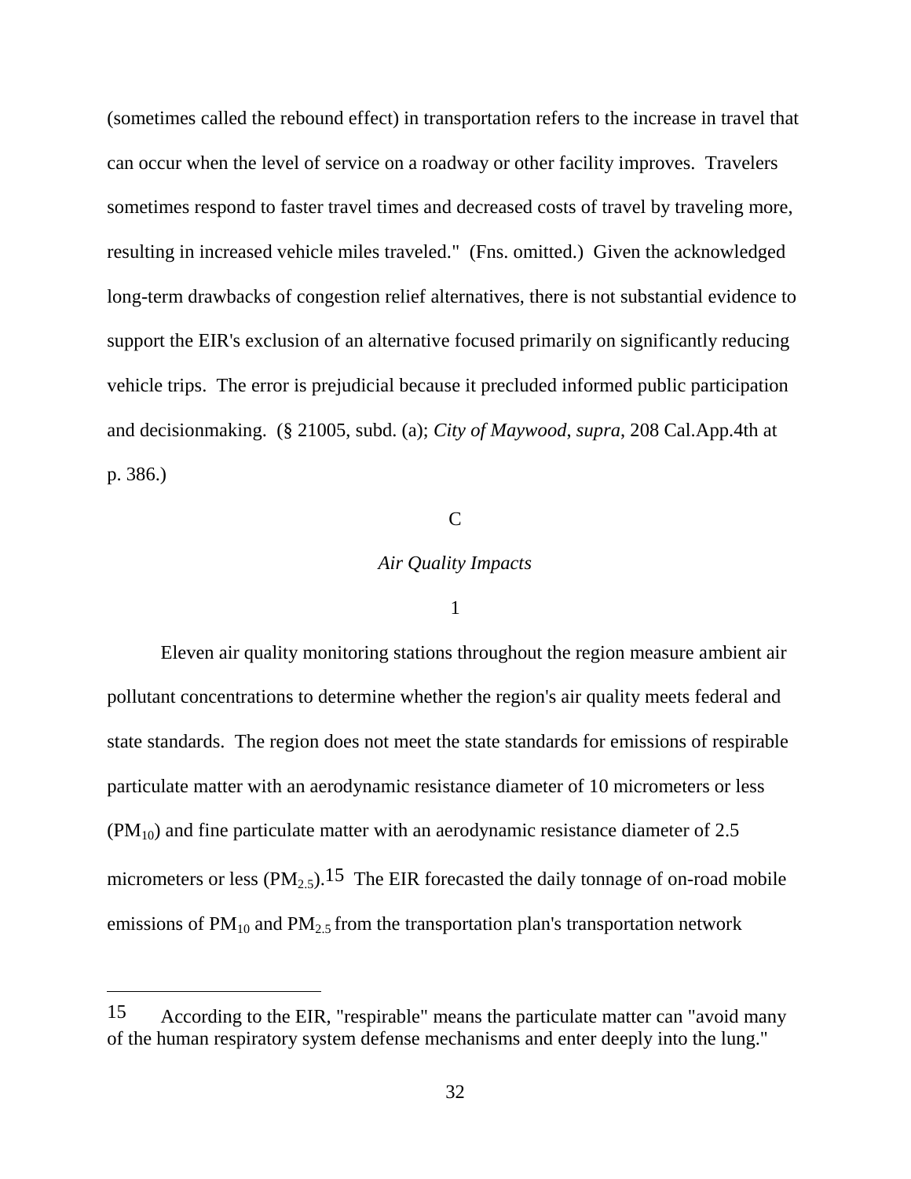(sometimes called the rebound effect) in transportation refers to the increase in travel that can occur when the level of service on a roadway or other facility improves. Travelers sometimes respond to faster travel times and decreased costs of travel by traveling more, resulting in increased vehicle miles traveled." (Fns. omitted.) Given the acknowledged long-term drawbacks of congestion relief alternatives, there is not substantial evidence to support the EIR's exclusion of an alternative focused primarily on significantly reducing vehicle trips. The error is prejudicial because it precluded informed public participation and decisionmaking. (§ 21005, subd. (a); *City of Maywood*, *supra*, 208 Cal.App.4th at p. 386.)

C

*Air Quality Impacts*

1

Eleven air quality monitoring stations throughout the region measure ambient air pollutant concentrations to determine whether the region's air quality meets federal and state standards. The region does not meet the state standards for emissions of respirable particulate matter with an aerodynamic resistance diameter of 10 micrometers or less ($PM_{10}$) and fine particulate matter with an aerodynamic resistance diameter of 2.5 micrometers or less ($PM_{2.5}$).[15] The EIR forecasted the daily tonnage of on-road mobile emissions of $PM_{10}$ and $PM_{2.5}$ from the transportation plan's transportation network

---

15 According to the EIR, "respirable" means the particulate matter can "avoid many of the human respiratory system defense mechanisms and enter deeply into the lung."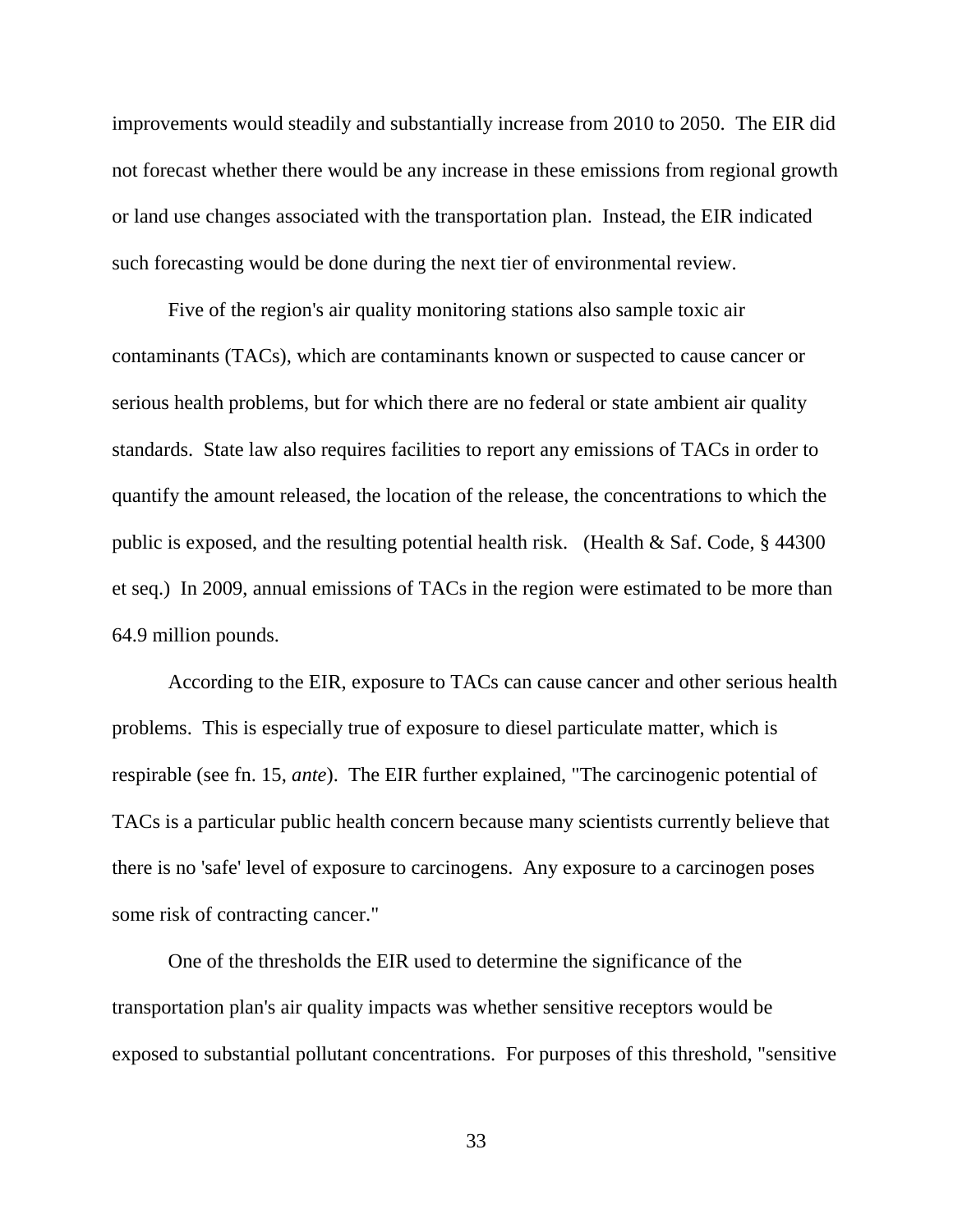improvements would steadily and substantially increase from 2010 to 2050. The EIR did not forecast whether there would be any increase in these emissions from regional growth or land use changes associated with the transportation plan. Instead, the EIR indicated such forecasting would be done during the next tier of environmental review.

Five of the region's air quality monitoring stations also sample toxic air contaminants (TACs), which are contaminants known or suspected to cause cancer or serious health problems, but for which there are no federal or state ambient air quality standards. State law also requires facilities to report any emissions of TACs in order to quantify the amount released, the location of the release, the concentrations to which the public is exposed, and the resulting potential health risk. (Health & Saf. Code, § 44300 et seq.) In 2009, annual emissions of TACs in the region were estimated to be more than 64.9 million pounds.

According to the EIR, exposure to TACs can cause cancer and other serious health problems. This is especially true of exposure to diesel particulate matter, which is respirable (see fn. 15, *ante*). The EIR further explained, "The carcinogenic potential of TACs is a particular public health concern because many scientists currently believe that there is no 'safe' level of exposure to carcinogens. Any exposure to a carcinogen poses some risk of contracting cancer."

One of the thresholds the EIR used to determine the significance of the transportation plan's air quality impacts was whether sensitive receptors would be exposed to substantial pollutant concentrations. For purposes of this threshold, "sensitive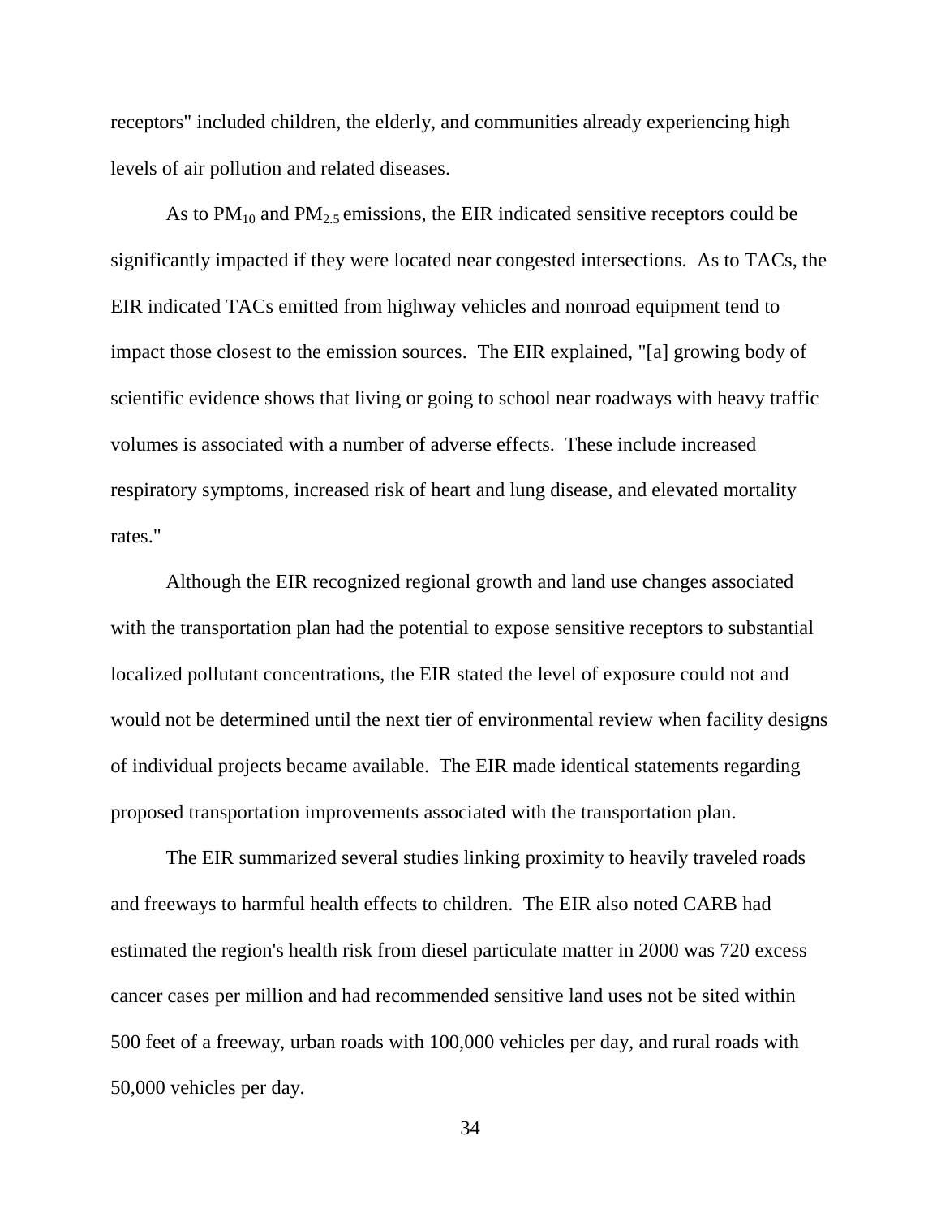receptors" included children, the elderly, and communities already experiencing high levels of air pollution and related diseases.

As to $PM_{10}$ and $PM_{2.5}$ emissions, the EIR indicated sensitive receptors could be significantly impacted if they were located near congested intersections. As to TACs, the EIR indicated TACs emitted from highway vehicles and nonroad equipment tend to impact those closest to the emission sources. The EIR explained, "[a] growing body of scientific evidence shows that living or going to school near roadways with heavy traffic volumes is associated with a number of adverse effects. These include increased respiratory symptoms, increased risk of heart and lung disease, and elevated mortality rates."

Although the EIR recognized regional growth and land use changes associated with the transportation plan had the potential to expose sensitive receptors to substantial localized pollutant concentrations, the EIR stated the level of exposure could not and would not be determined until the next tier of environmental review when facility designs of individual projects became available. The EIR made identical statements regarding proposed transportation improvements associated with the transportation plan.

The EIR summarized several studies linking proximity to heavily traveled roads and freeways to harmful health effects to children. The EIR also noted CARB had estimated the region's health risk from diesel particulate matter in 2000 was 720 excess cancer cases per million and had recommended sensitive land uses not be sited within 500 feet of a freeway, urban roads with 100,000 vehicles per day, and rural roads with 50,000 vehicles per day.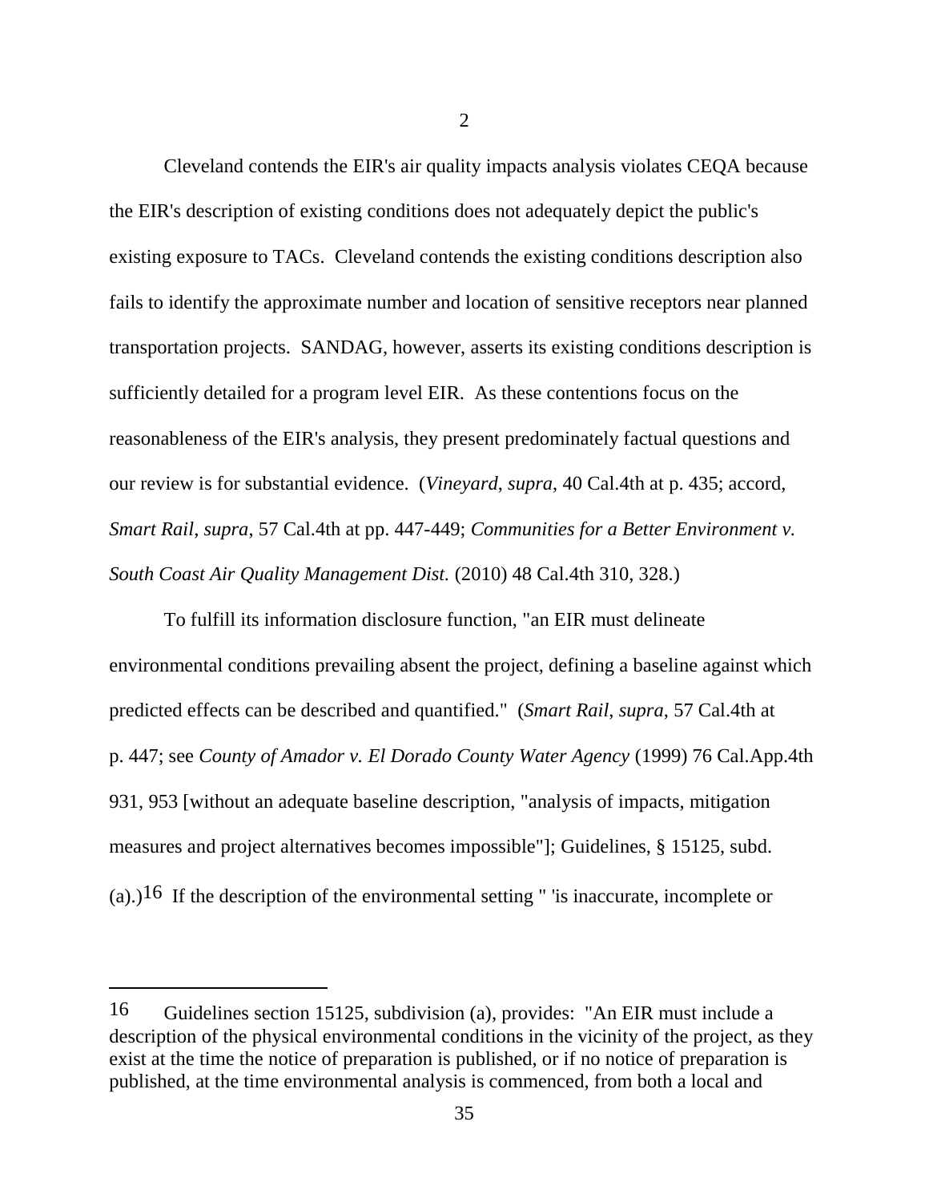2

Cleveland contends the EIR's air quality impacts analysis violates CEQA because the EIR's description of existing conditions does not adequately depict the public's existing exposure to TACs. Cleveland contends the existing conditions description also fails to identify the approximate number and location of sensitive receptors near planned transportation projects. SANDAG, however, asserts its existing conditions description is sufficiently detailed for a program level EIR. As these contentions focus on the reasonableness of the EIR's analysis, they present predominately factual questions and our review is for substantial evidence. (*Vineyard*, *supra*, 40 Cal.4th at p. 435; accord, *Smart Rail*, *supra*, 57 Cal.4th at pp. 447-449; *Communities for a Better Environment v. South Coast Air Quality Management Dist.* (2010) 48 Cal.4th 310, 328.)

To fulfill its information disclosure function, "an EIR must delineate environmental conditions prevailing absent the project, defining a baseline against which predicted effects can be described and quantified." (*Smart Rail*, *supra*, 57 Cal.4th at p. 447; see *County of Amador v. El Dorado County Water Agency* (1999) 76 Cal.App.4th 931, 953 [without an adequate baseline description, "analysis of impacts, mitigation measures and project alternatives becomes impossible"]; Guidelines, § 15125, subd. (a).)[16] If the description of the environmental setting " 'is inaccurate, incomplete or

---

[16] Guidelines section 15125, subdivision (a), provides: "An EIR must include a description of the physical environmental conditions in the vicinity of the project, as they exist at the time the notice of preparation is published, or if no notice of preparation is published, at the time environmental analysis is commenced, from both a local and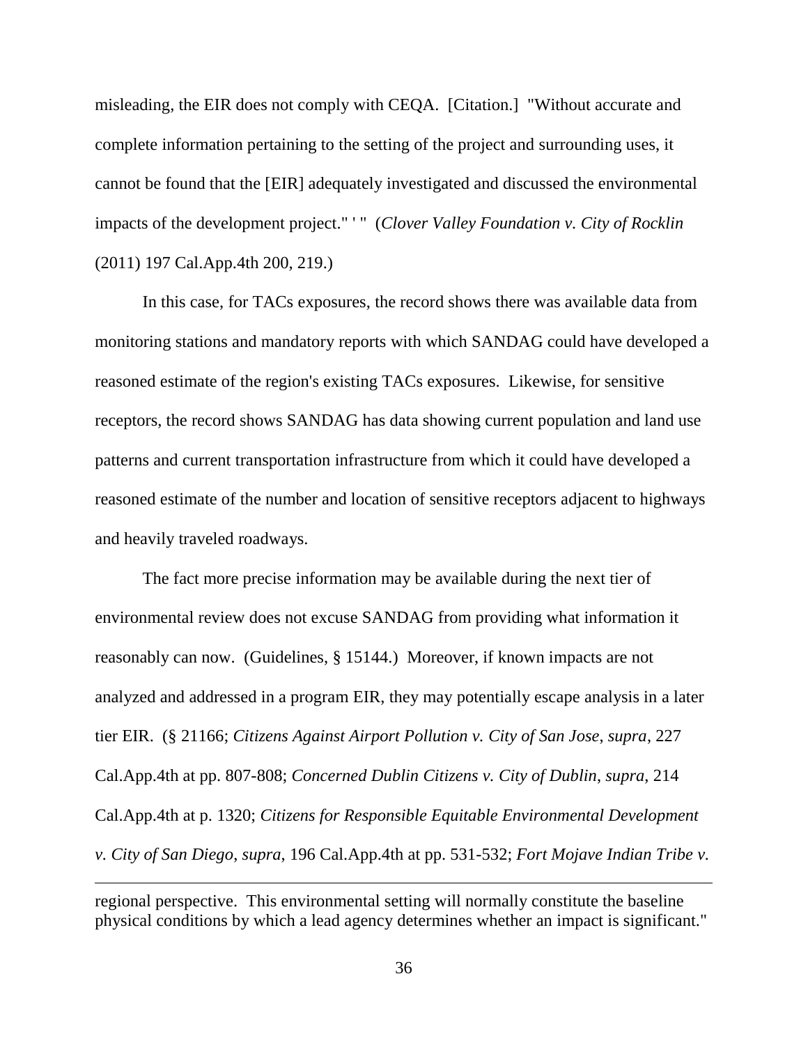misleading, the EIR does not comply with CEQA. [Citation.] "Without accurate and complete information pertaining to the setting of the project and surrounding uses, it cannot be found that the [EIR] adequately investigated and discussed the environmental impacts of the development project." ' " (*Clover Valley Foundation v. City of Rocklin* (2011) 197 Cal.App.4th 200, 219.)

In this case, for TACs exposures, the record shows there was available data from monitoring stations and mandatory reports with which SANDAG could have developed a reasoned estimate of the region's existing TACs exposures. Likewise, for sensitive receptors, the record shows SANDAG has data showing current population and land use patterns and current transportation infrastructure from which it could have developed a reasoned estimate of the number and location of sensitive receptors adjacent to highways and heavily traveled roadways.

The fact more precise information may be available during the next tier of environmental review does not excuse SANDAG from providing what information it reasonably can now. (Guidelines, § 15144.) Moreover, if known impacts are not analyzed and addressed in a program EIR, they may potentially escape analysis in a later tier EIR. (§ 21166; *Citizens Against Airport Pollution v. City of San Jose*, *supra*, 227 Cal.App.4th at pp. 807-808; *Concerned Dublin Citizens v. City of Dublin*, *supra*, 214 Cal.App.4th at p. 1320; *Citizens for Responsible Equitable Environmental Development v. City of San Diego*, *supra*, 196 Cal.App.4th at pp. 531-532; *Fort Mojave Indian Tribe v.*

---

regional perspective. This environmental setting will normally constitute the baseline physical conditions by which a lead agency determines whether an impact is significant."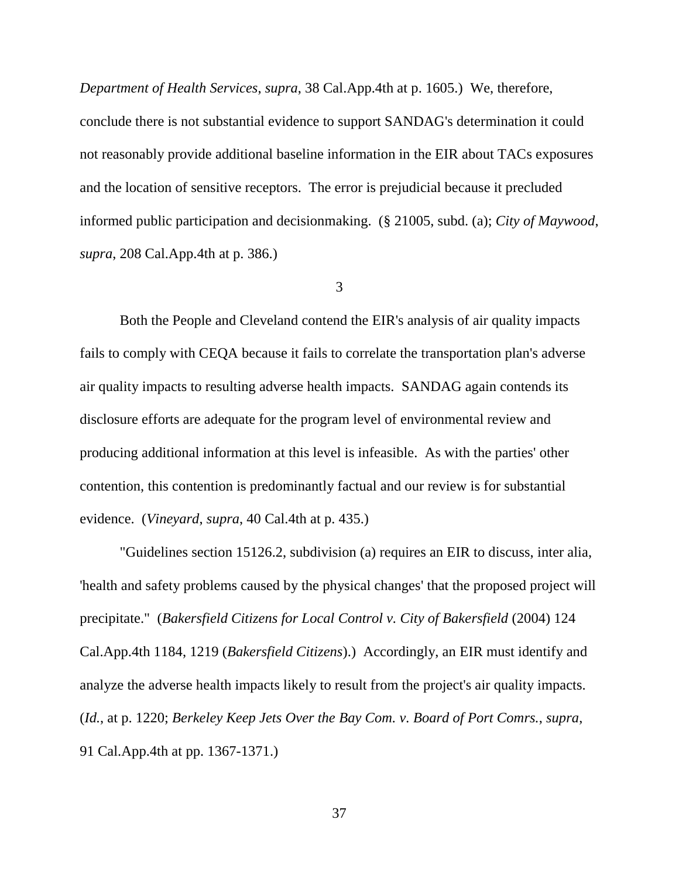*Department of Health Services*, *supra*, 38 Cal.App.4th at p. 1605.) We, therefore, conclude there is not substantial evidence to support SANDAG's determination it could not reasonably provide additional baseline information in the EIR about TACs exposures and the location of sensitive receptors. The error is prejudicial because it precluded informed public participation and decisionmaking. (§ 21005, subd. (a); *City of Maywood*, *supra*, 208 Cal.App.4th at p. 386.)

3

Both the People and Cleveland contend the EIR's analysis of air quality impacts fails to comply with CEQA because it fails to correlate the transportation plan's adverse air quality impacts to resulting adverse health impacts. SANDAG again contends its disclosure efforts are adequate for the program level of environmental review and producing additional information at this level is infeasible. As with the parties' other contention, this contention is predominantly factual and our review is for substantial evidence. (*Vineyard*, *supra*, 40 Cal.4th at p. 435.)

"Guidelines section 15126.2, subdivision (a) requires an EIR to discuss, inter alia, 'health and safety problems caused by the physical changes' that the proposed project will precipitate." (*Bakersfield Citizens for Local Control v. City of Bakersfield* (2004) 124 Cal.App.4th 1184, 1219 (*Bakersfield Citizens*).) Accordingly, an EIR must identify and analyze the adverse health impacts likely to result from the project's air quality impacts. (*Id.*, at p. 1220; *Berkeley Keep Jets Over the Bay Com. v. Board of Port Comrs.*, *supra*, 91 Cal.App.4th at pp. 1367-1371.)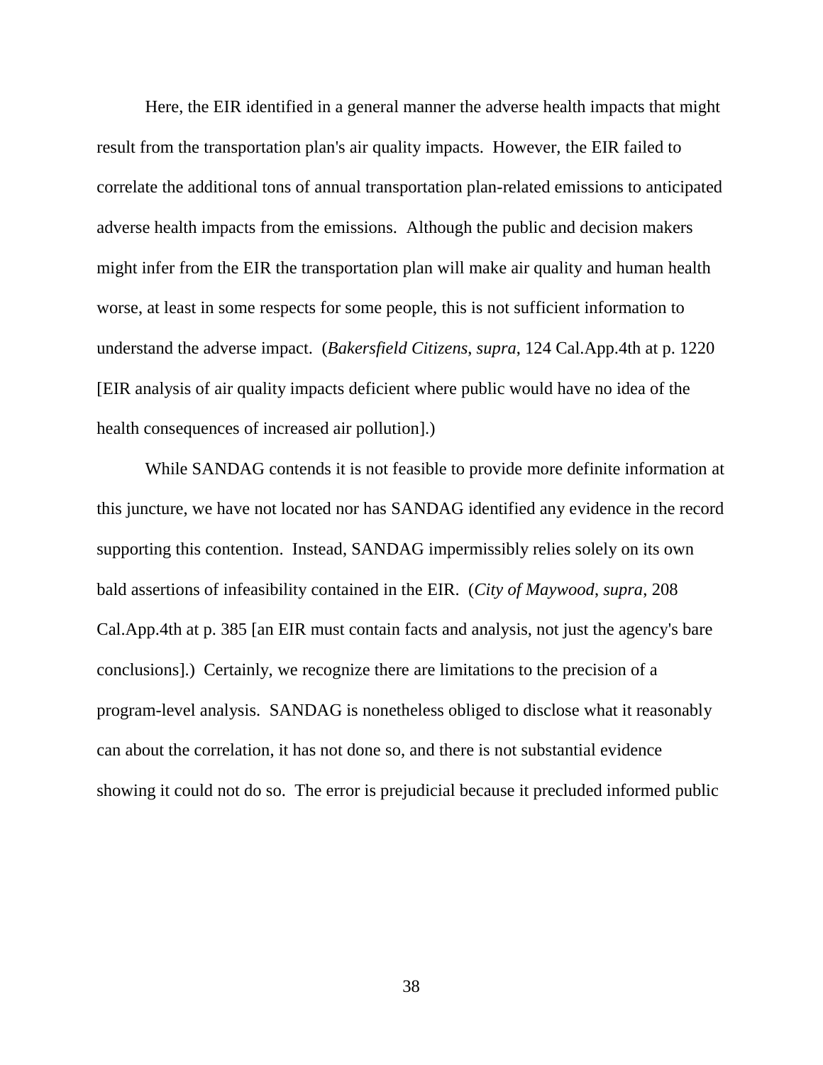Here, the EIR identified in a general manner the adverse health impacts that might result from the transportation plan's air quality impacts. However, the EIR failed to correlate the additional tons of annual transportation plan-related emissions to anticipated adverse health impacts from the emissions. Although the public and decision makers might infer from the EIR the transportation plan will make air quality and human health worse, at least in some respects for some people, this is not sufficient information to understand the adverse impact. (*Bakersfield Citizens*, *supra*, 124 Cal.App.4th at p. 1220 [EIR analysis of air quality impacts deficient where public would have no idea of the health consequences of increased air pollution].)

While SANDAG contends it is not feasible to provide more definite information at this juncture, we have not located nor has SANDAG identified any evidence in the record supporting this contention. Instead, SANDAG impermissibly relies solely on its own bald assertions of infeasibility contained in the EIR. (*City of Maywood*, *supra*, 208 Cal.App.4th at p. 385 [an EIR must contain facts and analysis, not just the agency's bare conclusions].) Certainly, we recognize there are limitations to the precision of a program-level analysis. SANDAG is nonetheless obliged to disclose what it reasonably can about the correlation, it has not done so, and there is not substantial evidence showing it could not do so. The error is prejudicial because it precluded informed public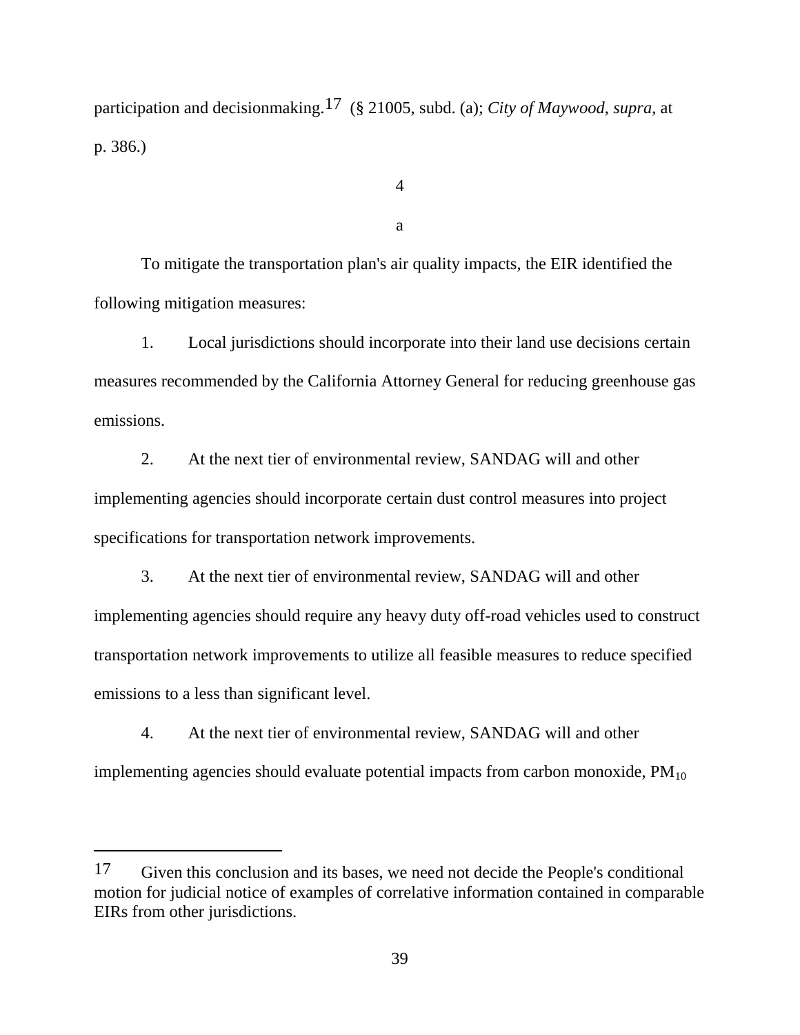participation and decisionmaking.[17] (§ 21005, subd. (a); *City of Maywood*, *supra*, at p. 386.)

4

a

To mitigate the transportation plan's air quality impacts, the EIR identified the following mitigation measures:

1. Local jurisdictions should incorporate into their land use decisions certain measures recommended by the California Attorney General for reducing greenhouse gas emissions.

2. At the next tier of environmental review, SANDAG will and other implementing agencies should incorporate certain dust control measures into project specifications for transportation network improvements.

3. At the next tier of environmental review, SANDAG will and other implementing agencies should require any heavy duty off-road vehicles used to construct transportation network improvements to utilize all feasible measures to reduce specified emissions to a less than significant level.

4. At the next tier of environmental review, SANDAG will and other implementing agencies should evaluate potential impacts from carbon monoxide, $PM_{10}$

---

17 Given this conclusion and its bases, we need not decide the People's conditional motion for judicial notice of examples of correlative information contained in comparable EIRs from other jurisdictions.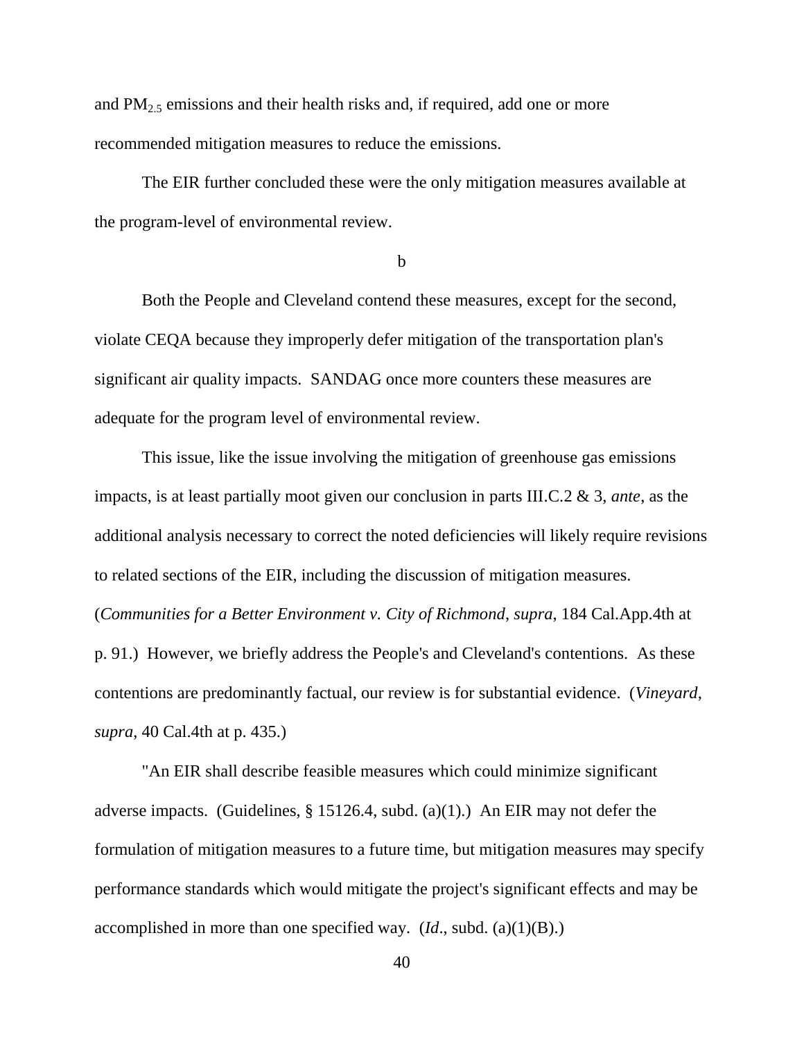and $PM_{2.5}$ emissions and their health risks and, if required, add one or more recommended mitigation measures to reduce the emissions.

The EIR further concluded these were the only mitigation measures available at the program-level of environmental review.

b

Both the People and Cleveland contend these measures, except for the second, violate CEQA because they improperly defer mitigation of the transportation plan's significant air quality impacts. SANDAG once more counters these measures are adequate for the program level of environmental review.

This issue, like the issue involving the mitigation of greenhouse gas emissions impacts, is at least partially moot given our conclusion in parts III.C.2 & 3, *ante*, as the additional analysis necessary to correct the noted deficiencies will likely require revisions to related sections of the EIR, including the discussion of mitigation measures. (*Communities for a Better Environment v. City of Richmond*, *supra*, 184 Cal.App.4th at p. 91.) However, we briefly address the People's and Cleveland's contentions. As these contentions are predominantly factual, our review is for substantial evidence. (*Vineyard*, *supra*, 40 Cal.4th at p. 435.)

"An EIR shall describe feasible measures which could minimize significant adverse impacts. (Guidelines, § 15126.4, subd. (a)(1).) An EIR may not defer the formulation of mitigation measures to a future time, but mitigation measures may specify performance standards which would mitigate the project's significant effects and may be accomplished in more than one specified way. (*Id*., subd. (a)(1)(B).)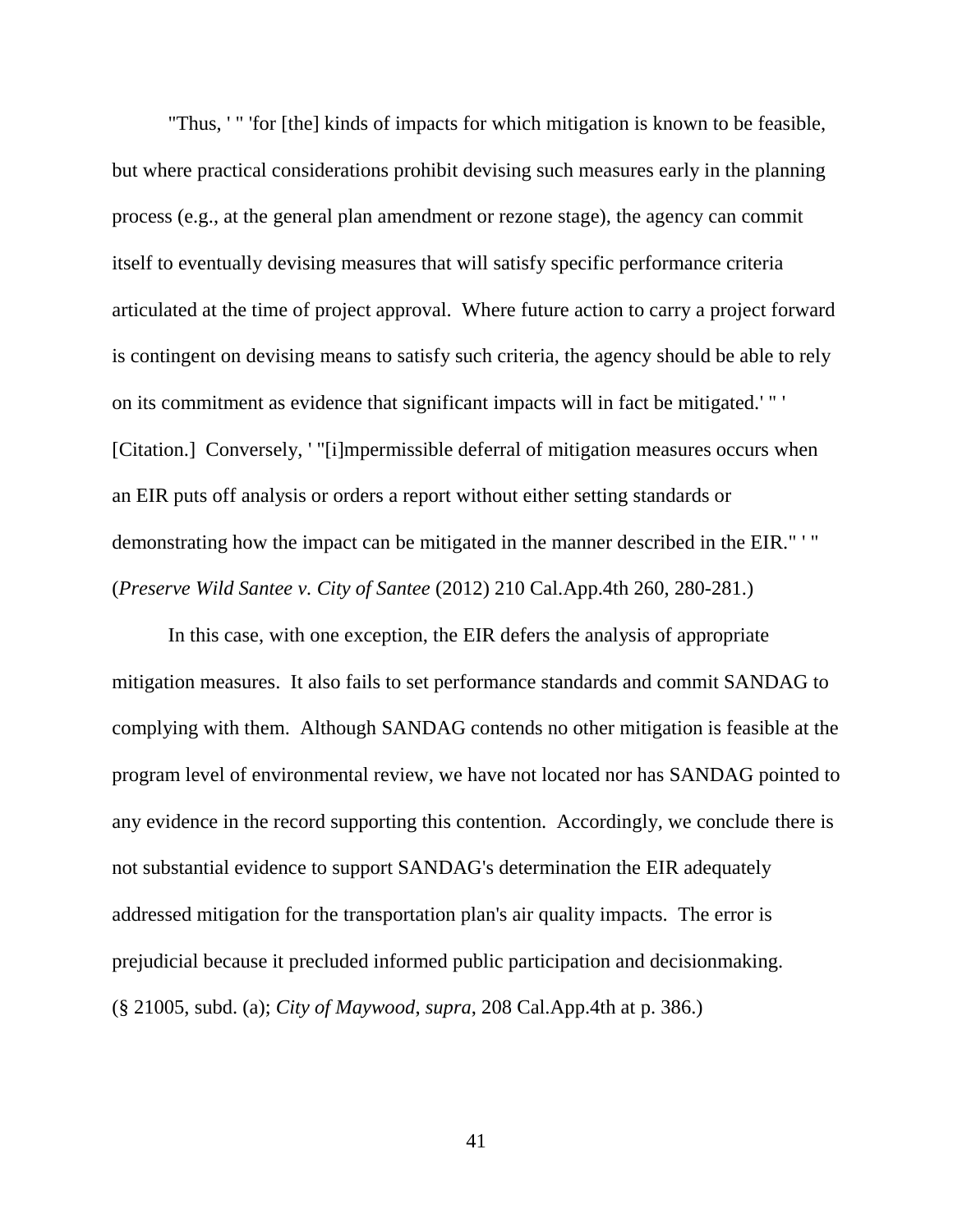"Thus, ' " 'for [the] kinds of impacts for which mitigation is known to be feasible, but where practical considerations prohibit devising such measures early in the planning process (e.g., at the general plan amendment or rezone stage), the agency can commit itself to eventually devising measures that will satisfy specific performance criteria articulated at the time of project approval. Where future action to carry a project forward is contingent on devising means to satisfy such criteria, the agency should be able to rely on its commitment as evidence that significant impacts will in fact be mitigated.' " ' [Citation.] Conversely, ' "[i]mpermissible deferral of mitigation measures occurs when an EIR puts off analysis or orders a report without either setting standards or demonstrating how the impact can be mitigated in the manner described in the EIR." ' " (*Preserve Wild Santee v. City of Santee* (2012) 210 Cal.App.4th 260, 280-281.)

In this case, with one exception, the EIR defers the analysis of appropriate mitigation measures. It also fails to set performance standards and commit SANDAG to complying with them. Although SANDAG contends no other mitigation is feasible at the program level of environmental review, we have not located nor has SANDAG pointed to any evidence in the record supporting this contention. Accordingly, we conclude there is not substantial evidence to support SANDAG's determination the EIR adequately addressed mitigation for the transportation plan's air quality impacts. The error is prejudicial because it precluded informed public participation and decisionmaking. (§ 21005, subd. (a); *City of Maywood*, *supra*, 208 Cal.App.4th at p. 386.)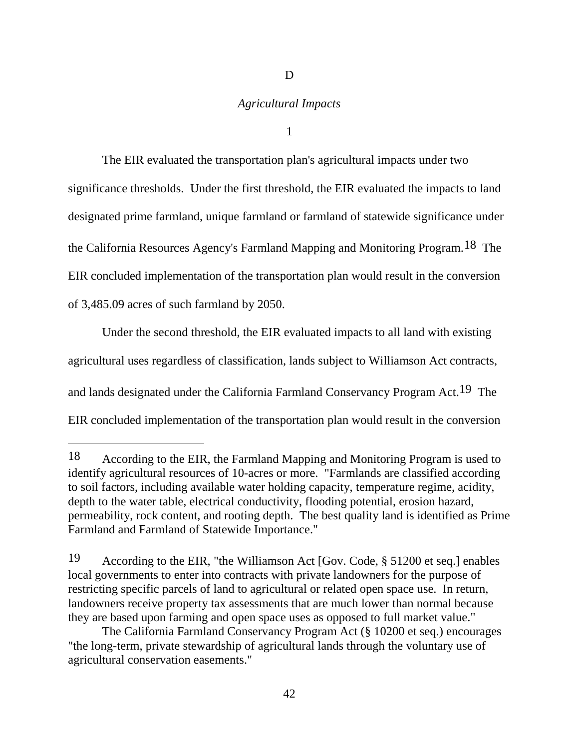D

*Agricultural Impacts*

1

The EIR evaluated the transportation plan's agricultural impacts under two significance thresholds. Under the first threshold, the EIR evaluated the impacts to land designated prime farmland, unique farmland or farmland of statewide significance under the California Resources Agency's Farmland Mapping and Monitoring Program.[18] The EIR concluded implementation of the transportation plan would result in the conversion of 3,485.09 acres of such farmland by 2050.

Under the second threshold, the EIR evaluated impacts to all land with existing agricultural uses regardless of classification, lands subject to Williamson Act contracts, and lands designated under the California Farmland Conservancy Program Act.[19] The EIR concluded implementation of the transportation plan would result in the conversion

---

[18] According to the EIR, the Farmland Mapping and Monitoring Program is used to identify agricultural resources of 10-acres or more. "Farmlands are classified according to soil factors, including available water holding capacity, temperature regime, acidity, depth to the water table, electrical conductivity, flooding potential, erosion hazard, permeability, rock content, and rooting depth. The best quality land is identified as Prime Farmland and Farmland of Statewide Importance."

[19] According to the EIR, "the Williamson Act [Gov. Code, § 51200 et seq.] enables local governments to enter into contracts with private landowners for the purpose of restricting specific parcels of land to agricultural or related open space use. In return, landowners receive property tax assessments that are much lower than normal because they are based upon farming and open space uses as opposed to full market value."

The California Farmland Conservancy Program Act (§ 10200 et seq.) encourages "the long-term, private stewardship of agricultural lands through the voluntary use of agricultural conservation easements."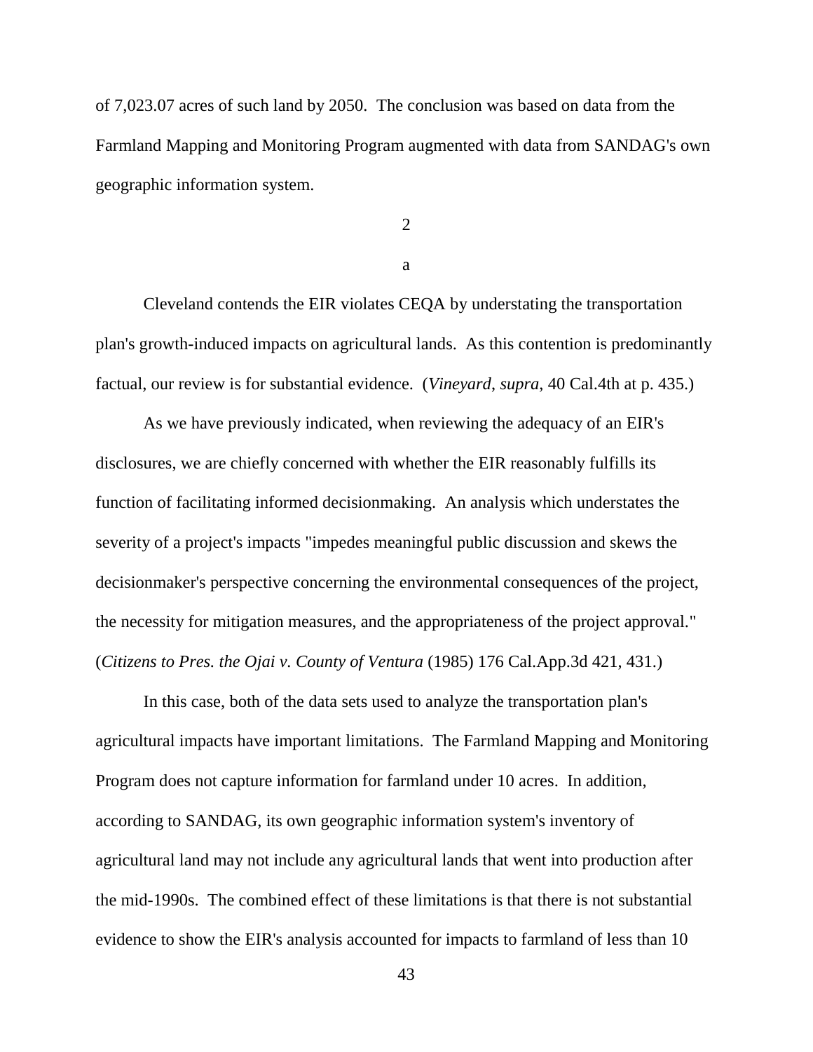of 7,023.07 acres of such land by 2050. The conclusion was based on data from the Farmland Mapping and Monitoring Program augmented with data from SANDAG's own geographic information system.

2

a

Cleveland contends the EIR violates CEQA by understating the transportation plan's growth-induced impacts on agricultural lands. As this contention is predominantly factual, our review is for substantial evidence. (*Vineyard*, *supra*, 40 Cal.4th at p. 435.)

As we have previously indicated, when reviewing the adequacy of an EIR's disclosures, we are chiefly concerned with whether the EIR reasonably fulfills its function of facilitating informed decisionmaking. An analysis which understates the severity of a project's impacts "impedes meaningful public discussion and skews the decisionmaker's perspective concerning the environmental consequences of the project, the necessity for mitigation measures, and the appropriateness of the project approval." (*Citizens to Pres. the Ojai v. County of Ventura* (1985) 176 Cal.App.3d 421, 431.)

In this case, both of the data sets used to analyze the transportation plan's agricultural impacts have important limitations. The Farmland Mapping and Monitoring Program does not capture information for farmland under 10 acres. In addition, according to SANDAG, its own geographic information system's inventory of agricultural land may not include any agricultural lands that went into production after the mid-1990s. The combined effect of these limitations is that there is not substantial evidence to show the EIR's analysis accounted for impacts to farmland of less than 10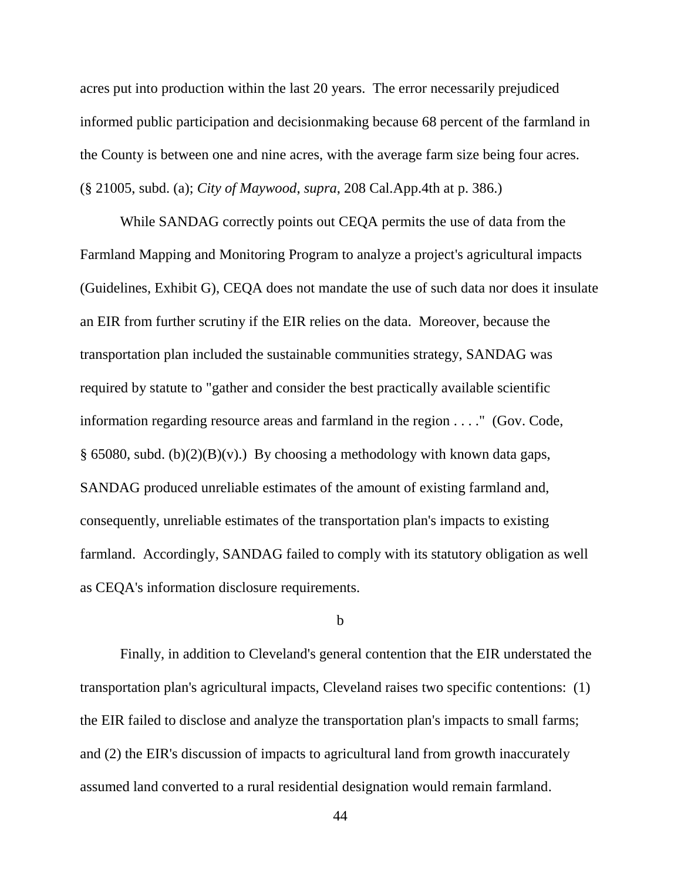acres put into production within the last 20 years. The error necessarily prejudiced informed public participation and decisionmaking because 68 percent of the farmland in the County is between one and nine acres, with the average farm size being four acres. (§ 21005, subd. (a); *City of Maywood*, *supra*, 208 Cal.App.4th at p. 386.)

While SANDAG correctly points out CEQA permits the use of data from the Farmland Mapping and Monitoring Program to analyze a project's agricultural impacts (Guidelines, Exhibit G), CEQA does not mandate the use of such data nor does it insulate an EIR from further scrutiny if the EIR relies on the data. Moreover, because the transportation plan included the sustainable communities strategy, SANDAG was required by statute to "gather and consider the best practically available scientific information regarding resource areas and farmland in the region . . . ." (Gov. Code, § 65080, subd. (b)(2)(B)(v).) By choosing a methodology with known data gaps, SANDAG produced unreliable estimates of the amount of existing farmland and, consequently, unreliable estimates of the transportation plan's impacts to existing farmland. Accordingly, SANDAG failed to comply with its statutory obligation as well as CEQA's information disclosure requirements.

b

Finally, in addition to Cleveland's general contention that the EIR understated the transportation plan's agricultural impacts, Cleveland raises two specific contentions: (1) the EIR failed to disclose and analyze the transportation plan's impacts to small farms; and (2) the EIR's discussion of impacts to agricultural land from growth inaccurately assumed land converted to a rural residential designation would remain farmland.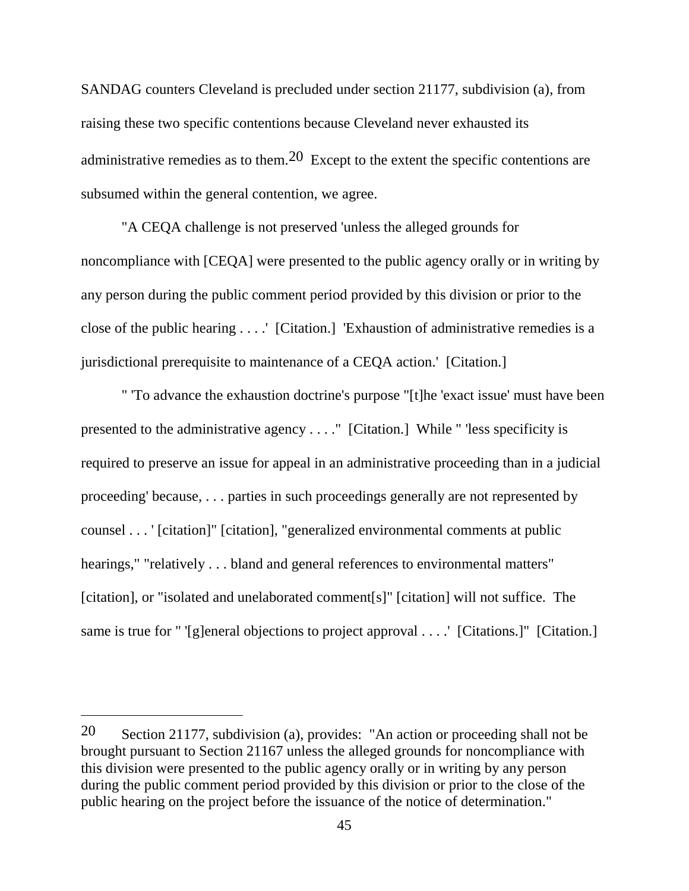SANDAG counters Cleveland is precluded under section 21177, subdivision (a), from raising these two specific contentions because Cleveland never exhausted its administrative remedies as to them.[20] Except to the extent the specific contentions are subsumed within the general contention, we agree.

"A CEQA challenge is not preserved 'unless the alleged grounds for noncompliance with [CEQA] were presented to the public agency orally or in writing by any person during the public comment period provided by this division or prior to the close of the public hearing . . . .' [Citation.] 'Exhaustion of administrative remedies is a jurisdictional prerequisite to maintenance of a CEQA action.' [Citation.]

" 'To advance the exhaustion doctrine's purpose "[t]he 'exact issue' must have been presented to the administrative agency . . . ." [Citation.] While " 'less specificity is required to preserve an issue for appeal in an administrative proceeding than in a judicial proceeding' because, . . . parties in such proceedings generally are not represented by counsel . . . ' [citation]" [citation], "generalized environmental comments at public hearings," "relatively . . . bland and general references to environmental matters" [citation], or "isolated and unelaborated comment[s]" [citation] will not suffice. The same is true for " '[g]eneral objections to project approval . . . .' [Citations.]" [Citation.]

---

[20] Section 21177, subdivision (a), provides: "An action or proceeding shall not be brought pursuant to Section 21167 unless the alleged grounds for noncompliance with this division were presented to the public agency orally or in writing by any person during the public comment period provided by this division or prior to the close of the public hearing on the project before the issuance of the notice of determination."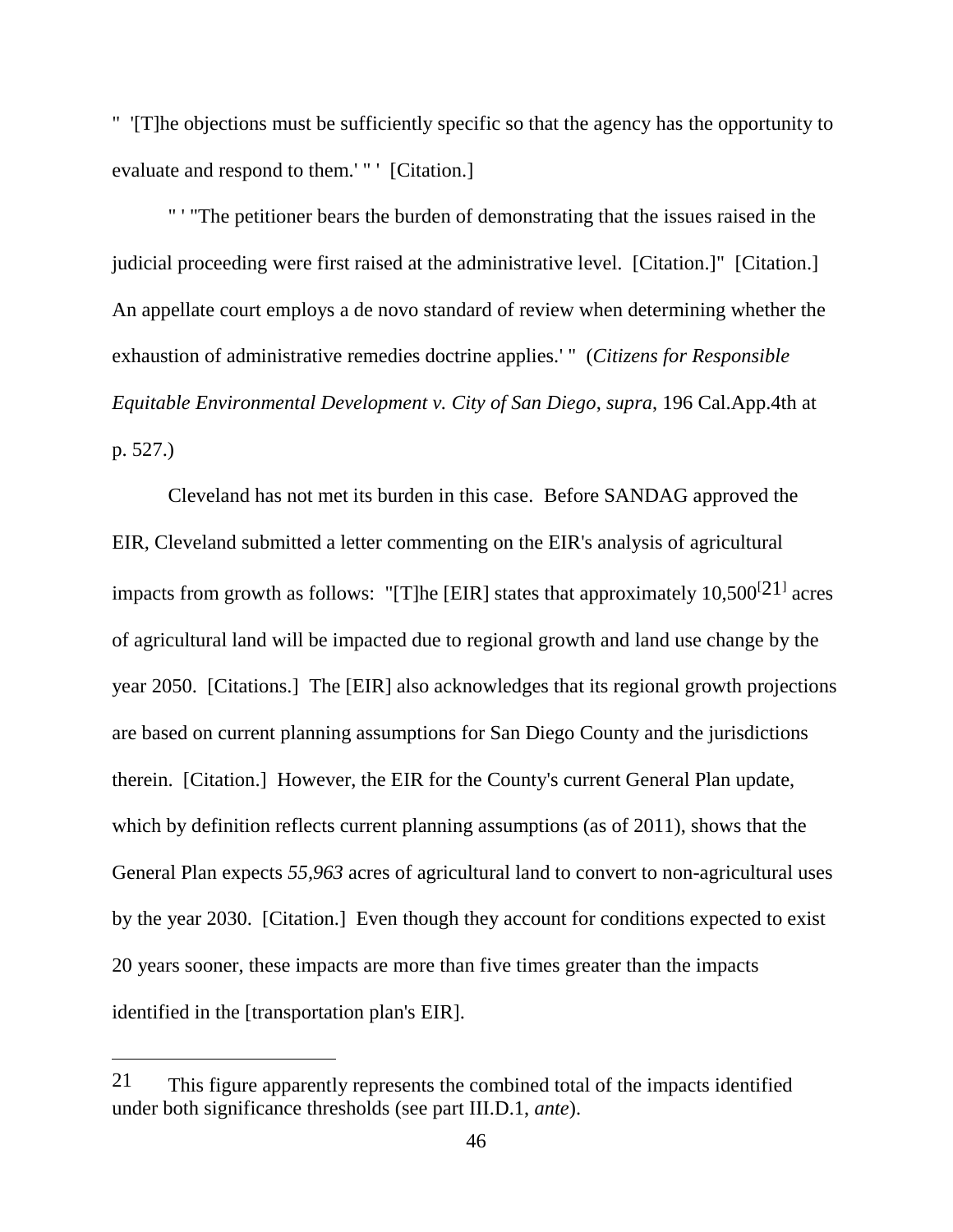" '[T]he objections must be sufficiently specific so that the agency has the opportunity to evaluate and respond to them.' " ' [Citation.]

" ' "The petitioner bears the burden of demonstrating that the issues raised in the judicial proceeding were first raised at the administrative level. [Citation.]" [Citation.] An appellate court employs a de novo standard of review when determining whether the exhaustion of administrative remedies doctrine applies.' " (*Citizens for Responsible Equitable Environmental Development v. City of San Diego*, *supra*, 196 Cal.App.4th at p. 527.)

Cleveland has not met its burden in this case. Before SANDAG approved the EIR, Cleveland submitted a letter commenting on the EIR's analysis of agricultural impacts from growth as follows: "[T]he [EIR] states that approximately 10,500[21] acres of agricultural land will be impacted due to regional growth and land use change by the year 2050. [Citations.] The [EIR] also acknowledges that its regional growth projections are based on current planning assumptions for San Diego County and the jurisdictions therein. [Citation.] However, the EIR for the County's current General Plan update, which by definition reflects current planning assumptions (as of 2011), shows that the General Plan expects *55,963* acres of agricultural land to convert to non-agricultural uses by the year 2030. [Citation.] Even though they account for conditions expected to exist 20 years sooner, these impacts are more than five times greater than the impacts identified in the [transportation plan's EIR].

---

21 This figure apparently represents the combined total of the impacts identified under both significance thresholds (see part III.D.1, *ante*).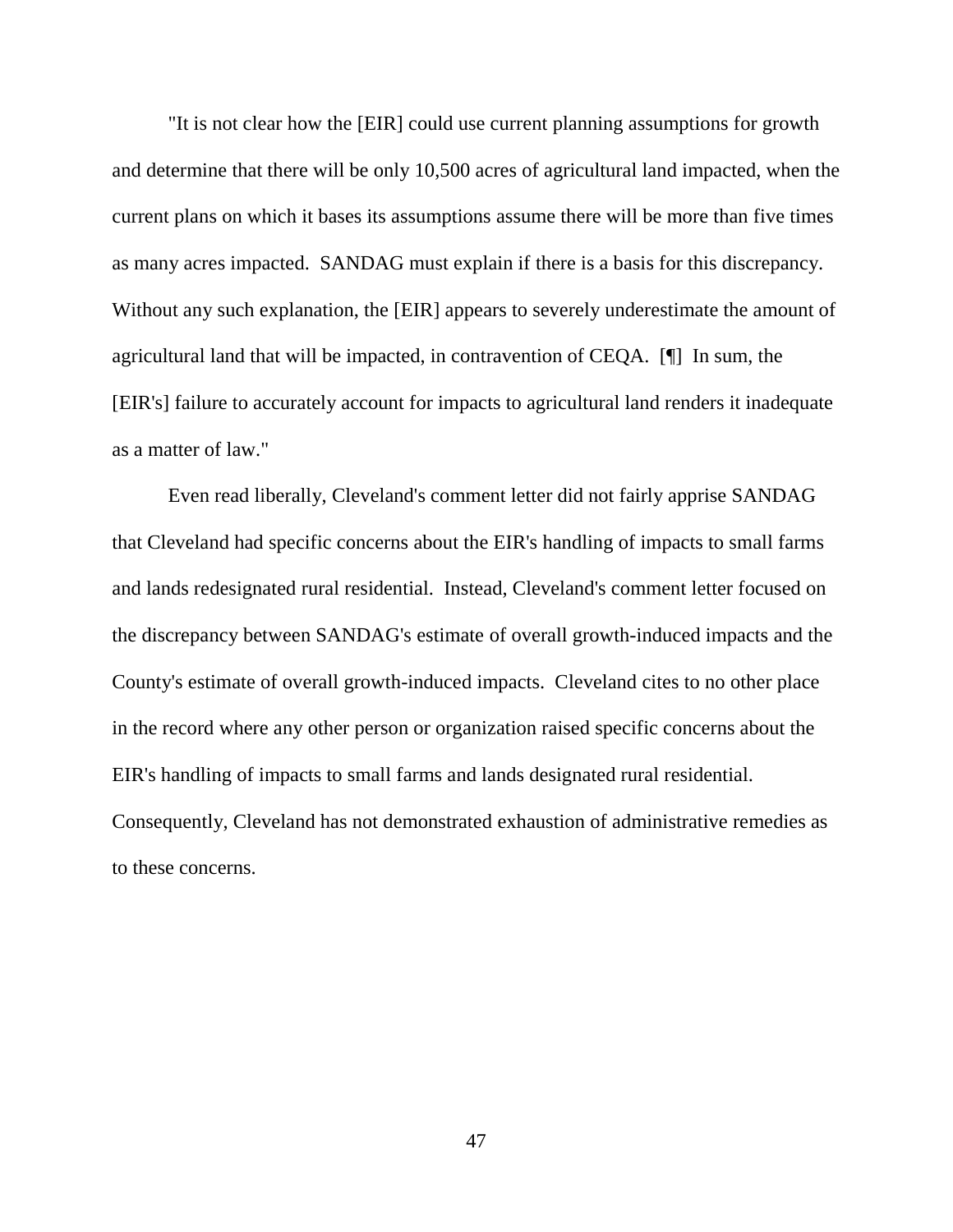"It is not clear how the [EIR] could use current planning assumptions for growth and determine that there will be only 10,500 acres of agricultural land impacted, when the current plans on which it bases its assumptions assume there will be more than five times as many acres impacted. SANDAG must explain if there is a basis for this discrepancy. Without any such explanation, the [EIR] appears to severely underestimate the amount of agricultural land that will be impacted, in contravention of CEQA. [¶] In sum, the [EIR's] failure to accurately account for impacts to agricultural land renders it inadequate as a matter of law."

Even read liberally, Cleveland's comment letter did not fairly apprise SANDAG that Cleveland had specific concerns about the EIR's handling of impacts to small farms and lands redesignated rural residential. Instead, Cleveland's comment letter focused on the discrepancy between SANDAG's estimate of overall growth-induced impacts and the County's estimate of overall growth-induced impacts. Cleveland cites to no other place in the record where any other person or organization raised specific concerns about the EIR's handling of impacts to small farms and lands designated rural residential. Consequently, Cleveland has not demonstrated exhaustion of administrative remedies as to these concerns.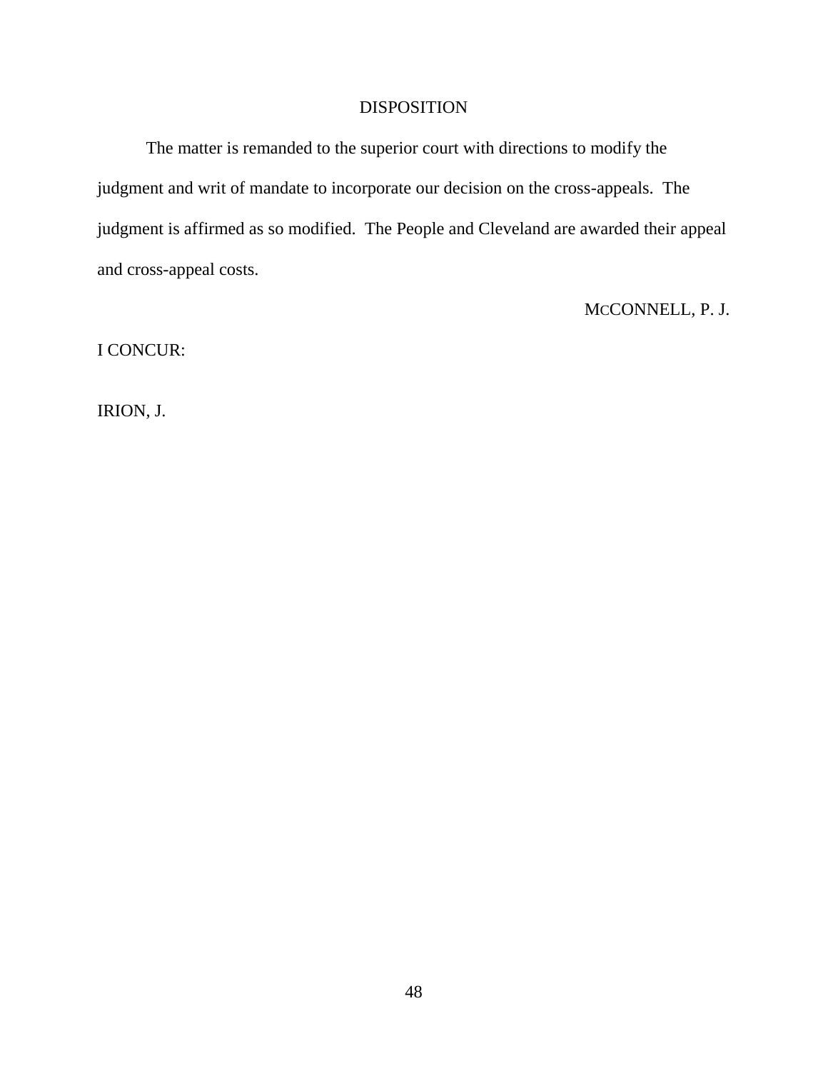## DISPOSITION

The matter is remanded to the superior court with directions to modify the judgment and writ of mandate to incorporate our decision on the cross-appeals. The judgment is affirmed as so modified. The People and Cleveland are awarded their appeal and cross-appeal costs.

McCONNELL, P. J.

I CONCUR:

IRION, J.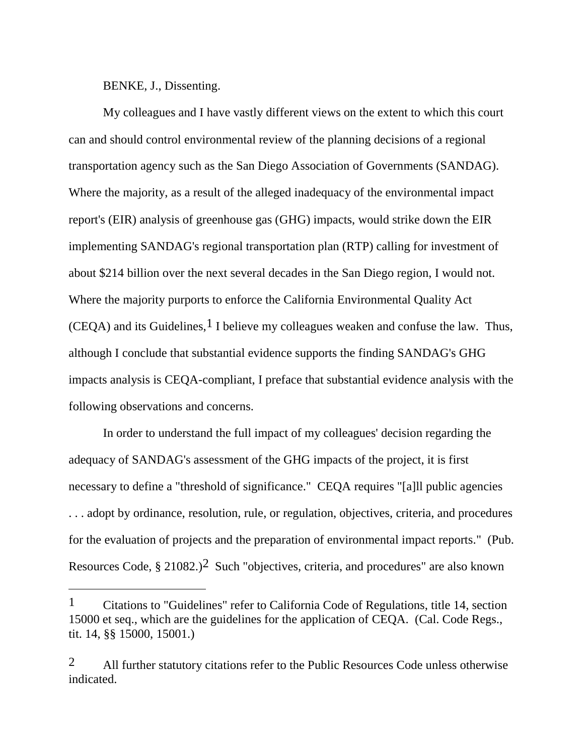BENKE, J., Dissenting.

My colleagues and I have vastly different views on the extent to which this court can and should control environmental review of the planning decisions of a regional transportation agency such as the San Diego Association of Governments (SANDAG). Where the majority, as a result of the alleged inadequacy of the environmental impact report's (EIR) analysis of greenhouse gas (GHG) impacts, would strike down the EIR implementing SANDAG's regional transportation plan (RTP) calling for investment of about $214 billion over the next several decades in the San Diego region, I would not. Where the majority purports to enforce the California Environmental Quality Act (CEQA) and its Guidelines,[1] I believe my colleagues weaken and confuse the law. Thus, although I conclude that substantial evidence supports the finding SANDAG's GHG impacts analysis is CEQA-compliant, I preface that substantial evidence analysis with the following observations and concerns.

In order to understand the full impact of my colleagues' decision regarding the adequacy of SANDAG's assessment of the GHG impacts of the project, it is first necessary to define a "threshold of significance." CEQA requires "[a]ll public agencies . . . adopt by ordinance, resolution, rule, or regulation, objectives, criteria, and procedures for the evaluation of projects and the preparation of environmental impact reports." (Pub. Resources Code, § 21082.)[2] Such "objectives, criteria, and procedures" are also known

---

[1] Citations to "Guidelines" refer to California Code of Regulations, title 14, section 15000 et seq., which are the guidelines for the application of CEQA. (Cal. Code Regs., tit. 14, §§ 15000, 15001.)

[2] All further statutory citations refer to the Public Resources Code unless otherwise indicated.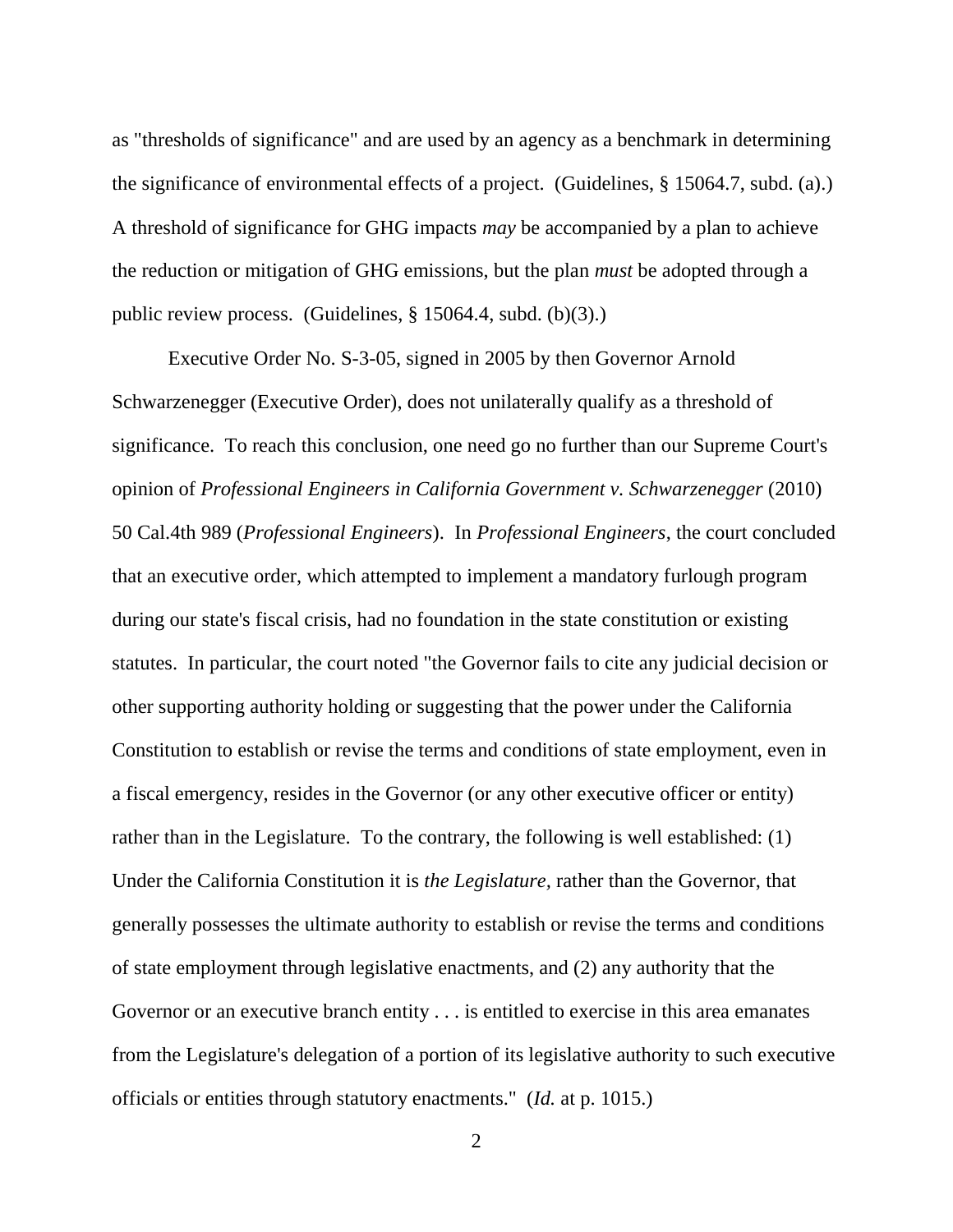as "thresholds of significance" and are used by an agency as a benchmark in determining the significance of environmental effects of a project. (Guidelines, § 15064.7, subd. (a).) A threshold of significance for GHG impacts *may* be accompanied by a plan to achieve the reduction or mitigation of GHG emissions, but the plan *must* be adopted through a public review process. (Guidelines, § 15064.4, subd. (b)(3).)

Executive Order No. S-3-05, signed in 2005 by then Governor Arnold Schwarzenegger (Executive Order), does not unilaterally qualify as a threshold of significance. To reach this conclusion, one need go no further than our Supreme Court's opinion of *Professional Engineers in California Government v. Schwarzenegger* (2010) 50 Cal.4th 989 (*Professional Engineers*). In *Professional Engineers*, the court concluded that an executive order, which attempted to implement a mandatory furlough program during our state's fiscal crisis, had no foundation in the state constitution or existing statutes. In particular, the court noted "the Governor fails to cite any judicial decision or other supporting authority holding or suggesting that the power under the California Constitution to establish or revise the terms and conditions of state employment, even in a fiscal emergency, resides in the Governor (or any other executive officer or entity) rather than in the Legislature. To the contrary, the following is well established: (1) Under the California Constitution it is *the Legislature,* rather than the Governor, that generally possesses the ultimate authority to establish or revise the terms and conditions of state employment through legislative enactments, and (2) any authority that the Governor or an executive branch entity . . . is entitled to exercise in this area emanates from the Legislature's delegation of a portion of its legislative authority to such executive officials or entities through statutory enactments." (*Id.* at p. 1015.)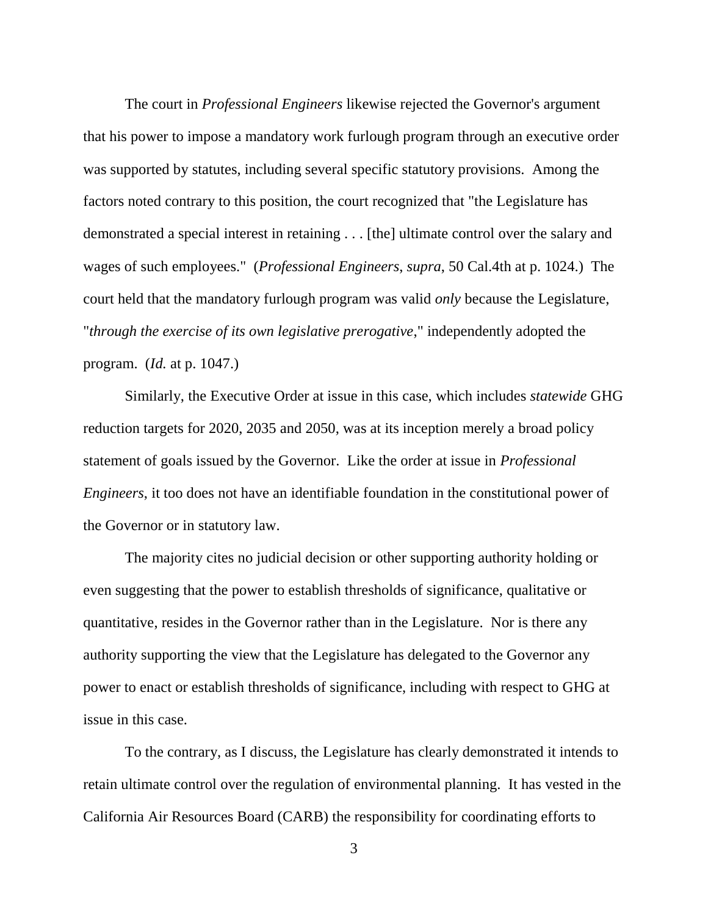The court in *Professional Engineers* likewise rejected the Governor's argument that his power to impose a mandatory work furlough program through an executive order was supported by statutes, including several specific statutory provisions. Among the factors noted contrary to this position, the court recognized that "the Legislature has demonstrated a special interest in retaining . . . [the] ultimate control over the salary and wages of such employees." (*Professional Engineers*, *supra*, 50 Cal.4th at p. 1024.) The court held that the mandatory furlough program was valid *only* because the Legislature, "*through the exercise of its own legislative prerogative*," independently adopted the program. (*Id.* at p. 1047.)

Similarly, the Executive Order at issue in this case, which includes *statewide* GHG reduction targets for 2020, 2035 and 2050, was at its inception merely a broad policy statement of goals issued by the Governor. Like the order at issue in *Professional Engineers*, it too does not have an identifiable foundation in the constitutional power of the Governor or in statutory law.

The majority cites no judicial decision or other supporting authority holding or even suggesting that the power to establish thresholds of significance, qualitative or quantitative, resides in the Governor rather than in the Legislature. Nor is there any authority supporting the view that the Legislature has delegated to the Governor any power to enact or establish thresholds of significance, including with respect to GHG at issue in this case.

To the contrary, as I discuss, the Legislature has clearly demonstrated it intends to retain ultimate control over the regulation of environmental planning. It has vested in the California Air Resources Board (CARB) the responsibility for coordinating efforts to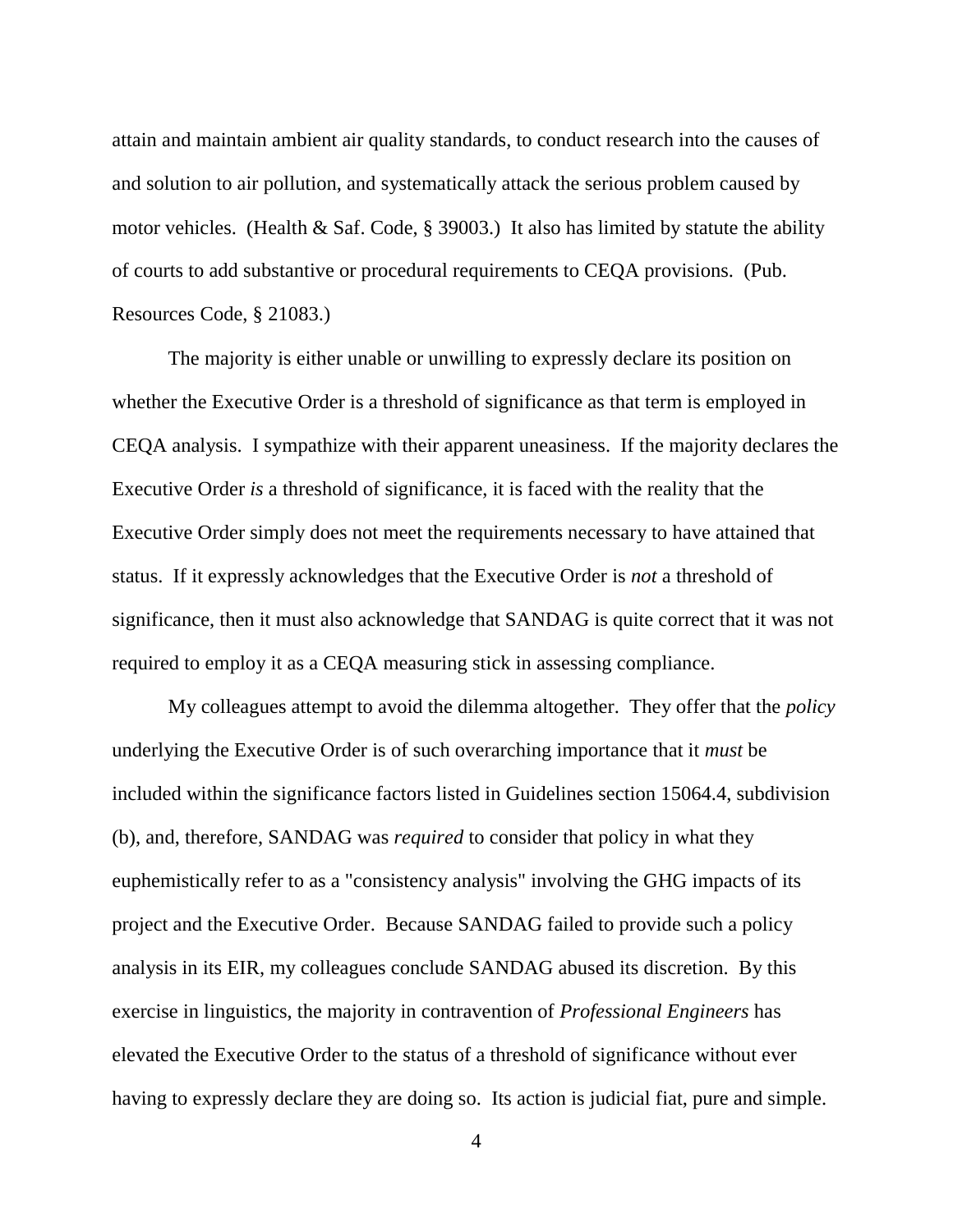attain and maintain ambient air quality standards, to conduct research into the causes of and solution to air pollution, and systematically attack the serious problem caused by motor vehicles. (Health & Saf. Code, § 39003.) It also has limited by statute the ability of courts to add substantive or procedural requirements to CEQA provisions. (Pub. Resources Code, § 21083.)

The majority is either unable or unwilling to expressly declare its position on whether the Executive Order is a threshold of significance as that term is employed in CEQA analysis. I sympathize with their apparent uneasiness. If the majority declares the Executive Order *is* a threshold of significance, it is faced with the reality that the Executive Order simply does not meet the requirements necessary to have attained that status. If it expressly acknowledges that the Executive Order is *not* a threshold of significance, then it must also acknowledge that SANDAG is quite correct that it was not required to employ it as a CEQA measuring stick in assessing compliance.

My colleagues attempt to avoid the dilemma altogether. They offer that the *policy* underlying the Executive Order is of such overarching importance that it *must* be included within the significance factors listed in Guidelines section 15064.4, subdivision (b), and, therefore, SANDAG was *required* to consider that policy in what they euphemistically refer to as a "consistency analysis" involving the GHG impacts of its project and the Executive Order. Because SANDAG failed to provide such a policy analysis in its EIR, my colleagues conclude SANDAG abused its discretion. By this exercise in linguistics, the majority in contravention of *Professional Engineers* has elevated the Executive Order to the status of a threshold of significance without ever having to expressly declare they are doing so. Its action is judicial fiat, pure and simple.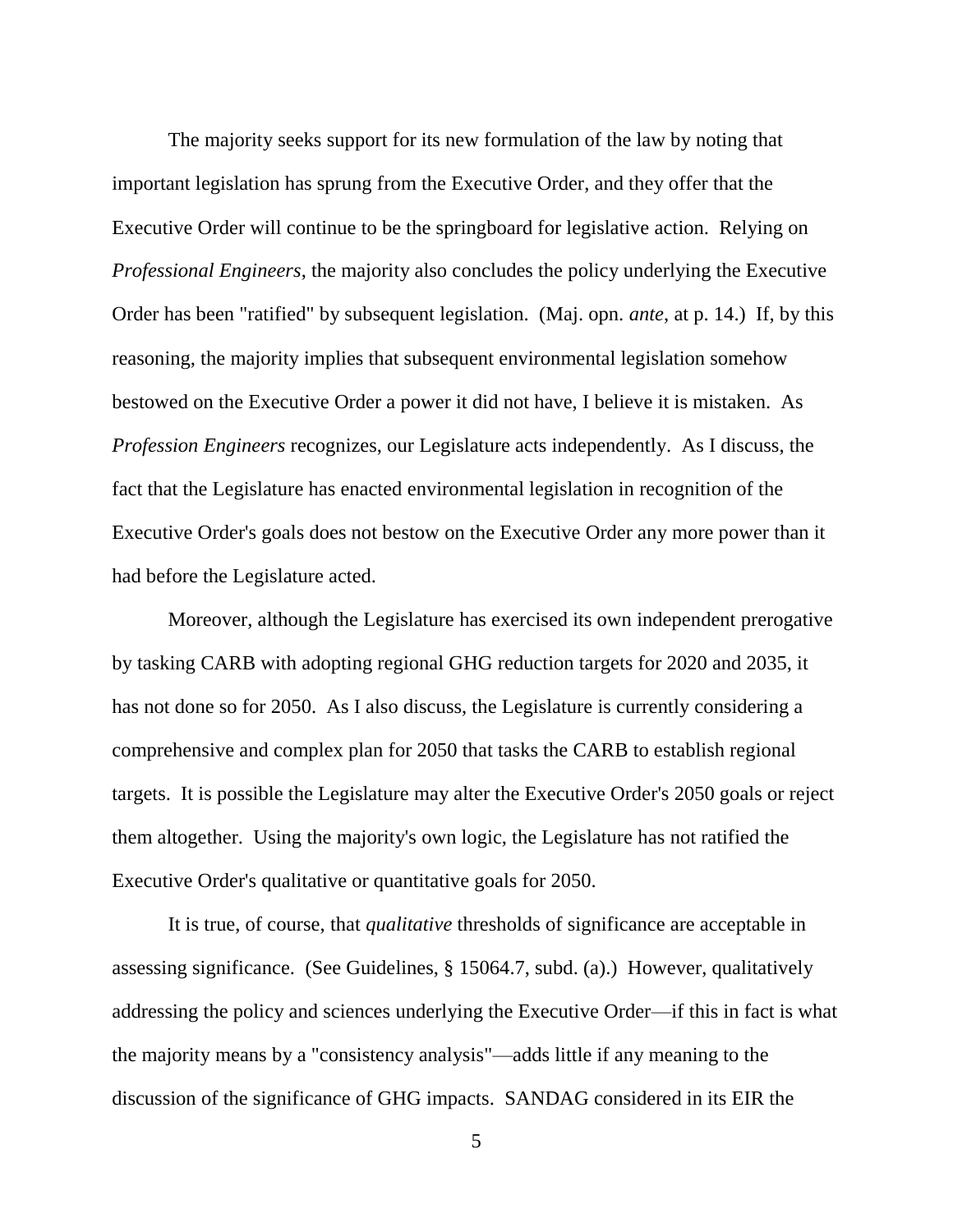The majority seeks support for its new formulation of the law by noting that important legislation has sprung from the Executive Order, and they offer that the Executive Order will continue to be the springboard for legislative action. Relying on *Professional Engineers*, the majority also concludes the policy underlying the Executive Order has been "ratified" by subsequent legislation. (Maj. opn. *ante*, at p. 14.) If, by this reasoning, the majority implies that subsequent environmental legislation somehow bestowed on the Executive Order a power it did not have, I believe it is mistaken. As *Profession Engineers* recognizes, our Legislature acts independently. As I discuss, the fact that the Legislature has enacted environmental legislation in recognition of the Executive Order's goals does not bestow on the Executive Order any more power than it had before the Legislature acted.

Moreover, although the Legislature has exercised its own independent prerogative by tasking CARB with adopting regional GHG reduction targets for 2020 and 2035, it has not done so for 2050. As I also discuss, the Legislature is currently considering a comprehensive and complex plan for 2050 that tasks the CARB to establish regional targets. It is possible the Legislature may alter the Executive Order's 2050 goals or reject them altogether. Using the majority's own logic, the Legislature has not ratified the Executive Order's qualitative or quantitative goals for 2050.

It is true, of course, that *qualitative* thresholds of significance are acceptable in assessing significance. (See Guidelines, § 15064.7, subd. (a).) However, qualitatively addressing the policy and sciences underlying the Executive Order—if this in fact is what the majority means by a "consistency analysis"—adds little if any meaning to the discussion of the significance of GHG impacts. SANDAG considered in its EIR the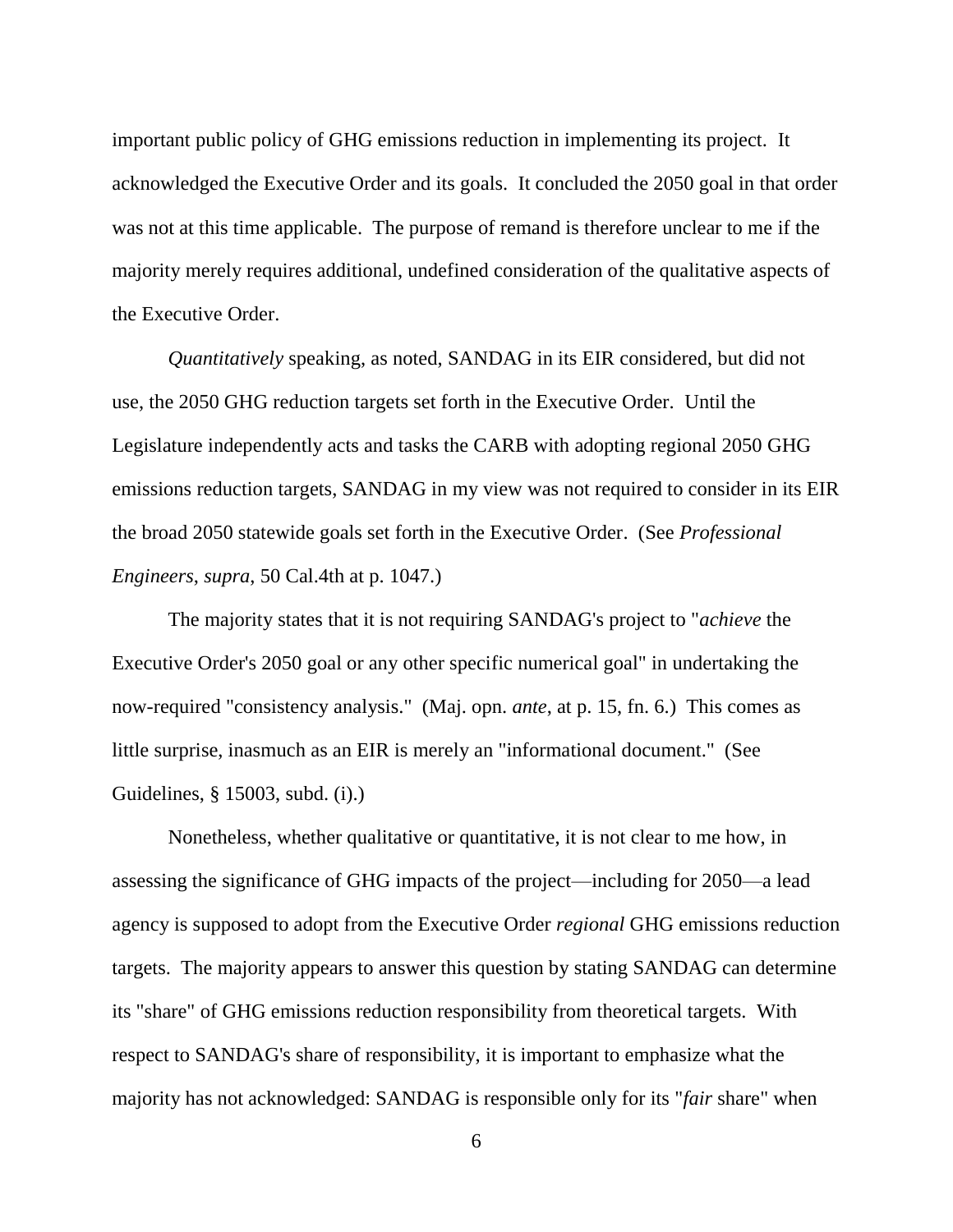important public policy of GHG emissions reduction in implementing its project. It acknowledged the Executive Order and its goals. It concluded the 2050 goal in that order was not at this time applicable. The purpose of remand is therefore unclear to me if the majority merely requires additional, undefined consideration of the qualitative aspects of the Executive Order.

*Quantitatively* speaking, as noted, SANDAG in its EIR considered, but did not use, the 2050 GHG reduction targets set forth in the Executive Order. Until the Legislature independently acts and tasks the CARB with adopting regional 2050 GHG emissions reduction targets, SANDAG in my view was not required to consider in its EIR the broad 2050 statewide goals set forth in the Executive Order. (See *Professional Engineers*, *supra*, 50 Cal.4th at p. 1047.)

The majority states that it is not requiring SANDAG's project to "*achieve* the Executive Order's 2050 goal or any other specific numerical goal" in undertaking the now-required "consistency analysis." (Maj. opn. *ante*, at p. 15, fn. 6.) This comes as little surprise, inasmuch as an EIR is merely an "informational document." (See Guidelines, § 15003, subd. (i).)

Nonetheless, whether qualitative or quantitative, it is not clear to me how, in assessing the significance of GHG impacts of the project—including for 2050—a lead agency is supposed to adopt from the Executive Order *regional* GHG emissions reduction targets. The majority appears to answer this question by stating SANDAG can determine its "share" of GHG emissions reduction responsibility from theoretical targets. With respect to SANDAG's share of responsibility, it is important to emphasize what the majority has not acknowledged: SANDAG is responsible only for its "*fair* share" when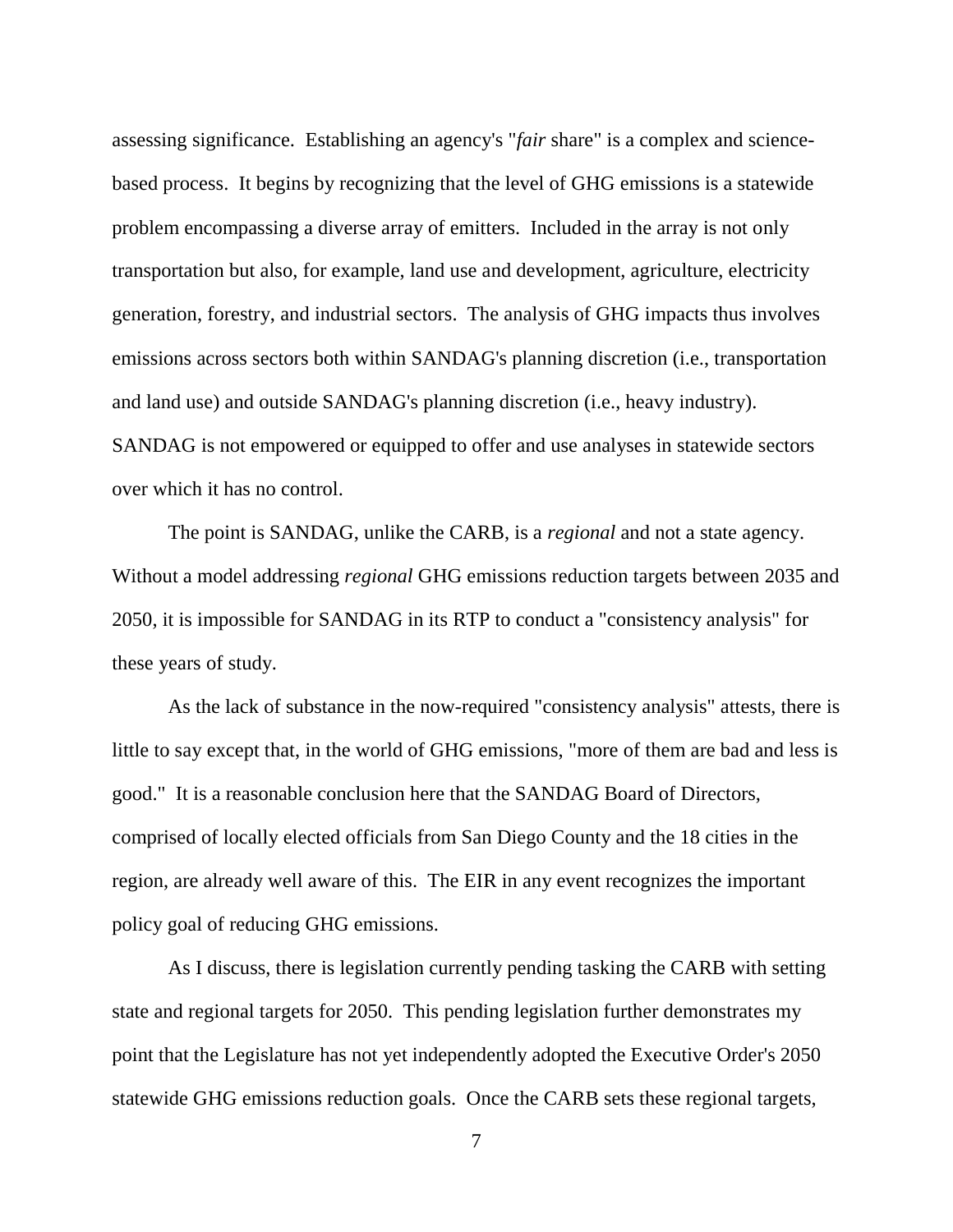assessing significance. Establishing an agency's "*fair* share" is a complex and science-based process. It begins by recognizing that the level of GHG emissions is a statewide problem encompassing a diverse array of emitters. Included in the array is not only transportation but also, for example, land use and development, agriculture, electricity generation, forestry, and industrial sectors. The analysis of GHG impacts thus involves emissions across sectors both within SANDAG's planning discretion (i.e., transportation and land use) and outside SANDAG's planning discretion (i.e., heavy industry). SANDAG is not empowered or equipped to offer and use analyses in statewide sectors over which it has no control.

The point is SANDAG, unlike the CARB, is a *regional* and not a state agency. Without a model addressing *regional* GHG emissions reduction targets between 2035 and 2050, it is impossible for SANDAG in its RTP to conduct a "consistency analysis" for these years of study.

As the lack of substance in the now-required "consistency analysis" attests, there is little to say except that, in the world of GHG emissions, "more of them are bad and less is good." It is a reasonable conclusion here that the SANDAG Board of Directors, comprised of locally elected officials from San Diego County and the 18 cities in the region, are already well aware of this. The EIR in any event recognizes the important policy goal of reducing GHG emissions.

As I discuss, there is legislation currently pending tasking the CARB with setting state and regional targets for 2050. This pending legislation further demonstrates my point that the Legislature has not yet independently adopted the Executive Order's 2050 statewide GHG emissions reduction goals. Once the CARB sets these regional targets,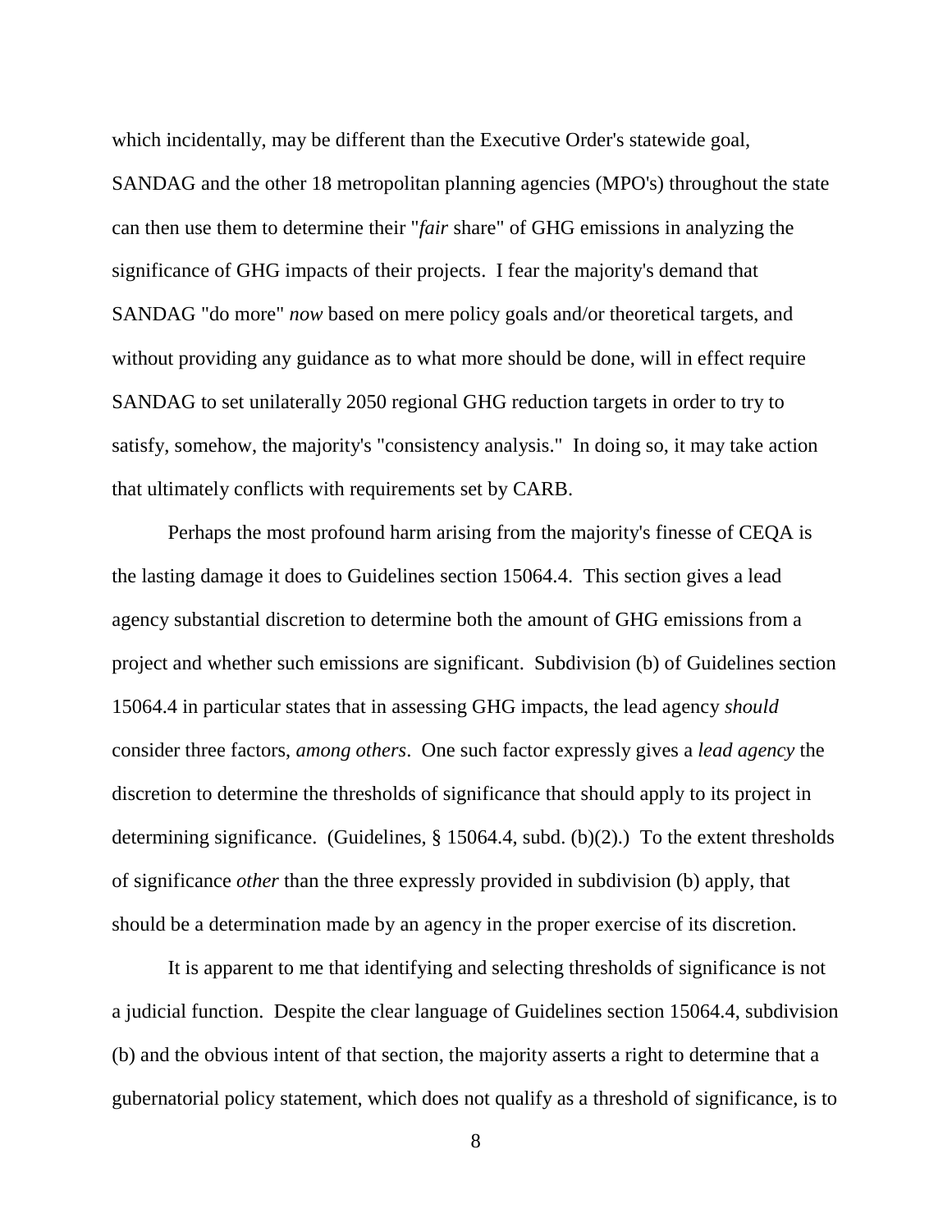which incidentally, may be different than the Executive Order's statewide goal, SANDAG and the other 18 metropolitan planning agencies (MPO's) throughout the state can then use them to determine their "*fair* share" of GHG emissions in analyzing the significance of GHG impacts of their projects. I fear the majority's demand that SANDAG "do more" *now* based on mere policy goals and/or theoretical targets, and without providing any guidance as to what more should be done, will in effect require SANDAG to set unilaterally 2050 regional GHG reduction targets in order to try to satisfy, somehow, the majority's "consistency analysis." In doing so, it may take action that ultimately conflicts with requirements set by CARB.

Perhaps the most profound harm arising from the majority's finesse of CEQA is the lasting damage it does to Guidelines section 15064.4. This section gives a lead agency substantial discretion to determine both the amount of GHG emissions from a project and whether such emissions are significant. Subdivision (b) of Guidelines section 15064.4 in particular states that in assessing GHG impacts, the lead agency *should* consider three factors, *among others*. One such factor expressly gives a *lead agency* the discretion to determine the thresholds of significance that should apply to its project in determining significance. (Guidelines, § 15064.4, subd. (b)(2).) To the extent thresholds of significance *other* than the three expressly provided in subdivision (b) apply, that should be a determination made by an agency in the proper exercise of its discretion.

It is apparent to me that identifying and selecting thresholds of significance is not a judicial function. Despite the clear language of Guidelines section 15064.4, subdivision (b) and the obvious intent of that section, the majority asserts a right to determine that a gubernatorial policy statement, which does not qualify as a threshold of significance, is to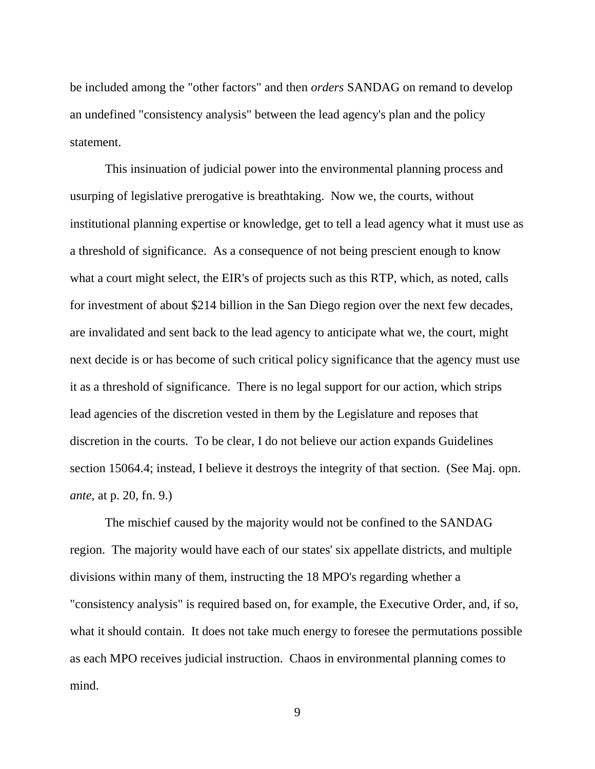be included among the "other factors" and then *orders* SANDAG on remand to develop an undefined "consistency analysis" between the lead agency's plan and the policy statement.

This insinuation of judicial power into the environmental planning process and usurping of legislative prerogative is breathtaking. Now we, the courts, without institutional planning expertise or knowledge, get to tell a lead agency what it must use as a threshold of significance. As a consequence of not being prescient enough to know what a court might select, the EIR's of projects such as this RTP, which, as noted, calls for investment of about $214 billion in the San Diego region over the next few decades, are invalidated and sent back to the lead agency to anticipate what we, the court, might next decide is or has become of such critical policy significance that the agency must use it as a threshold of significance. There is no legal support for our action, which strips lead agencies of the discretion vested in them by the Legislature and reposes that discretion in the courts. To be clear, I do not believe our action expands Guidelines section 15064.4; instead, I believe it destroys the integrity of that section. (See Maj. opn. *ante*, at p. 20, fn. 9.)

The mischief caused by the majority would not be confined to the SANDAG region. The majority would have each of our states' six appellate districts, and multiple divisions within many of them, instructing the 18 MPO's regarding whether a "consistency analysis" is required based on, for example, the Executive Order, and, if so, what it should contain. It does not take much energy to foresee the permutations possible as each MPO receives judicial instruction. Chaos in environmental planning comes to mind.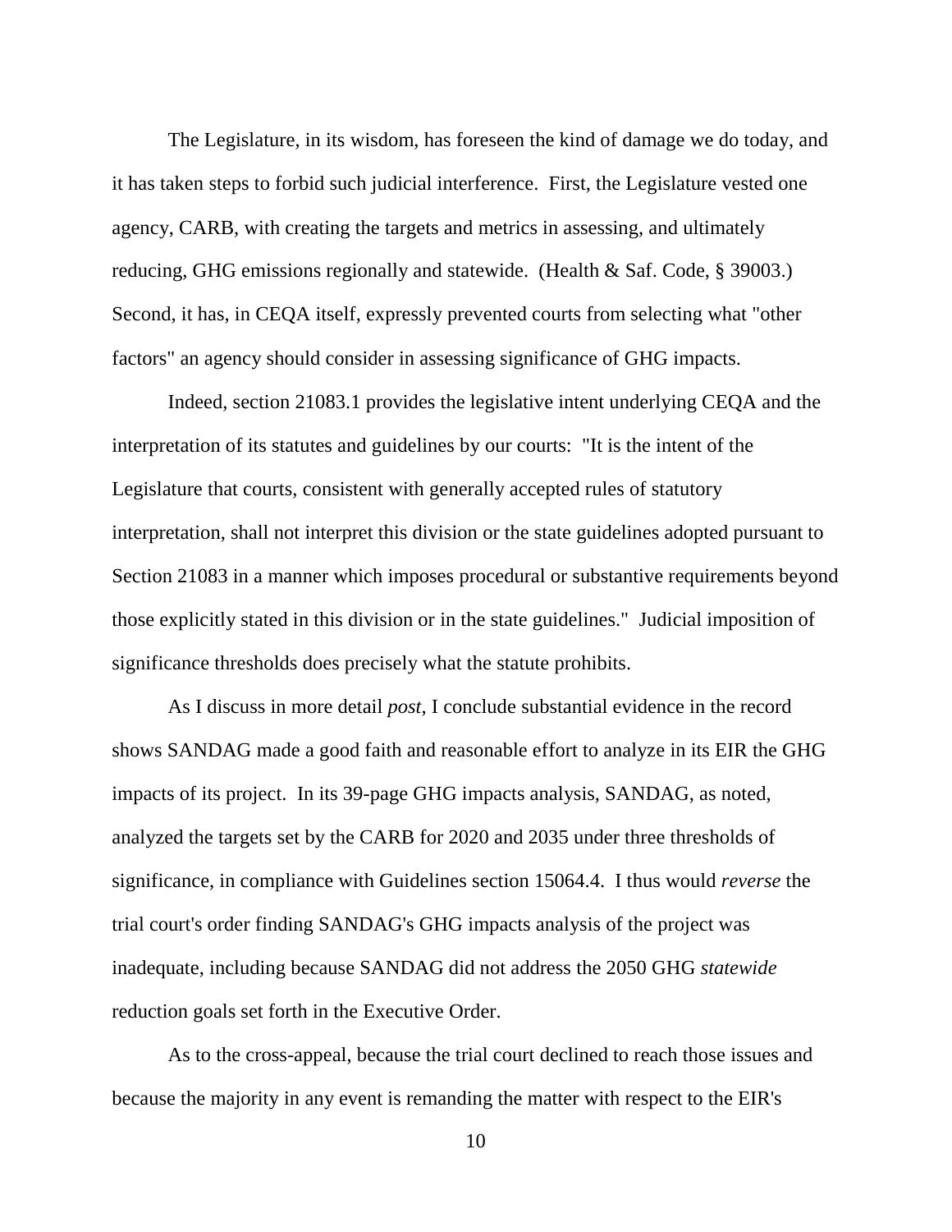The Legislature, in its wisdom, has foreseen the kind of damage we do today, and it has taken steps to forbid such judicial interference. First, the Legislature vested one agency, CARB, with creating the targets and metrics in assessing, and ultimately reducing, GHG emissions regionally and statewide. (Health & Saf. Code, § 39003.) Second, it has, in CEQA itself, expressly prevented courts from selecting what "other factors" an agency should consider in assessing significance of GHG impacts.

Indeed, section 21083.1 provides the legislative intent underlying CEQA and the interpretation of its statutes and guidelines by our courts: "It is the intent of the Legislature that courts, consistent with generally accepted rules of statutory interpretation, shall not interpret this division or the state guidelines adopted pursuant to Section 21083 in a manner which imposes procedural or substantive requirements beyond those explicitly stated in this division or in the state guidelines." Judicial imposition of significance thresholds does precisely what the statute prohibits.

As I discuss in more detail *post*, I conclude substantial evidence in the record shows SANDAG made a good faith and reasonable effort to analyze in its EIR the GHG impacts of its project. In its 39-page GHG impacts analysis, SANDAG, as noted, analyzed the targets set by the CARB for 2020 and 2035 under three thresholds of significance, in compliance with Guidelines section 15064.4. I thus would *reverse* the trial court's order finding SANDAG's GHG impacts analysis of the project was inadequate, including because SANDAG did not address the 2050 GHG *statewide* reduction goals set forth in the Executive Order.

As to the cross-appeal, because the trial court declined to reach those issues and because the majority in any event is remanding the matter with respect to the EIR's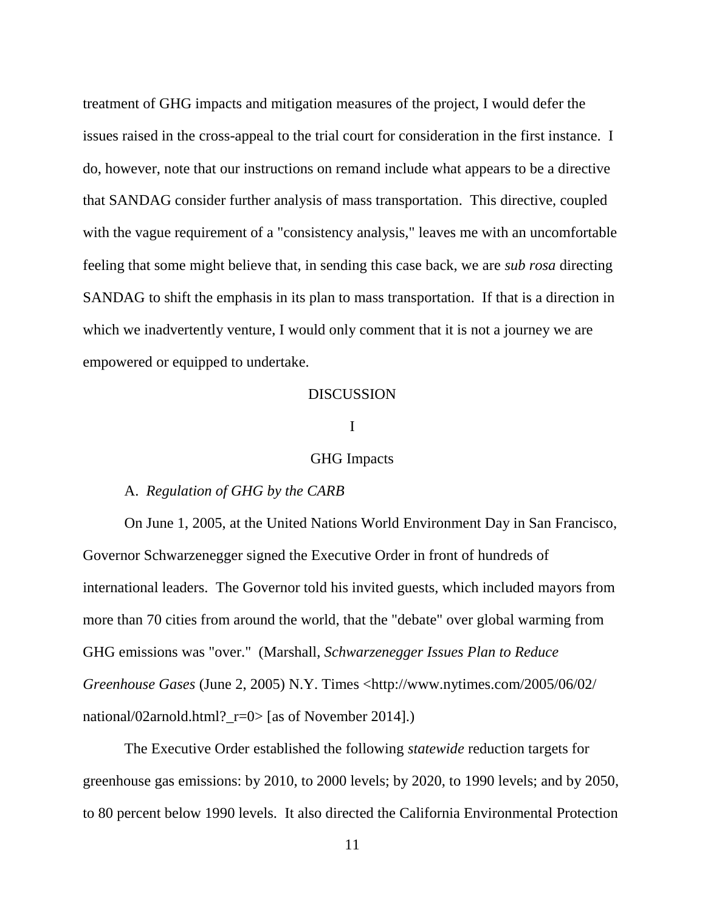treatment of GHG impacts and mitigation measures of the project, I would defer the issues raised in the cross-appeal to the trial court for consideration in the first instance. I do, however, note that our instructions on remand include what appears to be a directive that SANDAG consider further analysis of mass transportation. This directive, coupled with the vague requirement of a "consistency analysis," leaves me with an uncomfortable feeling that some might believe that, in sending this case back, we are *sub rosa* directing SANDAG to shift the emphasis in its plan to mass transportation. If that is a direction in which we inadvertently venture, I would only comment that it is not a journey we are empowered or equipped to undertake.

## DISCUSSION

### I

### GHG Impacts

A. *Regulation of GHG by the CARB*

On June 1, 2005, at the United Nations World Environment Day in San Francisco, Governor Schwarzenegger signed the Executive Order in front of hundreds of international leaders. The Governor told his invited guests, which included mayors from more than 70 cities from around the world, that the "debate" over global warming from GHG emissions was "over." (Marshall, *Schwarzenegger Issues Plan to Reduce Greenhouse Gases* (June 2, 2005) N.Y. Times <http://www.nytimes.com/2005/06/02/national/02arnold.html?_r=0> [as of November 2014].)

The Executive Order established the following *statewide* reduction targets for greenhouse gas emissions: by 2010, to 2000 levels; by 2020, to 1990 levels; and by 2050, to 80 percent below 1990 levels. It also directed the California Environmental Protection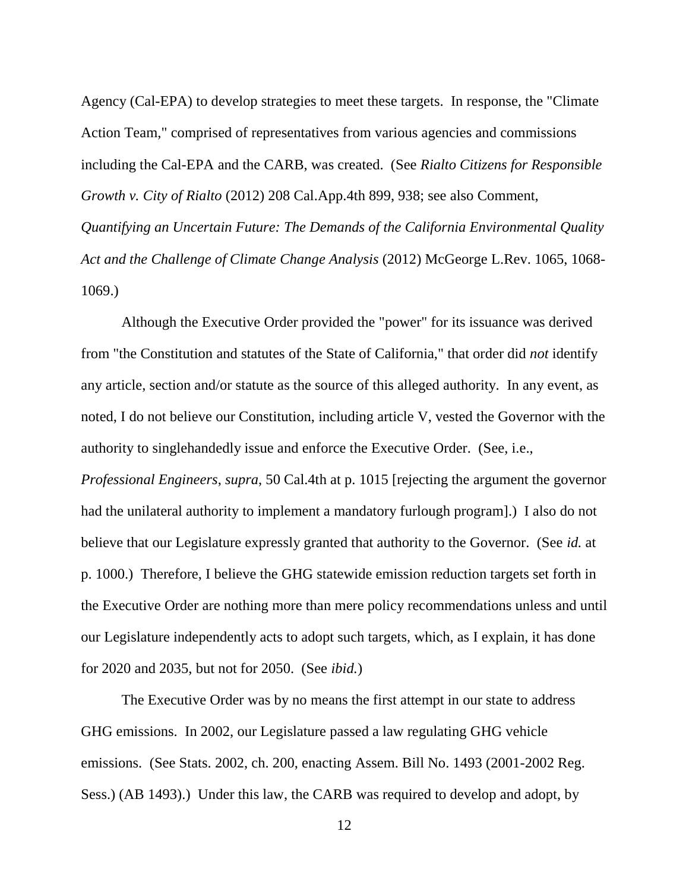Agency (Cal-EPA) to develop strategies to meet these targets. In response, the "Climate Action Team," comprised of representatives from various agencies and commissions including the Cal-EPA and the CARB, was created. (See *Rialto Citizens for Responsible Growth v. City of Rialto* (2012) 208 Cal.App.4th 899, 938; see also Comment, *Quantifying an Uncertain Future: The Demands of the California Environmental Quality Act and the Challenge of Climate Change Analysis* (2012) McGeorge L.Rev. 1065, 1068-1069.)

Although the Executive Order provided the "power" for its issuance was derived from "the Constitution and statutes of the State of California," that order did *not* identify any article, section and/or statute as the source of this alleged authority. In any event, as noted, I do not believe our Constitution, including article V, vested the Governor with the authority to singlehandedly issue and enforce the Executive Order. (See, i.e., *Professional Engineers*, *supra*, 50 Cal.4th at p. 1015 [rejecting the argument the governor had the unilateral authority to implement a mandatory furlough program].) I also do not believe that our Legislature expressly granted that authority to the Governor. (See *id.* at p. 1000.) Therefore, I believe the GHG statewide emission reduction targets set forth in the Executive Order are nothing more than mere policy recommendations unless and until our Legislature independently acts to adopt such targets, which, as I explain, it has done for 2020 and 2035, but not for 2050. (See *ibid.*)

The Executive Order was by no means the first attempt in our state to address GHG emissions. In 2002, our Legislature passed a law regulating GHG vehicle emissions. (See Stats. 2002, ch. 200, enacting Assem. Bill No. 1493 (2001-2002 Reg. Sess.) (AB 1493).) Under this law, the CARB was required to develop and adopt, by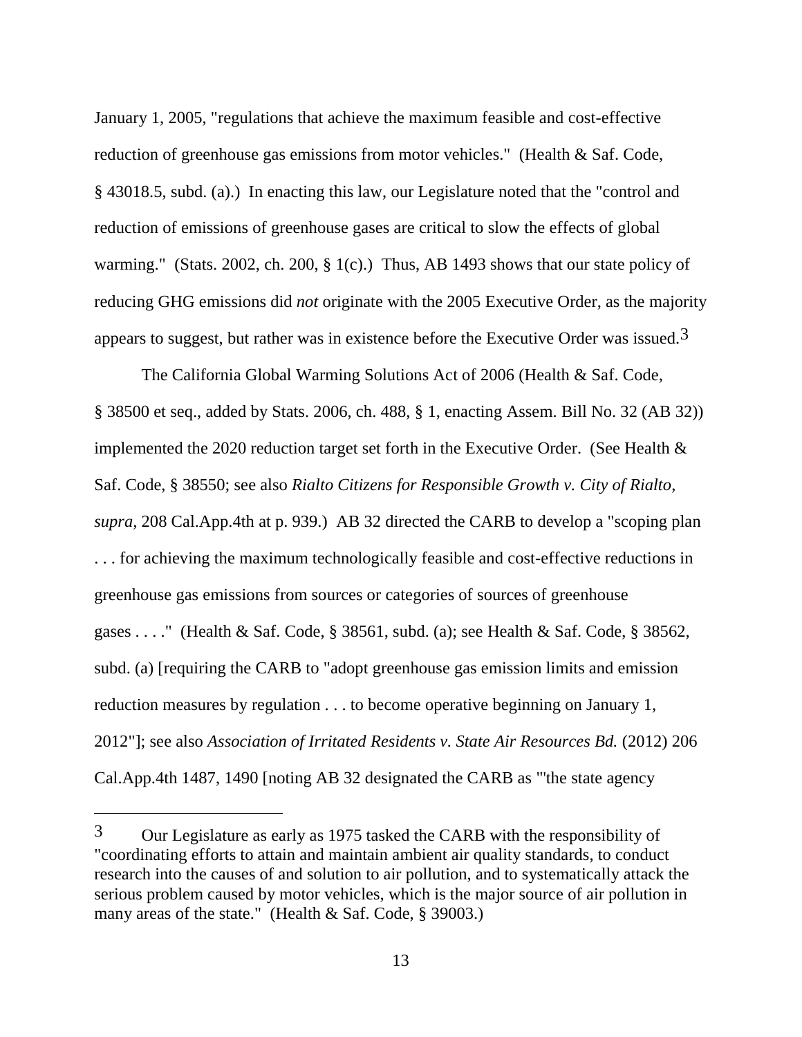January 1, 2005, "regulations that achieve the maximum feasible and cost-effective reduction of greenhouse gas emissions from motor vehicles." (Health & Saf. Code, § 43018.5, subd. (a).) In enacting this law, our Legislature noted that the "control and reduction of emissions of greenhouse gases are critical to slow the effects of global warming." (Stats. 2002, ch. 200, § 1(c).) Thus, AB 1493 shows that our state policy of reducing GHG emissions did *not* originate with the 2005 Executive Order, as the majority appears to suggest, but rather was in existence before the Executive Order was issued.[3]

The California Global Warming Solutions Act of 2006 (Health & Saf. Code, § 38500 et seq., added by Stats. 2006, ch. 488, § 1, enacting Assem. Bill No. 32 (AB 32)) implemented the 2020 reduction target set forth in the Executive Order. (See Health & Saf. Code, § 38550; see also *Rialto Citizens for Responsible Growth v. City of Rialto*, *supra*, 208 Cal.App.4th at p. 939.) AB 32 directed the CARB to develop a "scoping plan . . . for achieving the maximum technologically feasible and cost-effective reductions in greenhouse gas emissions from sources or categories of sources of greenhouse gases . . . ." (Health & Saf. Code, § 38561, subd. (a); see Health & Saf. Code, § 38562, subd. (a) [requiring the CARB to "adopt greenhouse gas emission limits and emission reduction measures by regulation . . . to become operative beginning on January 1, 2012"]; see also *Association of Irritated Residents v. State Air Resources Bd.* (2012) 206 Cal.App.4th 1487, 1490 [noting AB 32 designated the CARB as "'the state agency

---

[3] Our Legislature as early as 1975 tasked the CARB with the responsibility of "coordinating efforts to attain and maintain ambient air quality standards, to conduct research into the causes of and solution to air pollution, and to systematically attack the serious problem caused by motor vehicles, which is the major source of air pollution in many areas of the state." (Health & Saf. Code, § 39003.)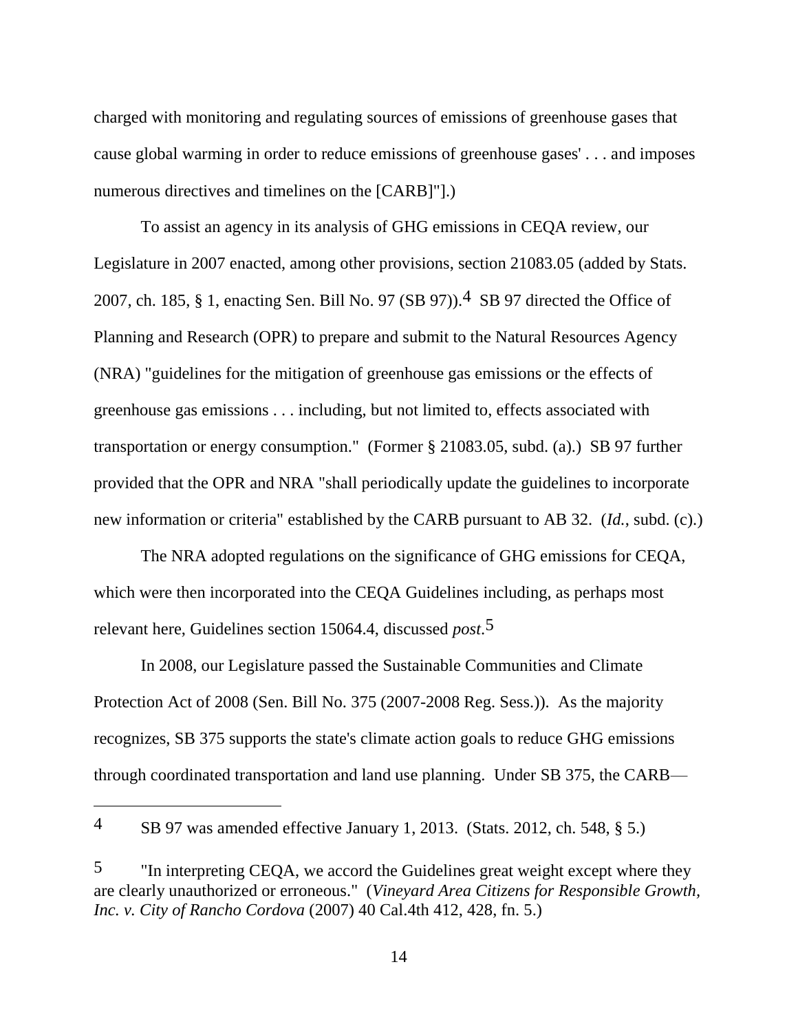charged with monitoring and regulating sources of emissions of greenhouse gases that cause global warming in order to reduce emissions of greenhouse gases' . . . and imposes numerous directives and timelines on the [CARB]"].)

To assist an agency in its analysis of GHG emissions in CEQA review, our Legislature in 2007 enacted, among other provisions, section 21083.05 (added by Stats. 2007, ch. 185, § 1, enacting Sen. Bill No. 97 (SB 97)).[4] SB 97 directed the Office of Planning and Research (OPR) to prepare and submit to the Natural Resources Agency (NRA) "guidelines for the mitigation of greenhouse gas emissions or the effects of greenhouse gas emissions . . . including, but not limited to, effects associated with transportation or energy consumption." (Former § 21083.05, subd. (a).) SB 97 further provided that the OPR and NRA "shall periodically update the guidelines to incorporate new information or criteria" established by the CARB pursuant to AB 32. (*Id.*, subd. (c).)

The NRA adopted regulations on the significance of GHG emissions for CEQA, which were then incorporated into the CEQA Guidelines including, as perhaps most relevant here, Guidelines section 15064.4, discussed *post*.[5]

In 2008, our Legislature passed the Sustainable Communities and Climate Protection Act of 2008 (Sen. Bill No. 375 (2007-2008 Reg. Sess.)). As the majority recognizes, SB 375 supports the state's climate action goals to reduce GHG emissions through coordinated transportation and land use planning. Under SB 375, the CARB—

---

[4] SB 97 was amended effective January 1, 2013. (Stats. 2012, ch. 548, § 5.)

[5] "In interpreting CEQA, we accord the Guidelines great weight except where they are clearly unauthorized or erroneous." (*Vineyard Area Citizens for Responsible Growth, Inc. v. City of Rancho Cordova* (2007) 40 Cal.4th 412, 428, fn. 5.)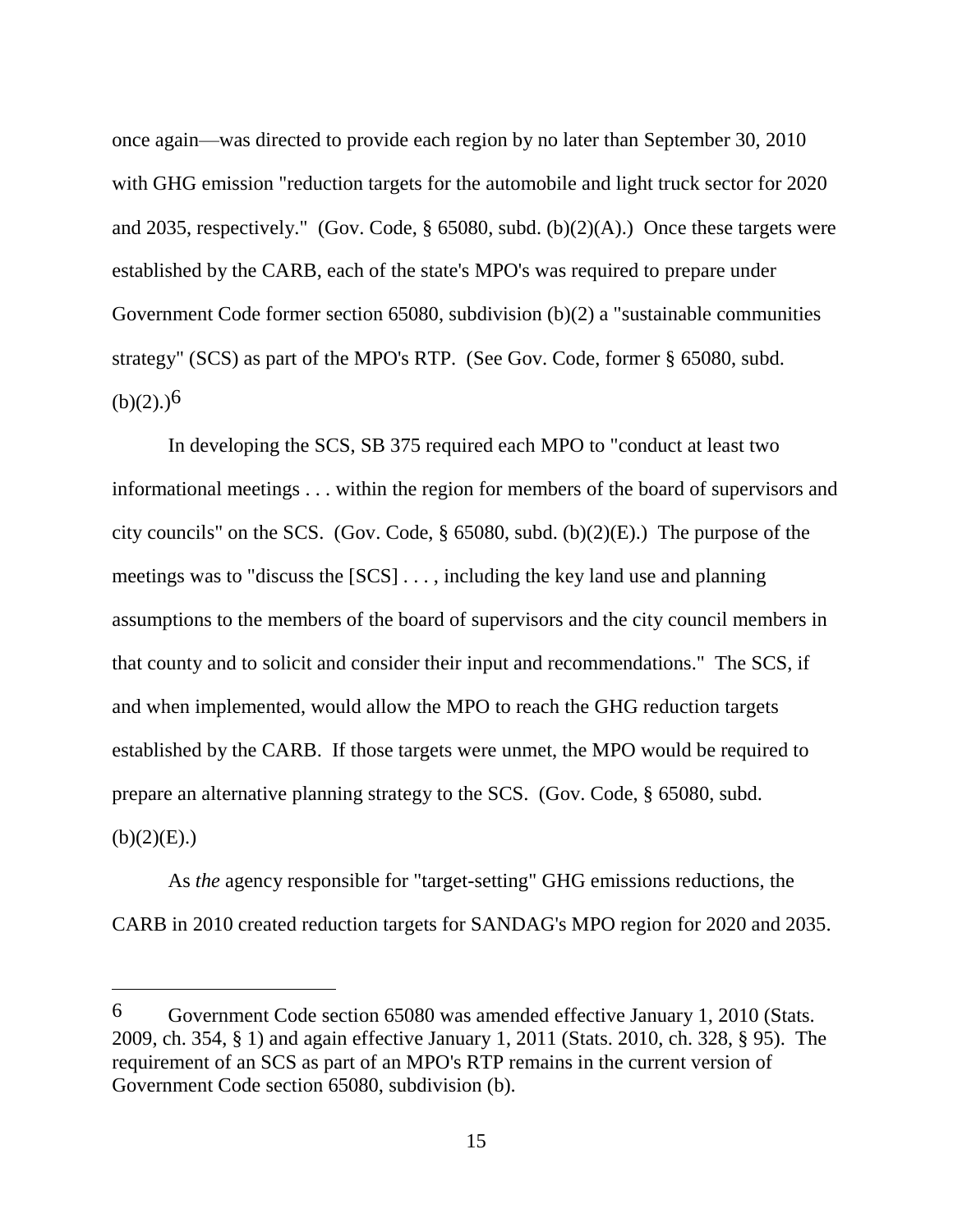once again—was directed to provide each region by no later than September 30, 2010 with GHG emission "reduction targets for the automobile and light truck sector for 2020 and 2035, respectively." (Gov. Code, § 65080, subd. (b)(2)(A).) Once these targets were established by the CARB, each of the state's MPO's was required to prepare under Government Code former section 65080, subdivision (b)(2) a "sustainable communities strategy" (SCS) as part of the MPO's RTP. (See Gov. Code, former § 65080, subd. (b)(2).)[6]

In developing the SCS, SB 375 required each MPO to "conduct at least two informational meetings . . . within the region for members of the board of supervisors and city councils" on the SCS. (Gov. Code, § 65080, subd. (b)(2)(E).) The purpose of the meetings was to "discuss the [SCS] . . . , including the key land use and planning assumptions to the members of the board of supervisors and the city council members in that county and to solicit and consider their input and recommendations." The SCS, if and when implemented, would allow the MPO to reach the GHG reduction targets established by the CARB. If those targets were unmet, the MPO would be required to prepare an alternative planning strategy to the SCS. (Gov. Code, § 65080, subd. (b)(2)(E).)

As *the* agency responsible for "target-setting" GHG emissions reductions, the CARB in 2010 created reduction targets for SANDAG's MPO region for 2020 and 2035.

---

[6] Government Code section 65080 was amended effective January 1, 2010 (Stats. 2009, ch. 354, § 1) and again effective January 1, 2011 (Stats. 2010, ch. 328, § 95). The requirement of an SCS as part of an MPO's RTP remains in the current version of Government Code section 65080, subdivision (b).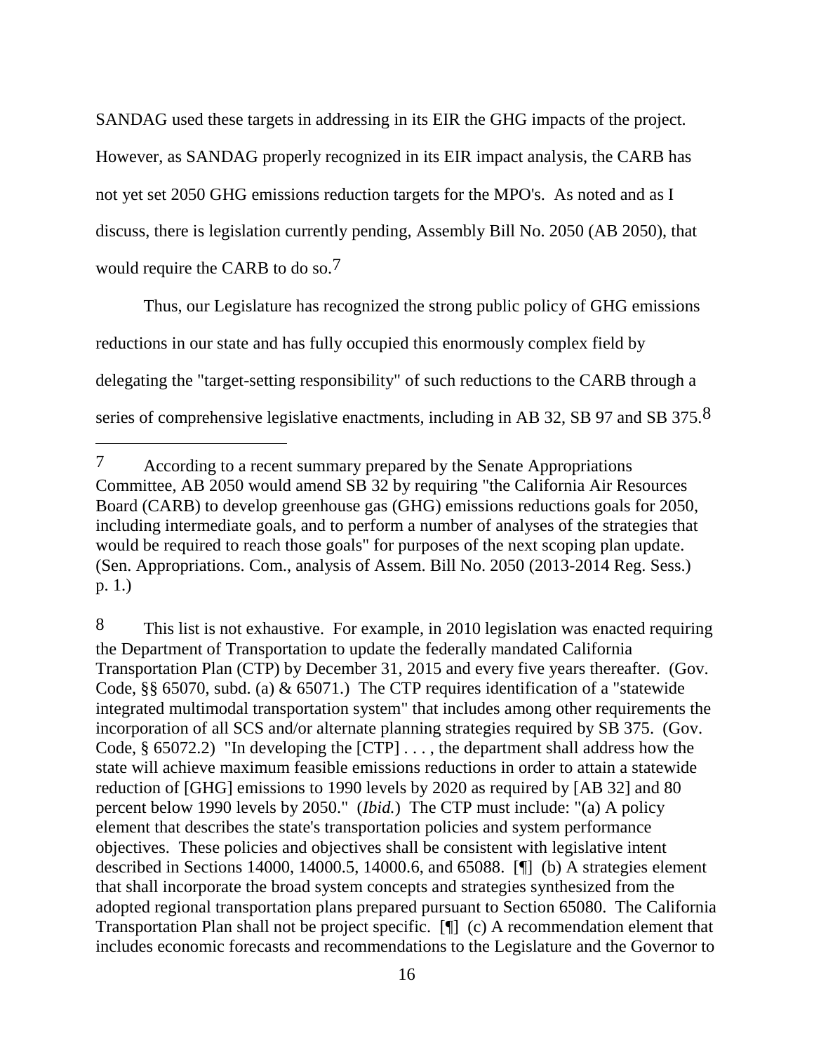SANDAG used these targets in addressing in its EIR the GHG impacts of the project. However, as SANDAG properly recognized in its EIR impact analysis, the CARB has not yet set 2050 GHG emissions reduction targets for the MPO's. As noted and as I discuss, there is legislation currently pending, Assembly Bill No. 2050 (AB 2050), that would require the CARB to do so.[7]

Thus, our Legislature has recognized the strong public policy of GHG emissions reductions in our state and has fully occupied this enormously complex field by delegating the "target-setting responsibility" of such reductions to the CARB through a series of comprehensive legislative enactments, including in AB 32, SB 97 and SB 375.[8]

---

[7] According to a recent summary prepared by the Senate Appropriations Committee, AB 2050 would amend SB 32 by requiring "the California Air Resources Board (CARB) to develop greenhouse gas (GHG) emissions reductions goals for 2050, including intermediate goals, and to perform a number of analyses of the strategies that would be required to reach those goals" for purposes of the next scoping plan update. (Sen. Appropriations. Com., analysis of Assem. Bill No. 2050 (2013-2014 Reg. Sess.) p. 1.)

[8] This list is not exhaustive. For example, in 2010 legislation was enacted requiring the Department of Transportation to update the federally mandated California Transportation Plan (CTP) by December 31, 2015 and every five years thereafter. (Gov. Code, §§ 65070, subd. (a) & 65071.) The CTP requires identification of a "statewide integrated multimodal transportation system" that includes among other requirements the incorporation of all SCS and/or alternate planning strategies required by SB 375. (Gov. Code, § 65072.2) "In developing the [CTP] . . . , the department shall address how the state will achieve maximum feasible emissions reductions in order to attain a statewide reduction of [GHG] emissions to 1990 levels by 2020 as required by [AB 32] and 80 percent below 1990 levels by 2050." (*Ibid.*) The CTP must include: "(a) A policy element that describes the state's transportation policies and system performance objectives. These policies and objectives shall be consistent with legislative intent described in Sections 14000, 14000.5, 14000.6, and 65088. [¶] (b) A strategies element that shall incorporate the broad system concepts and strategies synthesized from the adopted regional transportation plans prepared pursuant to Section 65080. The California Transportation Plan shall not be project specific. [¶] (c) A recommendation element that includes economic forecasts and recommendations to the Legislature and the Governor to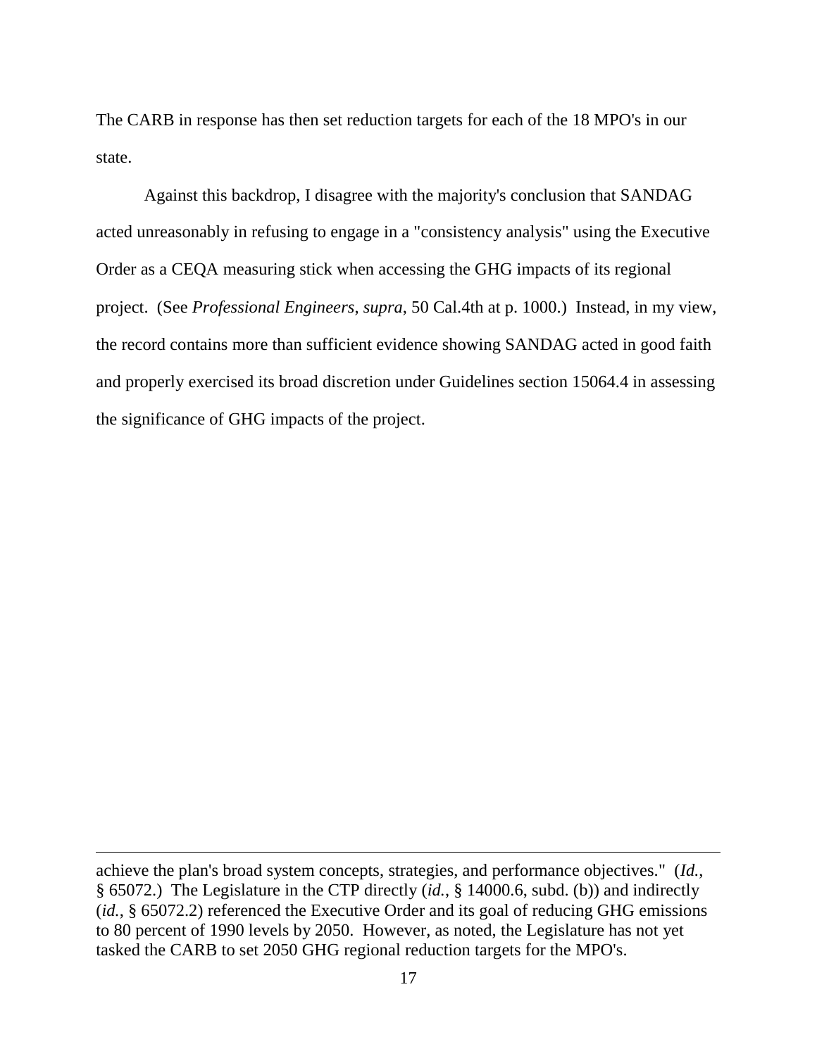The CARB in response has then set reduction targets for each of the 18 MPO's in our state.

Against this backdrop, I disagree with the majority's conclusion that SANDAG acted unreasonably in refusing to engage in a "consistency analysis" using the Executive Order as a CEQA measuring stick when accessing the GHG impacts of its regional project. (See *Professional Engineers*, *supra*, 50 Cal.4th at p. 1000.) Instead, in my view, the record contains more than sufficient evidence showing SANDAG acted in good faith and properly exercised its broad discretion under Guidelines section 15064.4 in assessing the significance of GHG impacts of the project.

---

achieve the plan's broad system concepts, strategies, and performance objectives." (*Id.*, § 65072.) The Legislature in the CTP directly (*id.*, § 14000.6, subd. (b)) and indirectly (*id.*, § 65072.2) referenced the Executive Order and its goal of reducing GHG emissions to 80 percent of 1990 levels by 2050. However, as noted, the Legislature has not yet tasked the CARB to set 2050 GHG regional reduction targets for the MPO's.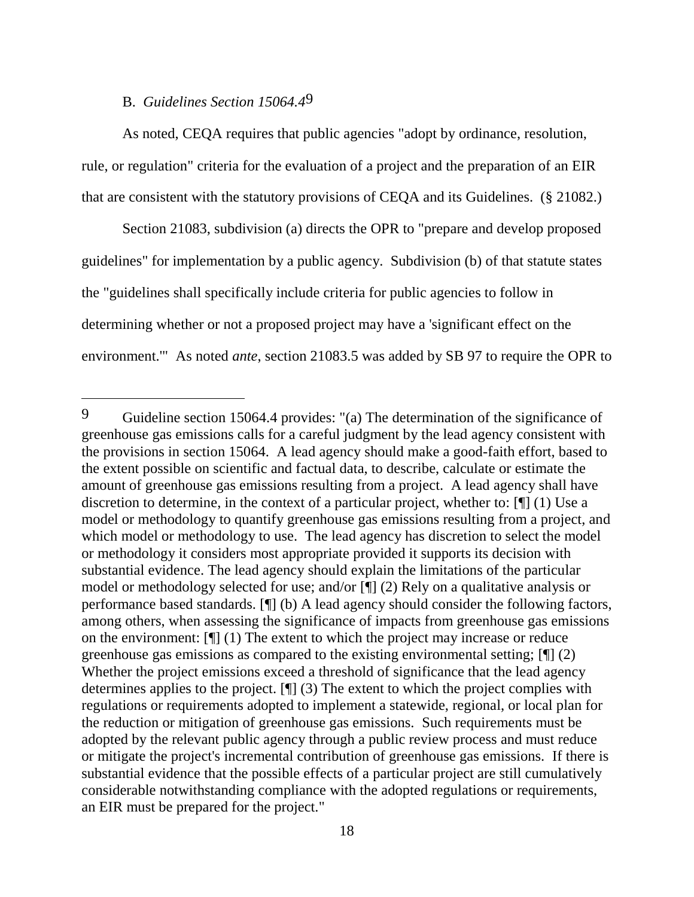B. *Guidelines Section 15064.4*[9]

As noted, CEQA requires that public agencies "adopt by ordinance, resolution, rule, or regulation" criteria for the evaluation of a project and the preparation of an EIR that are consistent with the statutory provisions of CEQA and its Guidelines. (§ 21082.)

Section 21083, subdivision (a) directs the OPR to "prepare and develop proposed guidelines" for implementation by a public agency. Subdivision (b) of that statute states the "guidelines shall specifically include criteria for public agencies to follow in determining whether or not a proposed project may have a 'significant effect on the environment.'" As noted *ante*, section 21083.5 was added by SB 97 to require the OPR to

---

[9] Guideline section 15064.4 provides: "(a) The determination of the significance of greenhouse gas emissions calls for a careful judgment by the lead agency consistent with the provisions in section 15064. A lead agency should make a good-faith effort, based to the extent possible on scientific and factual data, to describe, calculate or estimate the amount of greenhouse gas emissions resulting from a project. A lead agency shall have discretion to determine, in the context of a particular project, whether to: [¶] (1) Use a model or methodology to quantify greenhouse gas emissions resulting from a project, and which model or methodology to use. The lead agency has discretion to select the model or methodology it considers most appropriate provided it supports its decision with substantial evidence. The lead agency should explain the limitations of the particular model or methodology selected for use; and/or [¶] (2) Rely on a qualitative analysis or performance based standards. [¶] (b) A lead agency should consider the following factors, among others, when assessing the significance of impacts from greenhouse gas emissions on the environment: [¶] (1) The extent to which the project may increase or reduce greenhouse gas emissions as compared to the existing environmental setting; [¶] (2) Whether the project emissions exceed a threshold of significance that the lead agency determines applies to the project. [¶] (3) The extent to which the project complies with regulations or requirements adopted to implement a statewide, regional, or local plan for the reduction or mitigation of greenhouse gas emissions. Such requirements must be adopted by the relevant public agency through a public review process and must reduce or mitigate the project's incremental contribution of greenhouse gas emissions. If there is substantial evidence that the possible effects of a particular project are still cumulatively considerable notwithstanding compliance with the adopted regulations or requirements, an EIR must be prepared for the project."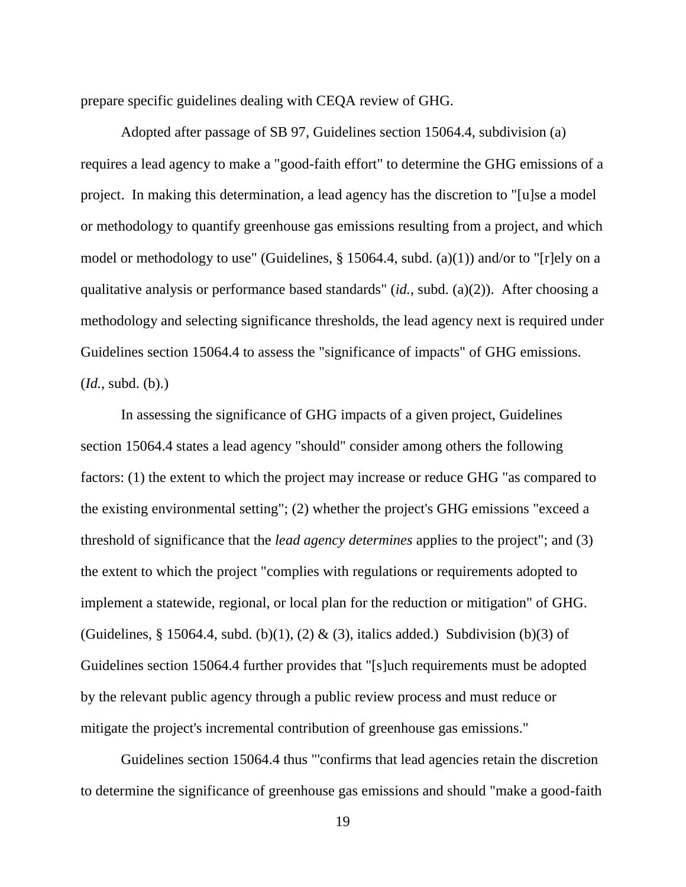prepare specific guidelines dealing with CEQA review of GHG.

Adopted after passage of SB 97, Guidelines section 15064.4, subdivision (a) requires a lead agency to make a "good-faith effort" to determine the GHG emissions of a project. In making this determination, a lead agency has the discretion to "[u]se a model or methodology to quantify greenhouse gas emissions resulting from a project, and which model or methodology to use" (Guidelines, § 15064.4, subd. (a)(1)) and/or to "[r]ely on a qualitative analysis or performance based standards" (*id.*, subd. (a)(2)). After choosing a methodology and selecting significance thresholds, the lead agency next is required under Guidelines section 15064.4 to assess the "significance of impacts" of GHG emissions. (*Id.*, subd. (b).)

In assessing the significance of GHG impacts of a given project, Guidelines section 15064.4 states a lead agency "should" consider among others the following factors: (1) the extent to which the project may increase or reduce GHG "as compared to the existing environmental setting"; (2) whether the project's GHG emissions "exceed a threshold of significance that the *lead agency determines* applies to the project"; and (3) the extent to which the project "complies with regulations or requirements adopted to implement a statewide, regional, or local plan for the reduction or mitigation" of GHG. (Guidelines, § 15064.4, subd. (b)(1), (2) & (3), italics added.) Subdivision (b)(3) of Guidelines section 15064.4 further provides that "[s]uch requirements must be adopted by the relevant public agency through a public review process and must reduce or mitigate the project's incremental contribution of greenhouse gas emissions."

Guidelines section 15064.4 thus "'confirms that lead agencies retain the discretion to determine the significance of greenhouse gas emissions and should "make a good-faith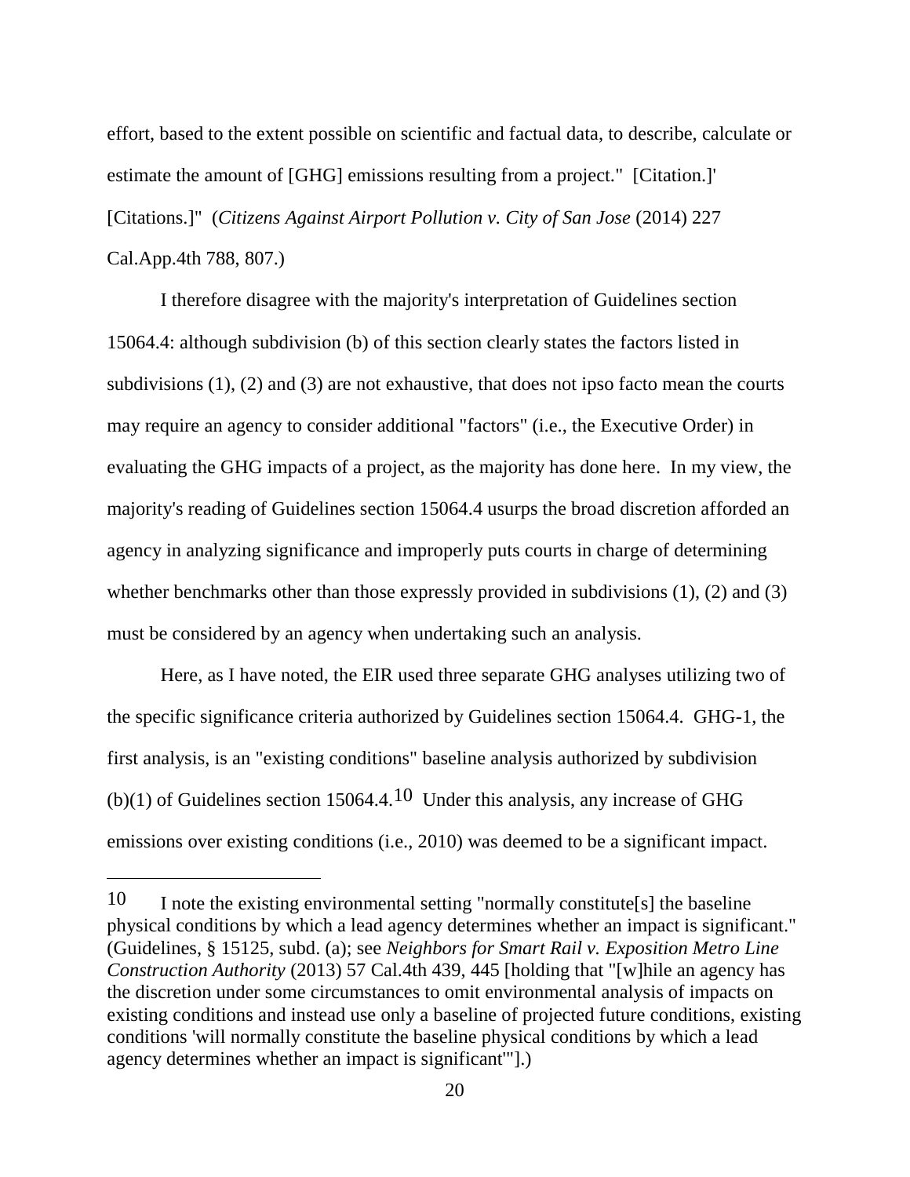effort, based to the extent possible on scientific and factual data, to describe, calculate or estimate the amount of [GHG] emissions resulting from a project." [Citation.]' [Citations.]" (*Citizens Against Airport Pollution v. City of San Jose* (2014) 227 Cal.App.4th 788, 807.)

I therefore disagree with the majority's interpretation of Guidelines section 15064.4: although subdivision (b) of this section clearly states the factors listed in subdivisions (1), (2) and (3) are not exhaustive, that does not ipso facto mean the courts may require an agency to consider additional "factors" (i.e., the Executive Order) in evaluating the GHG impacts of a project, as the majority has done here. In my view, the majority's reading of Guidelines section 15064.4 usurps the broad discretion afforded an agency in analyzing significance and improperly puts courts in charge of determining whether benchmarks other than those expressly provided in subdivisions (1), (2) and (3) must be considered by an agency when undertaking such an analysis.

Here, as I have noted, the EIR used three separate GHG analyses utilizing two of the specific significance criteria authorized by Guidelines section 15064.4. GHG-1, the first analysis, is an "existing conditions" baseline analysis authorized by subdivision (b)(1) of Guidelines section 15064.4.[10] Under this analysis, any increase of GHG emissions over existing conditions (i.e., 2010) was deemed to be a significant impact.

---

[10] I note the existing environmental setting "normally constitute[s] the baseline physical conditions by which a lead agency determines whether an impact is significant." (Guidelines, § 15125, subd. (a); see *Neighbors for Smart Rail v. Exposition Metro Line Construction Authority* (2013) 57 Cal.4th 439, 445 [holding that "[w]hile an agency has the discretion under some circumstances to omit environmental analysis of impacts on existing conditions and instead use only a baseline of projected future conditions, existing conditions 'will normally constitute the baseline physical conditions by which a lead agency determines whether an impact is significant'"].)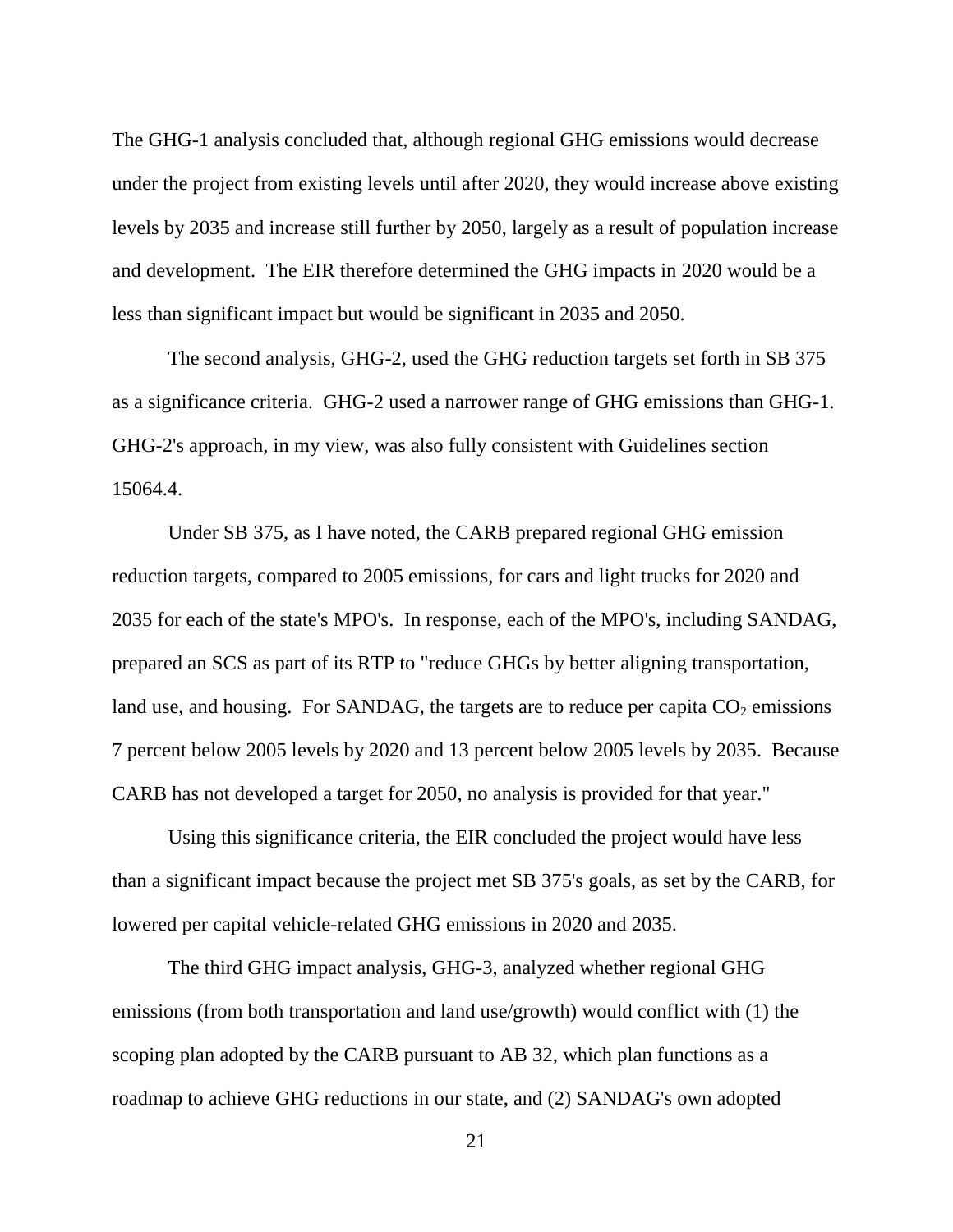The GHG-1 analysis concluded that, although regional GHG emissions would decrease under the project from existing levels until after 2020, they would increase above existing levels by 2035 and increase still further by 2050, largely as a result of population increase and development. The EIR therefore determined the GHG impacts in 2020 would be a less than significant impact but would be significant in 2035 and 2050.

The second analysis, GHG-2, used the GHG reduction targets set forth in SB 375 as a significance criteria. GHG-2 used a narrower range of GHG emissions than GHG-1. GHG-2's approach, in my view, was also fully consistent with Guidelines section 15064.4.

Under SB 375, as I have noted, the CARB prepared regional GHG emission reduction targets, compared to 2005 emissions, for cars and light trucks for 2020 and 2035 for each of the state's MPO's. In response, each of the MPO's, including SANDAG, prepared an SCS as part of its RTP to "reduce GHGs by better aligning transportation, land use, and housing. For SANDAG, the targets are to reduce per capita $CO_2$ emissions 7 percent below 2005 levels by 2020 and 13 percent below 2005 levels by 2035. Because CARB has not developed a target for 2050, no analysis is provided for that year."

Using this significance criteria, the EIR concluded the project would have less than a significant impact because the project met SB 375's goals, as set by the CARB, for lowered per capital vehicle-related GHG emissions in 2020 and 2035.

The third GHG impact analysis, GHG-3, analyzed whether regional GHG emissions (from both transportation and land use/growth) would conflict with (1) the scoping plan adopted by the CARB pursuant to AB 32, which plan functions as a roadmap to achieve GHG reductions in our state, and (2) SANDAG's own adopted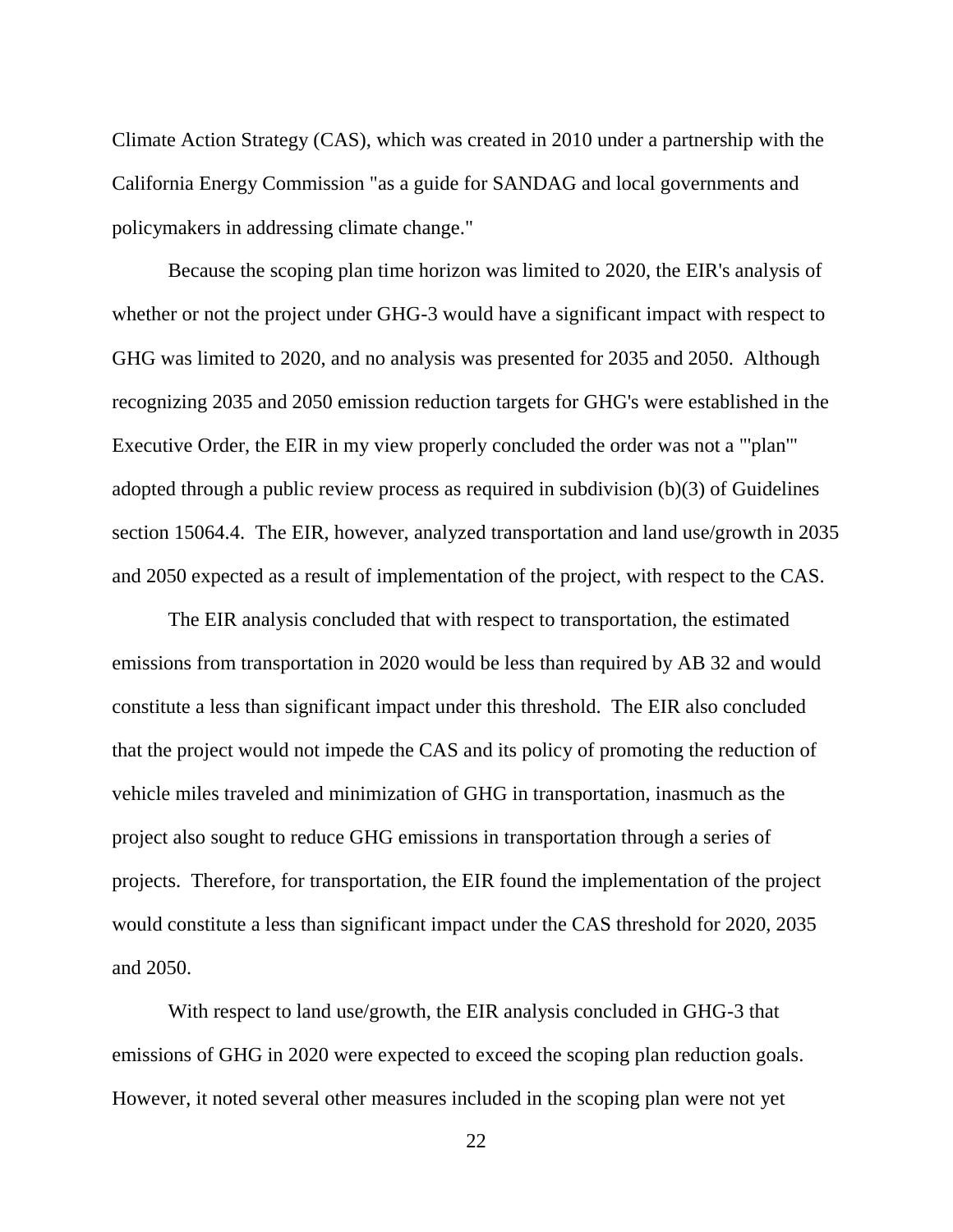Climate Action Strategy (CAS), which was created in 2010 under a partnership with the California Energy Commission "as a guide for SANDAG and local governments and policymakers in addressing climate change."

Because the scoping plan time horizon was limited to 2020, the EIR's analysis of whether or not the project under GHG-3 would have a significant impact with respect to GHG was limited to 2020, and no analysis was presented for 2035 and 2050. Although recognizing 2035 and 2050 emission reduction targets for GHG's were established in the Executive Order, the EIR in my view properly concluded the order was not a "'plan'" adopted through a public review process as required in subdivision (b)(3) of Guidelines section 15064.4. The EIR, however, analyzed transportation and land use/growth in 2035 and 2050 expected as a result of implementation of the project, with respect to the CAS.

The EIR analysis concluded that with respect to transportation, the estimated emissions from transportation in 2020 would be less than required by AB 32 and would constitute a less than significant impact under this threshold. The EIR also concluded that the project would not impede the CAS and its policy of promoting the reduction of vehicle miles traveled and minimization of GHG in transportation, inasmuch as the project also sought to reduce GHG emissions in transportation through a series of projects. Therefore, for transportation, the EIR found the implementation of the project would constitute a less than significant impact under the CAS threshold for 2020, 2035 and 2050.

With respect to land use/growth, the EIR analysis concluded in GHG-3 that emissions of GHG in 2020 were expected to exceed the scoping plan reduction goals. However, it noted several other measures included in the scoping plan were not yet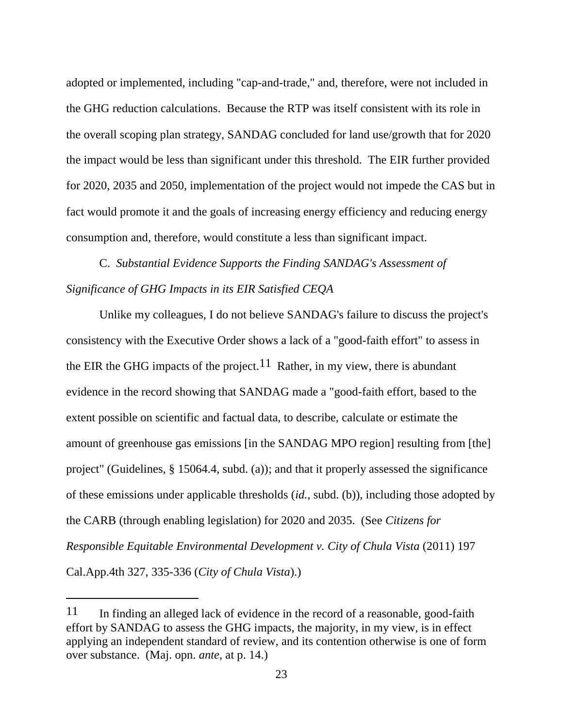adopted or implemented, including "cap-and-trade," and, therefore, were not included in the GHG reduction calculations. Because the RTP was itself consistent with its role in the overall scoping plan strategy, SANDAG concluded for land use/growth that for 2020 the impact would be less than significant under this threshold. The EIR further provided for 2020, 2035 and 2050, implementation of the project would not impede the CAS but in fact would promote it and the goals of increasing energy efficiency and reducing energy consumption and, therefore, would constitute a less than significant impact.

C. *Substantial Evidence Supports the Finding SANDAG's Assessment of Significance of GHG Impacts in its EIR Satisfied CEQA*

Unlike my colleagues, I do not believe SANDAG's failure to discuss the project's consistency with the Executive Order shows a lack of a "good-faith effort" to assess in the EIR the GHG impacts of the project.[11] Rather, in my view, there is abundant evidence in the record showing that SANDAG made a "good-faith effort, based to the extent possible on scientific and factual data, to describe, calculate or estimate the amount of greenhouse gas emissions [in the SANDAG MPO region] resulting from [the] project" (Guidelines, § 15064.4, subd. (a)); and that it properly assessed the significance of these emissions under applicable thresholds (*id.*, subd. (b)), including those adopted by the CARB (through enabling legislation) for 2020 and 2035. (See *Citizens for Responsible Equitable Environmental Development v. City of Chula Vista* (2011) 197 Cal.App.4th 327, 335-336 (*City of Chula Vista*).)

---

[11] In finding an alleged lack of evidence in the record of a reasonable, good-faith effort by SANDAG to assess the GHG impacts, the majority, in my view, is in effect applying an independent standard of review, and its contention otherwise is one of form over substance. (Maj. opn. *ante*, at p. 14.)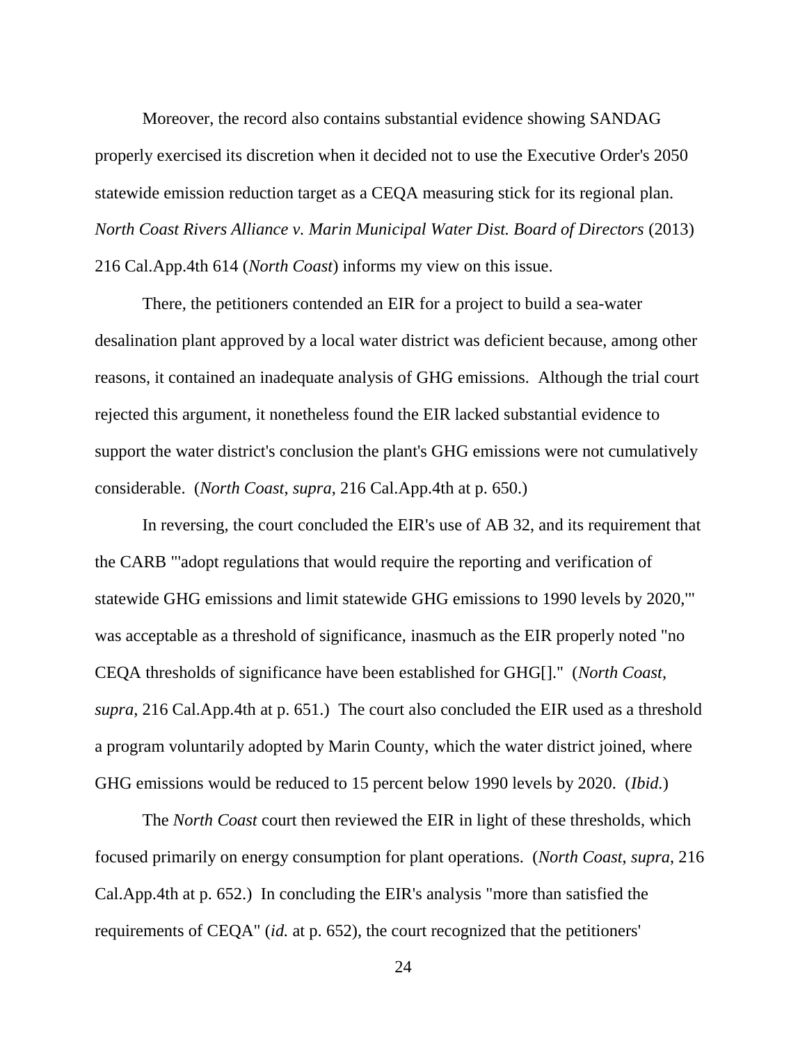Moreover, the record also contains substantial evidence showing SANDAG properly exercised its discretion when it decided not to use the Executive Order's 2050 statewide emission reduction target as a CEQA measuring stick for its regional plan. *North Coast Rivers Alliance v. Marin Municipal Water Dist. Board of Directors* (2013) 216 Cal.App.4th 614 (*North Coast*) informs my view on this issue.

There, the petitioners contended an EIR for a project to build a sea-water desalination plant approved by a local water district was deficient because, among other reasons, it contained an inadequate analysis of GHG emissions. Although the trial court rejected this argument, it nonetheless found the EIR lacked substantial evidence to support the water district's conclusion the plant's GHG emissions were not cumulatively considerable. (*North Coast*, *supra*, 216 Cal.App.4th at p. 650.)

In reversing, the court concluded the EIR's use of AB 32, and its requirement that the CARB "'adopt regulations that would require the reporting and verification of statewide GHG emissions and limit statewide GHG emissions to 1990 levels by 2020,'" was acceptable as a threshold of significance, inasmuch as the EIR properly noted "no CEQA thresholds of significance have been established for GHG[]." (*North Coast*, *supra*, 216 Cal.App.4th at p. 651.) The court also concluded the EIR used as a threshold a program voluntarily adopted by Marin County, which the water district joined, where GHG emissions would be reduced to 15 percent below 1990 levels by 2020. (*Ibid.*)

The *North Coast* court then reviewed the EIR in light of these thresholds, which focused primarily on energy consumption for plant operations. (*North Coast*, *supra*, 216 Cal.App.4th at p. 652.) In concluding the EIR's analysis "more than satisfied the requirements of CEQA" (*id.* at p. 652), the court recognized that the petitioners'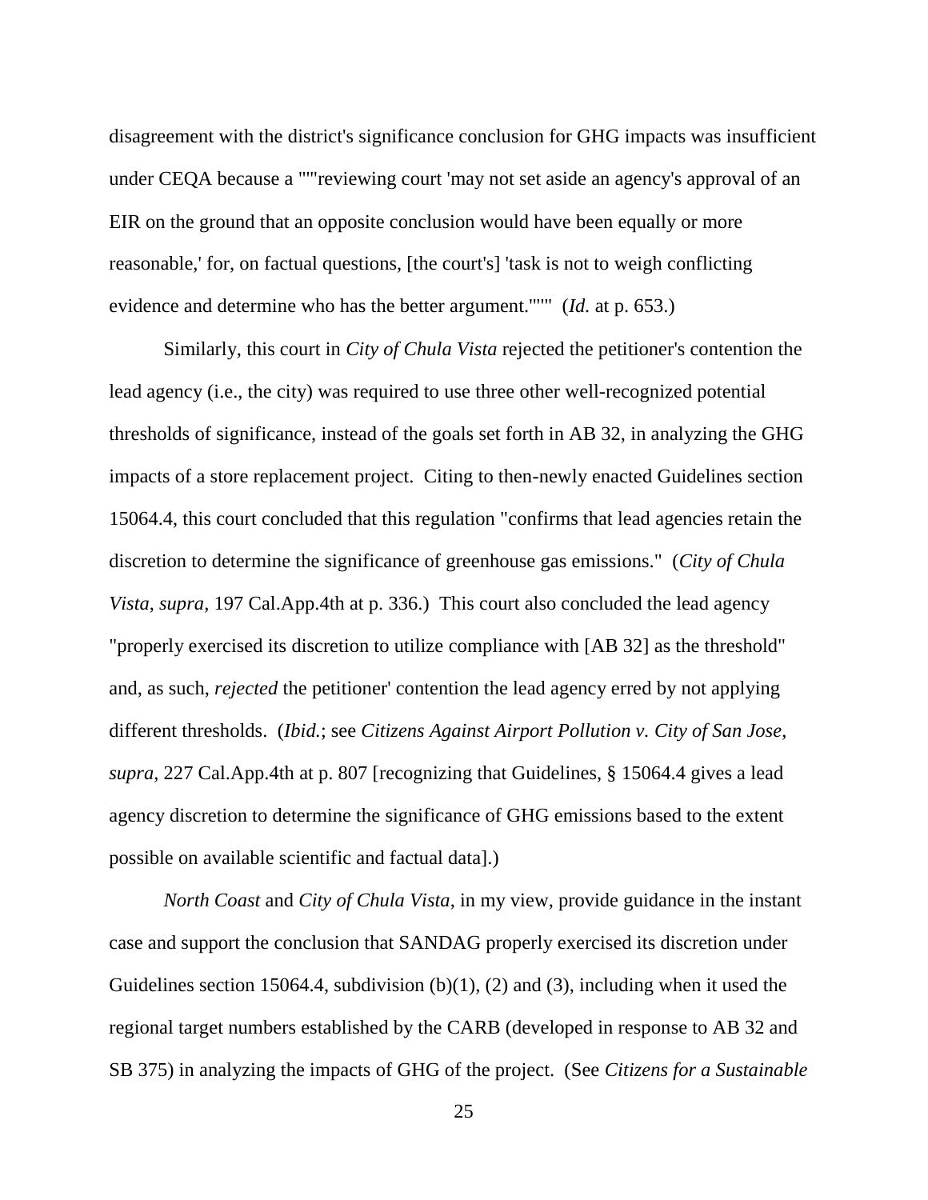disagreement with the district's significance conclusion for GHG impacts was insufficient under CEQA because a """reviewing court 'may not set aside an agency's approval of an EIR on the ground that an opposite conclusion would have been equally or more reasonable,' for, on factual questions, [the court's] 'task is not to weigh conflicting evidence and determine who has the better argument.'"'" (*Id.* at p. 653.)

Similarly, this court in *City of Chula Vista* rejected the petitioner's contention the lead agency (i.e., the city) was required to use three other well-recognized potential thresholds of significance, instead of the goals set forth in AB 32, in analyzing the GHG impacts of a store replacement project. Citing to then-newly enacted Guidelines section 15064.4, this court concluded that this regulation "confirms that lead agencies retain the discretion to determine the significance of greenhouse gas emissions." (*City of Chula Vista*, *supra*, 197 Cal.App.4th at p. 336.) This court also concluded the lead agency "properly exercised its discretion to utilize compliance with [AB 32] as the threshold" and, as such, *rejected* the petitioner' contention the lead agency erred by not applying different thresholds. (*Ibid.*; see *Citizens Against Airport Pollution v. City of San Jose*, *supra*, 227 Cal.App.4th at p. 807 [recognizing that Guidelines, § 15064.4 gives a lead agency discretion to determine the significance of GHG emissions based to the extent possible on available scientific and factual data].)

*North Coast* and *City of Chula Vista*, in my view, provide guidance in the instant case and support the conclusion that SANDAG properly exercised its discretion under Guidelines section 15064.4, subdivision (b)(1), (2) and (3), including when it used the regional target numbers established by the CARB (developed in response to AB 32 and SB 375) in analyzing the impacts of GHG of the project. (See *Citizens for a Sustainable*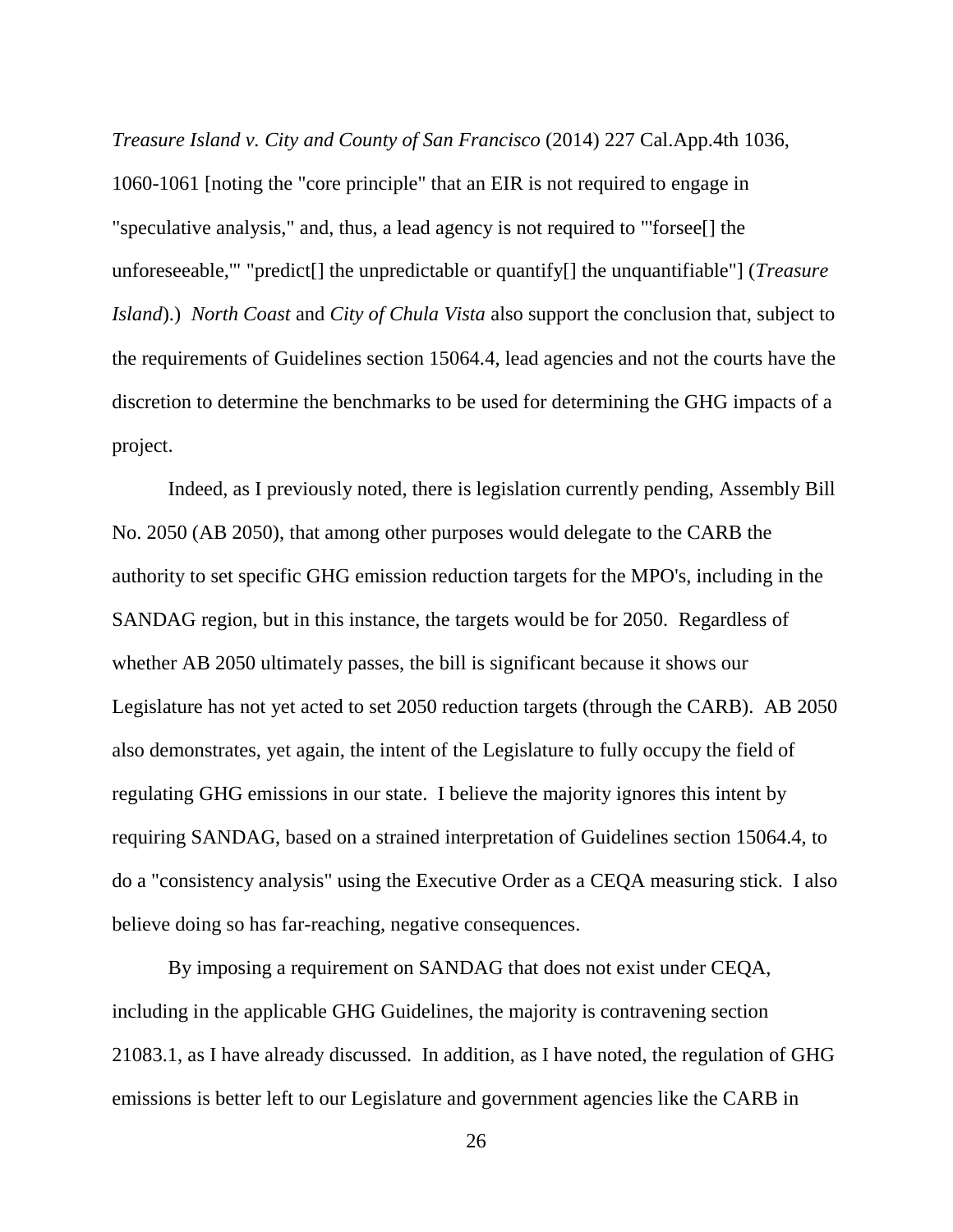*Treasure Island v. City and County of San Francisco* (2014) 227 Cal.App.4th 1036, 1060-1061 [noting the "core principle" that an EIR is not required to engage in "speculative analysis," and, thus, a lead agency is not required to "'forsee[] the unforeseeable,'" "predict[] the unpredictable or quantify[] the unquantifiable"] (*Treasure Island*).) *North Coast* and *City of Chula Vista* also support the conclusion that, subject to the requirements of Guidelines section 15064.4, lead agencies and not the courts have the discretion to determine the benchmarks to be used for determining the GHG impacts of a project.

Indeed, as I previously noted, there is legislation currently pending, Assembly Bill No. 2050 (AB 2050), that among other purposes would delegate to the CARB the authority to set specific GHG emission reduction targets for the MPO's, including in the SANDAG region, but in this instance, the targets would be for 2050. Regardless of whether AB 2050 ultimately passes, the bill is significant because it shows our Legislature has not yet acted to set 2050 reduction targets (through the CARB). AB 2050 also demonstrates, yet again, the intent of the Legislature to fully occupy the field of regulating GHG emissions in our state. I believe the majority ignores this intent by requiring SANDAG, based on a strained interpretation of Guidelines section 15064.4, to do a "consistency analysis" using the Executive Order as a CEQA measuring stick. I also believe doing so has far-reaching, negative consequences.

By imposing a requirement on SANDAG that does not exist under CEQA, including in the applicable GHG Guidelines, the majority is contravening section 21083.1, as I have already discussed. In addition, as I have noted, the regulation of GHG emissions is better left to our Legislature and government agencies like the CARB in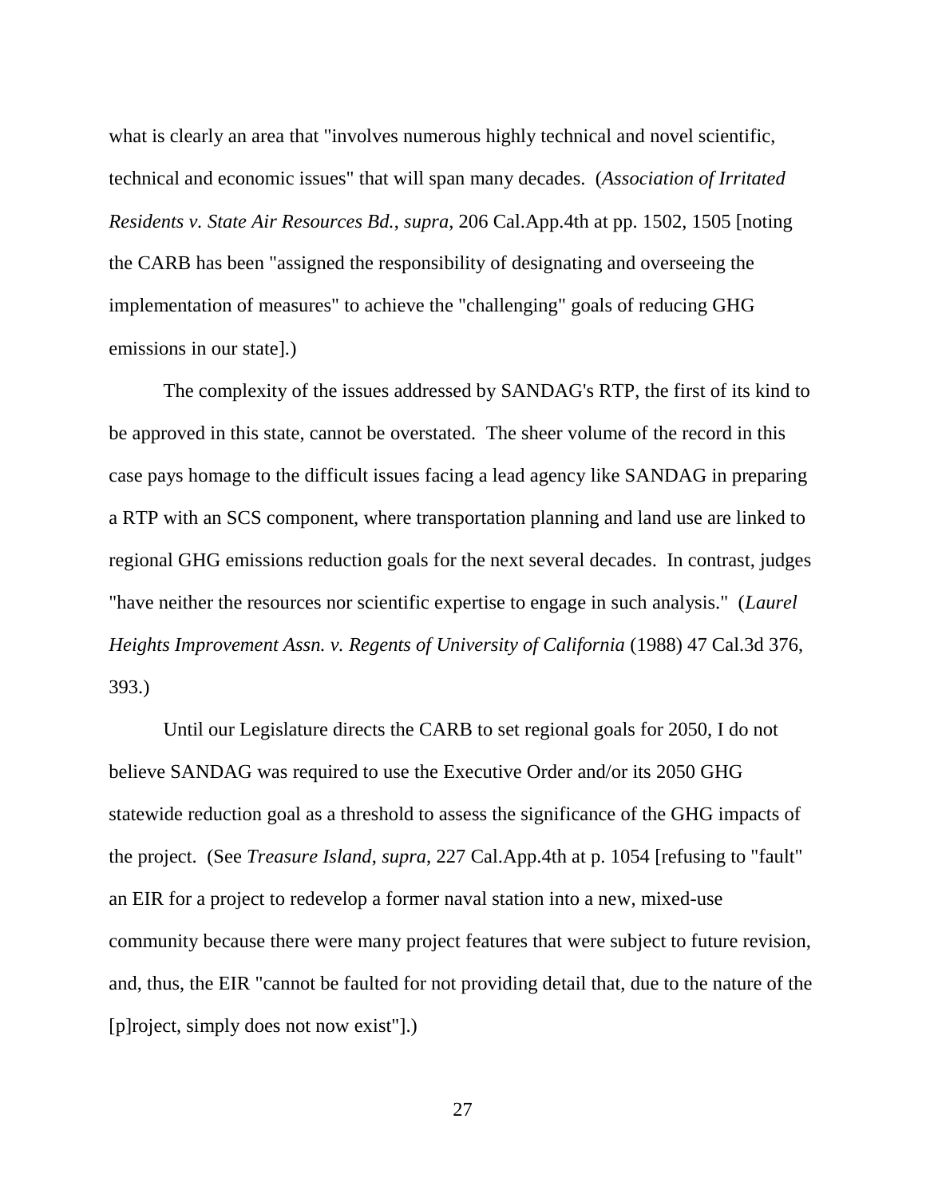what is clearly an area that "involves numerous highly technical and novel scientific, technical and economic issues" that will span many decades. (*Association of Irritated Residents v. State Air Resources Bd.*, *supra*, 206 Cal.App.4th at pp. 1502, 1505 [noting the CARB has been "assigned the responsibility of designating and overseeing the implementation of measures" to achieve the "challenging" goals of reducing GHG emissions in our state].)

The complexity of the issues addressed by SANDAG's RTP, the first of its kind to be approved in this state, cannot be overstated. The sheer volume of the record in this case pays homage to the difficult issues facing a lead agency like SANDAG in preparing a RTP with an SCS component, where transportation planning and land use are linked to regional GHG emissions reduction goals for the next several decades. In contrast, judges "have neither the resources nor scientific expertise to engage in such analysis." (*Laurel Heights Improvement Assn. v. Regents of University of California* (1988) 47 Cal.3d 376, 393.)

Until our Legislature directs the CARB to set regional goals for 2050, I do not believe SANDAG was required to use the Executive Order and/or its 2050 GHG statewide reduction goal as a threshold to assess the significance of the GHG impacts of the project. (See *Treasure Island*, *supra*, 227 Cal.App.4th at p. 1054 [refusing to "fault" an EIR for a project to redevelop a former naval station into a new, mixed-use community because there were many project features that were subject to future revision, and, thus, the EIR "cannot be faulted for not providing detail that, due to the nature of the [p]roject, simply does not now exist"].)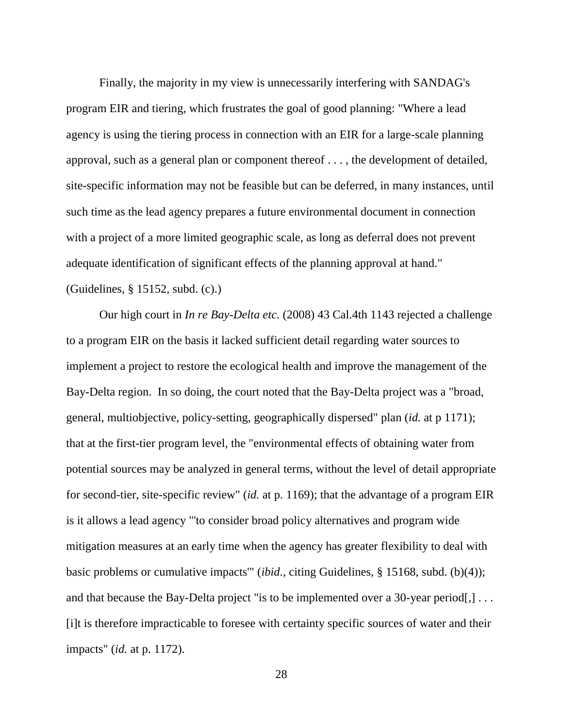Finally, the majority in my view is unnecessarily interfering with SANDAG's program EIR and tiering, which frustrates the goal of good planning: "Where a lead agency is using the tiering process in connection with an EIR for a large-scale planning approval, such as a general plan or component thereof . . . , the development of detailed, site-specific information may not be feasible but can be deferred, in many instances, until such time as the lead agency prepares a future environmental document in connection with a project of a more limited geographic scale, as long as deferral does not prevent adequate identification of significant effects of the planning approval at hand." (Guidelines, § 15152, subd. (c).)

Our high court in *In re Bay-Delta etc.* (2008) 43 Cal.4th 1143 rejected a challenge to a program EIR on the basis it lacked sufficient detail regarding water sources to implement a project to restore the ecological health and improve the management of the Bay-Delta region. In so doing, the court noted that the Bay-Delta project was a "broad, general, multiobjective, policy-setting, geographically dispersed" plan (*id.* at p 1171); that at the first-tier program level, the "environmental effects of obtaining water from potential sources may be analyzed in general terms, without the level of detail appropriate for second-tier, site-specific review" (*id.* at p. 1169); that the advantage of a program EIR is it allows a lead agency "'to consider broad policy alternatives and program wide mitigation measures at an early time when the agency has greater flexibility to deal with basic problems or cumulative impacts'" (*ibid.*, citing Guidelines, § 15168, subd. (b)(4)); and that because the Bay-Delta project "is to be implemented over a 30-year period[,] . . . [i]t is therefore impracticable to foresee with certainty specific sources of water and their impacts" (*id.* at p. 1172).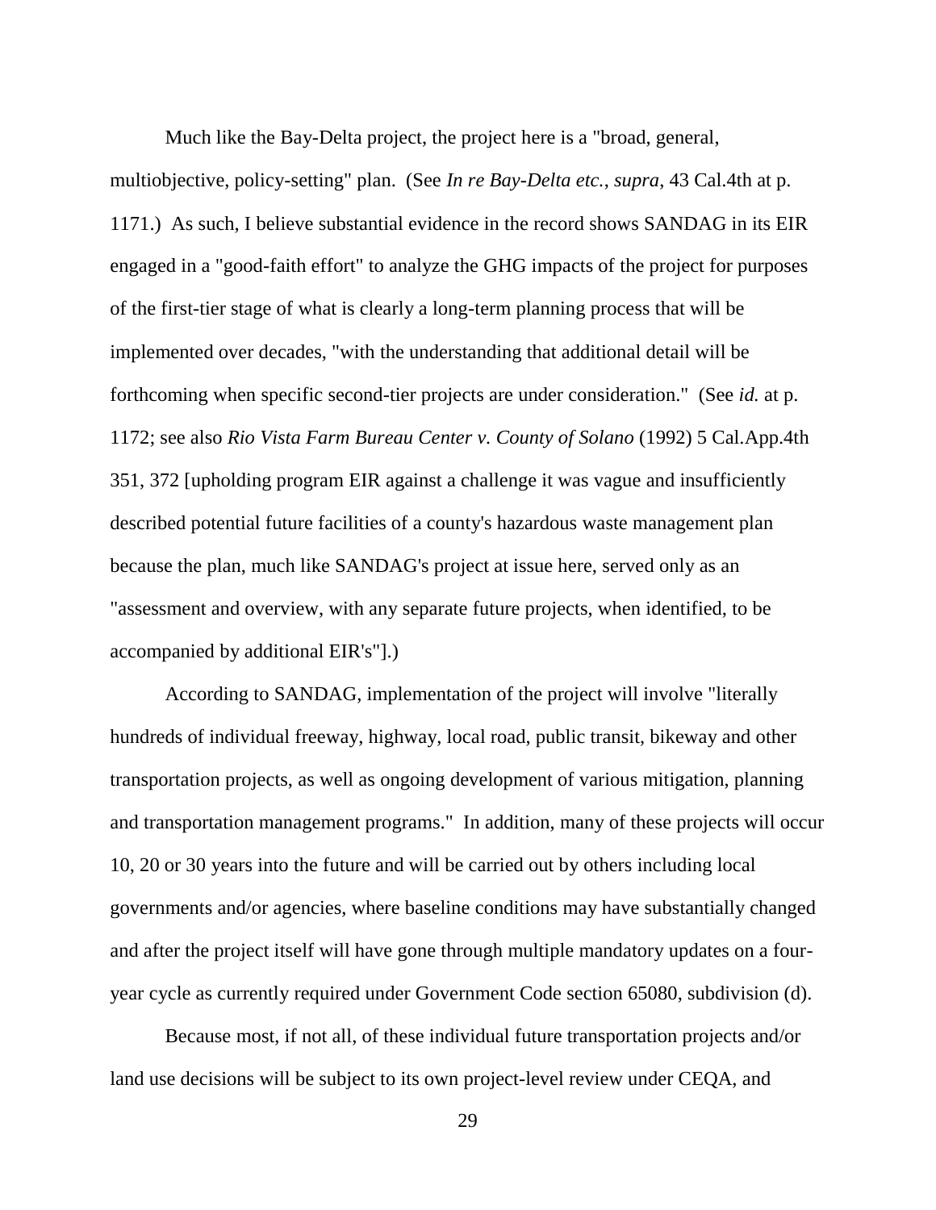Much like the Bay-Delta project, the project here is a "broad, general, multiobjective, policy-setting" plan. (See *In re Bay-Delta etc.*, *supra*, 43 Cal.4th at p. 1171.) As such, I believe substantial evidence in the record shows SANDAG in its EIR engaged in a "good-faith effort" to analyze the GHG impacts of the project for purposes of the first-tier stage of what is clearly a long-term planning process that will be implemented over decades, "with the understanding that additional detail will be forthcoming when specific second-tier projects are under consideration." (See *id.* at p. 1172; see also *Rio Vista Farm Bureau Center v. County of Solano* (1992) 5 Cal.App.4th 351, 372 [upholding program EIR against a challenge it was vague and insufficiently described potential future facilities of a county's hazardous waste management plan because the plan, much like SANDAG's project at issue here, served only as an "assessment and overview, with any separate future projects, when identified, to be accompanied by additional EIR's"].)

According to SANDAG, implementation of the project will involve "literally hundreds of individual freeway, highway, local road, public transit, bikeway and other transportation projects, as well as ongoing development of various mitigation, planning and transportation management programs." In addition, many of these projects will occur 10, 20 or 30 years into the future and will be carried out by others including local governments and/or agencies, where baseline conditions may have substantially changed and after the project itself will have gone through multiple mandatory updates on a four-year cycle as currently required under Government Code section 65080, subdivision (d).

Because most, if not all, of these individual future transportation projects and/or land use decisions will be subject to its own project-level review under CEQA, and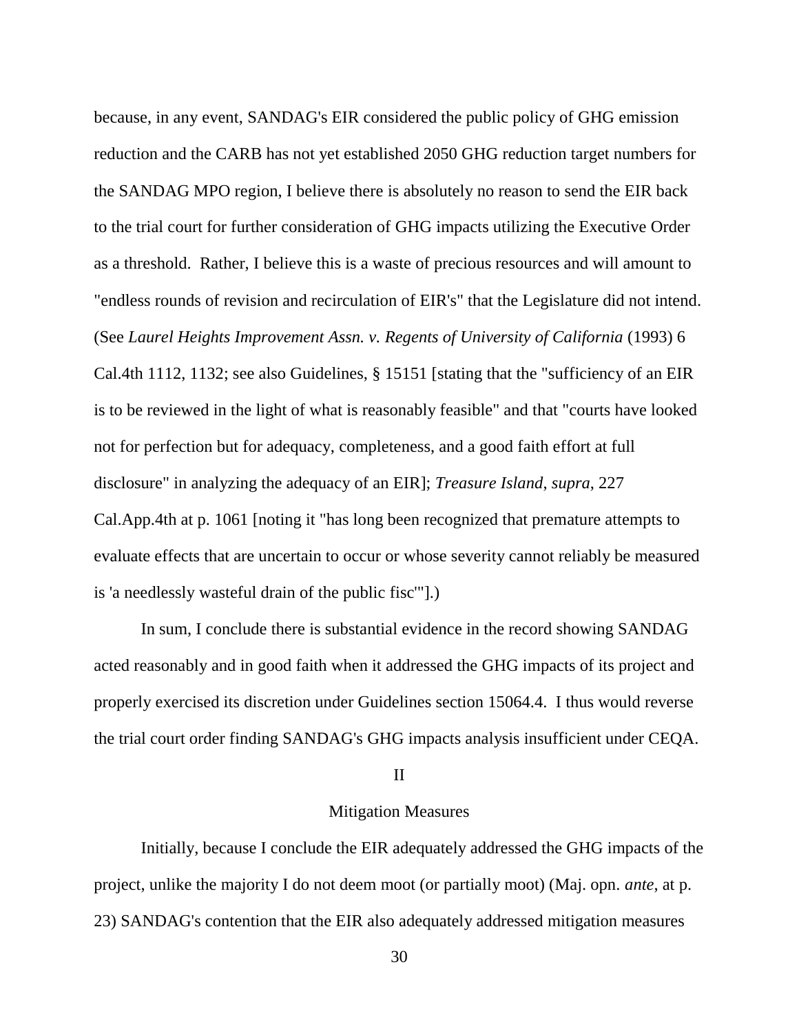because, in any event, SANDAG's EIR considered the public policy of GHG emission reduction and the CARB has not yet established 2050 GHG reduction target numbers for the SANDAG MPO region, I believe there is absolutely no reason to send the EIR back to the trial court for further consideration of GHG impacts utilizing the Executive Order as a threshold. Rather, I believe this is a waste of precious resources and will amount to "endless rounds of revision and recirculation of EIR's" that the Legislature did not intend. (See *Laurel Heights Improvement Assn. v. Regents of University of California* (1993) 6 Cal.4th 1112, 1132; see also Guidelines, § 15151 [stating that the "sufficiency of an EIR is to be reviewed in the light of what is reasonably feasible" and that "courts have looked not for perfection but for adequacy, completeness, and a good faith effort at full disclosure" in analyzing the adequacy of an EIR]; *Treasure Island*, *supra*, 227 Cal.App.4th at p. 1061 [noting it "has long been recognized that premature attempts to evaluate effects that are uncertain to occur or whose severity cannot reliably be measured is 'a needlessly wasteful drain of the public fisc'"].)

In sum, I conclude there is substantial evidence in the record showing SANDAG acted reasonably and in good faith when it addressed the GHG impacts of its project and properly exercised its discretion under Guidelines section 15064.4. I thus would reverse the trial court order finding SANDAG's GHG impacts analysis insufficient under CEQA.

## II

## Mitigation Measures

Initially, because I conclude the EIR adequately addressed the GHG impacts of the project, unlike the majority I do not deem moot (or partially moot) (Maj. opn. *ante*, at p. 23) SANDAG's contention that the EIR also adequately addressed mitigation measures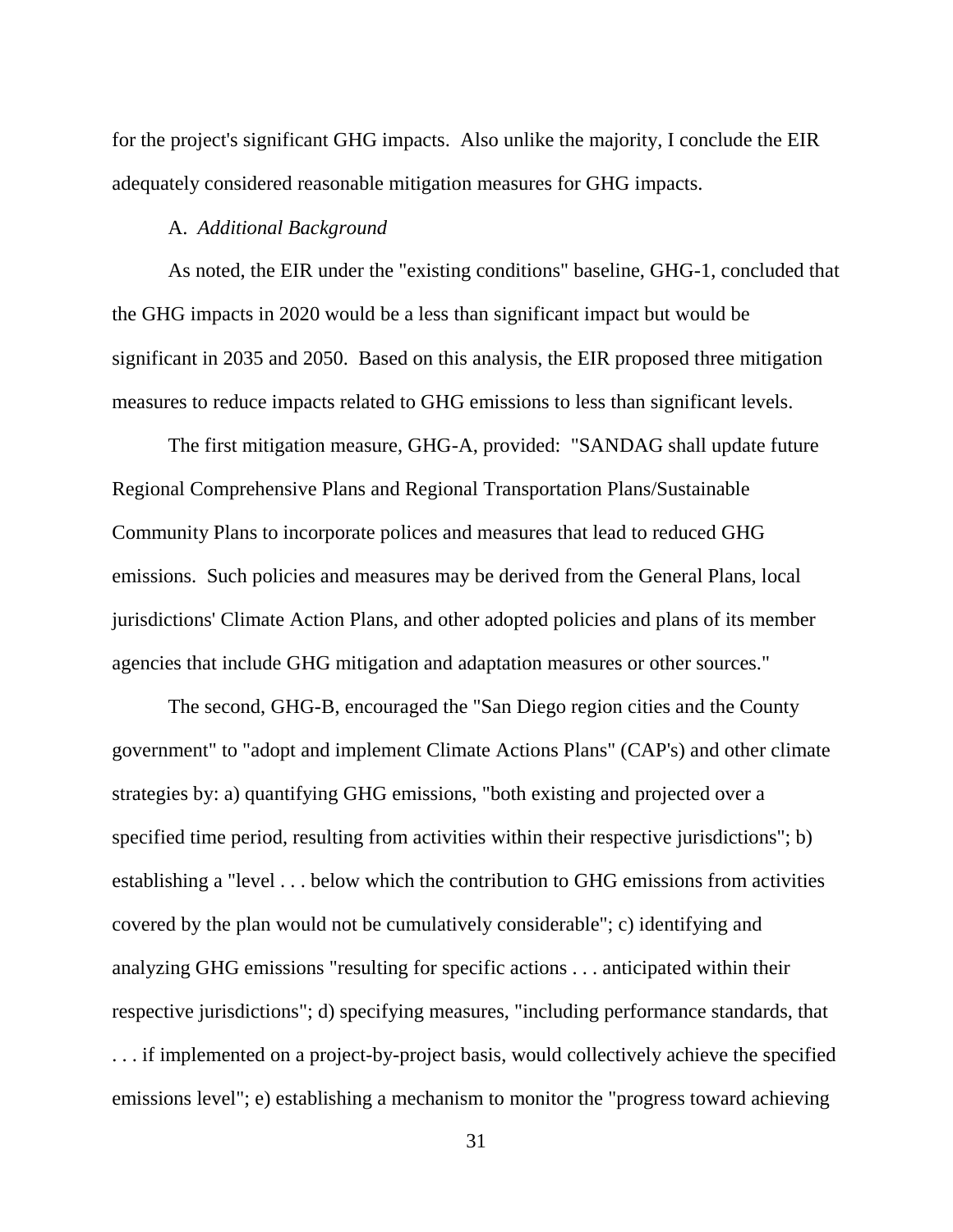for the project's significant GHG impacts. Also unlike the majority, I conclude the EIR adequately considered reasonable mitigation measures for GHG impacts.

A. *Additional Background*

As noted, the EIR under the "existing conditions" baseline, GHG-1, concluded that the GHG impacts in 2020 would be a less than significant impact but would be significant in 2035 and 2050. Based on this analysis, the EIR proposed three mitigation measures to reduce impacts related to GHG emissions to less than significant levels.

The first mitigation measure, GHG-A, provided: "SANDAG shall update future Regional Comprehensive Plans and Regional Transportation Plans/Sustainable Community Plans to incorporate polices and measures that lead to reduced GHG emissions. Such policies and measures may be derived from the General Plans, local jurisdictions' Climate Action Plans, and other adopted policies and plans of its member agencies that include GHG mitigation and adaptation measures or other sources."

The second, GHG-B, encouraged the "San Diego region cities and the County government" to "adopt and implement Climate Actions Plans" (CAP's) and other climate strategies by: a) quantifying GHG emissions, "both existing and projected over a specified time period, resulting from activities within their respective jurisdictions"; b) establishing a "level . . . below which the contribution to GHG emissions from activities covered by the plan would not be cumulatively considerable"; c) identifying and analyzing GHG emissions "resulting for specific actions . . . anticipated within their respective jurisdictions"; d) specifying measures, "including performance standards, that . . . if implemented on a project-by-project basis, would collectively achieve the specified emissions level"; e) establishing a mechanism to monitor the "progress toward achieving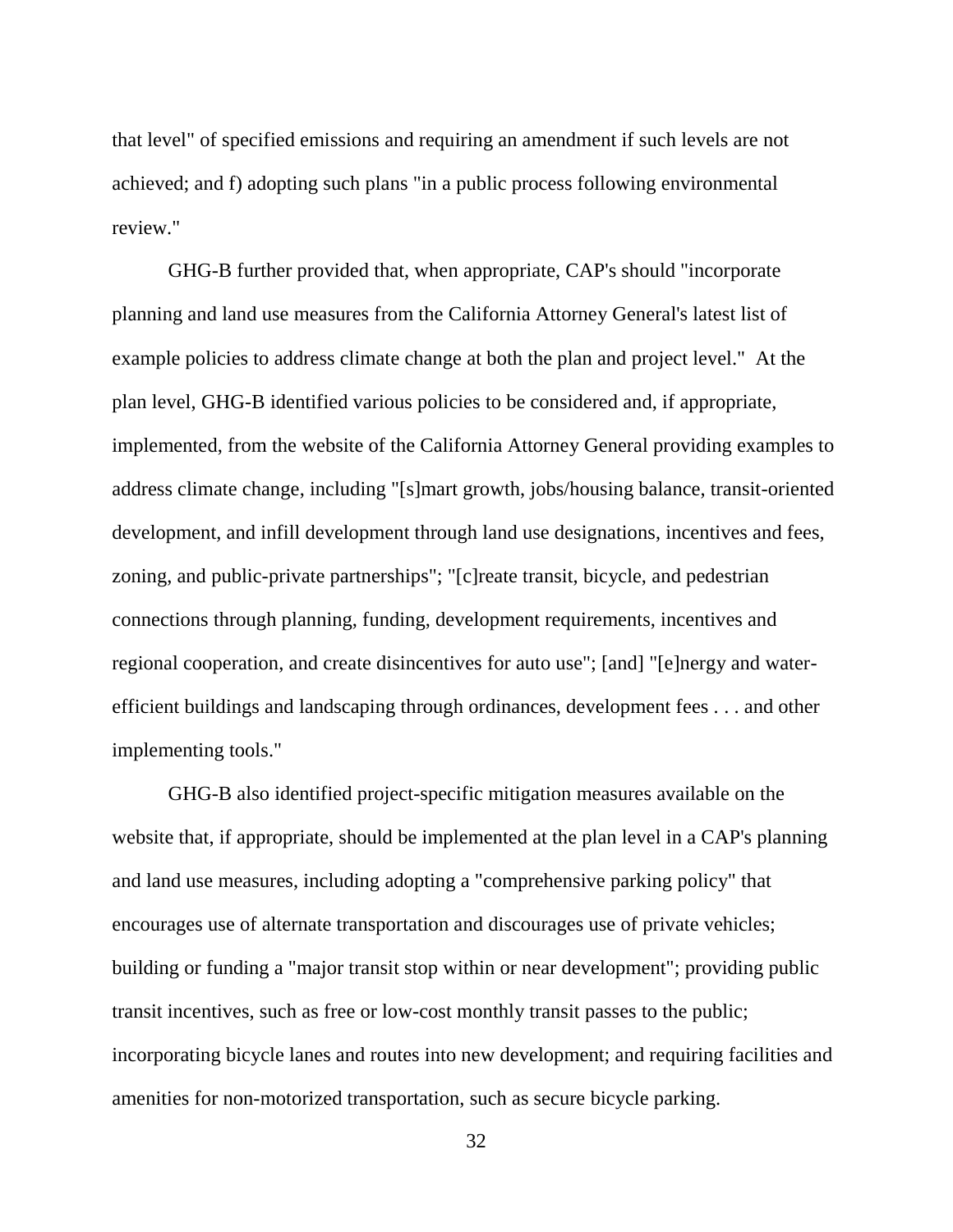that level" of specified emissions and requiring an amendment if such levels are not achieved; and f) adopting such plans "in a public process following environmental review."

GHG-B further provided that, when appropriate, CAP's should "incorporate planning and land use measures from the California Attorney General's latest list of example policies to address climate change at both the plan and project level." At the plan level, GHG-B identified various policies to be considered and, if appropriate, implemented, from the website of the California Attorney General providing examples to address climate change, including "[s]mart growth, jobs/housing balance, transit-oriented development, and infill development through land use designations, incentives and fees, zoning, and public-private partnerships"; "[c]reate transit, bicycle, and pedestrian connections through planning, funding, development requirements, incentives and regional cooperation, and create disincentives for auto use"; [and] "[e]nergy and water-efficient buildings and landscaping through ordinances, development fees . . . and other implementing tools."

GHG-B also identified project-specific mitigation measures available on the website that, if appropriate, should be implemented at the plan level in a CAP's planning and land use measures, including adopting a "comprehensive parking policy" that encourages use of alternate transportation and discourages use of private vehicles; building or funding a "major transit stop within or near development"; providing public transit incentives, such as free or low-cost monthly transit passes to the public; incorporating bicycle lanes and routes into new development; and requiring facilities and amenities for non-motorized transportation, such as secure bicycle parking.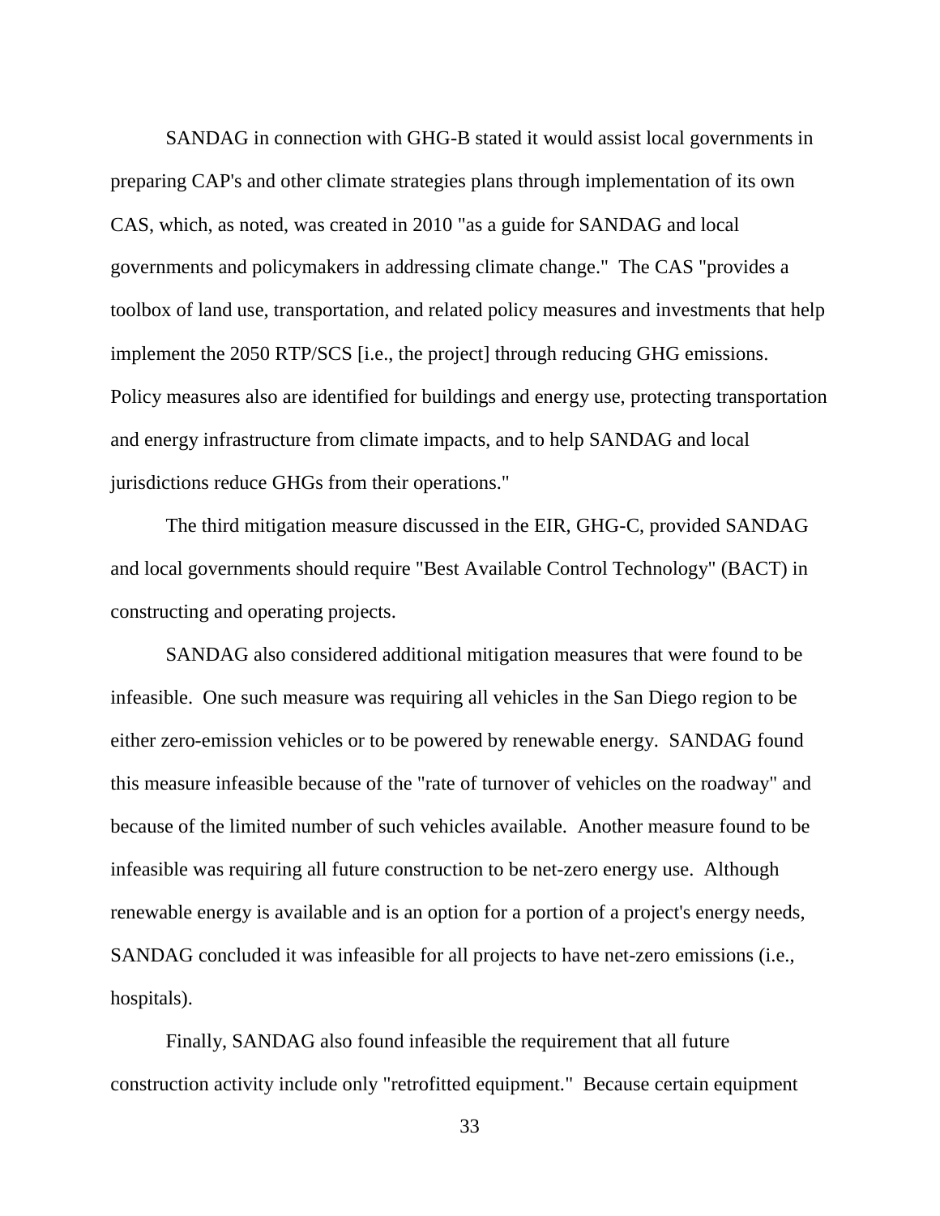SANDAG in connection with GHG-B stated it would assist local governments in preparing CAP's and other climate strategies plans through implementation of its own CAS, which, as noted, was created in 2010 "as a guide for SANDAG and local governments and policymakers in addressing climate change." The CAS "provides a toolbox of land use, transportation, and related policy measures and investments that help implement the 2050 RTP/SCS [i.e., the project] through reducing GHG emissions. Policy measures also are identified for buildings and energy use, protecting transportation and energy infrastructure from climate impacts, and to help SANDAG and local jurisdictions reduce GHGs from their operations."

The third mitigation measure discussed in the EIR, GHG-C, provided SANDAG and local governments should require "Best Available Control Technology" (BACT) in constructing and operating projects.

SANDAG also considered additional mitigation measures that were found to be infeasible. One such measure was requiring all vehicles in the San Diego region to be either zero-emission vehicles or to be powered by renewable energy. SANDAG found this measure infeasible because of the "rate of turnover of vehicles on the roadway" and because of the limited number of such vehicles available. Another measure found to be infeasible was requiring all future construction to be net-zero energy use. Although renewable energy is available and is an option for a portion of a project's energy needs, SANDAG concluded it was infeasible for all projects to have net-zero emissions (i.e., hospitals).

Finally, SANDAG also found infeasible the requirement that all future construction activity include only "retrofitted equipment." Because certain equipment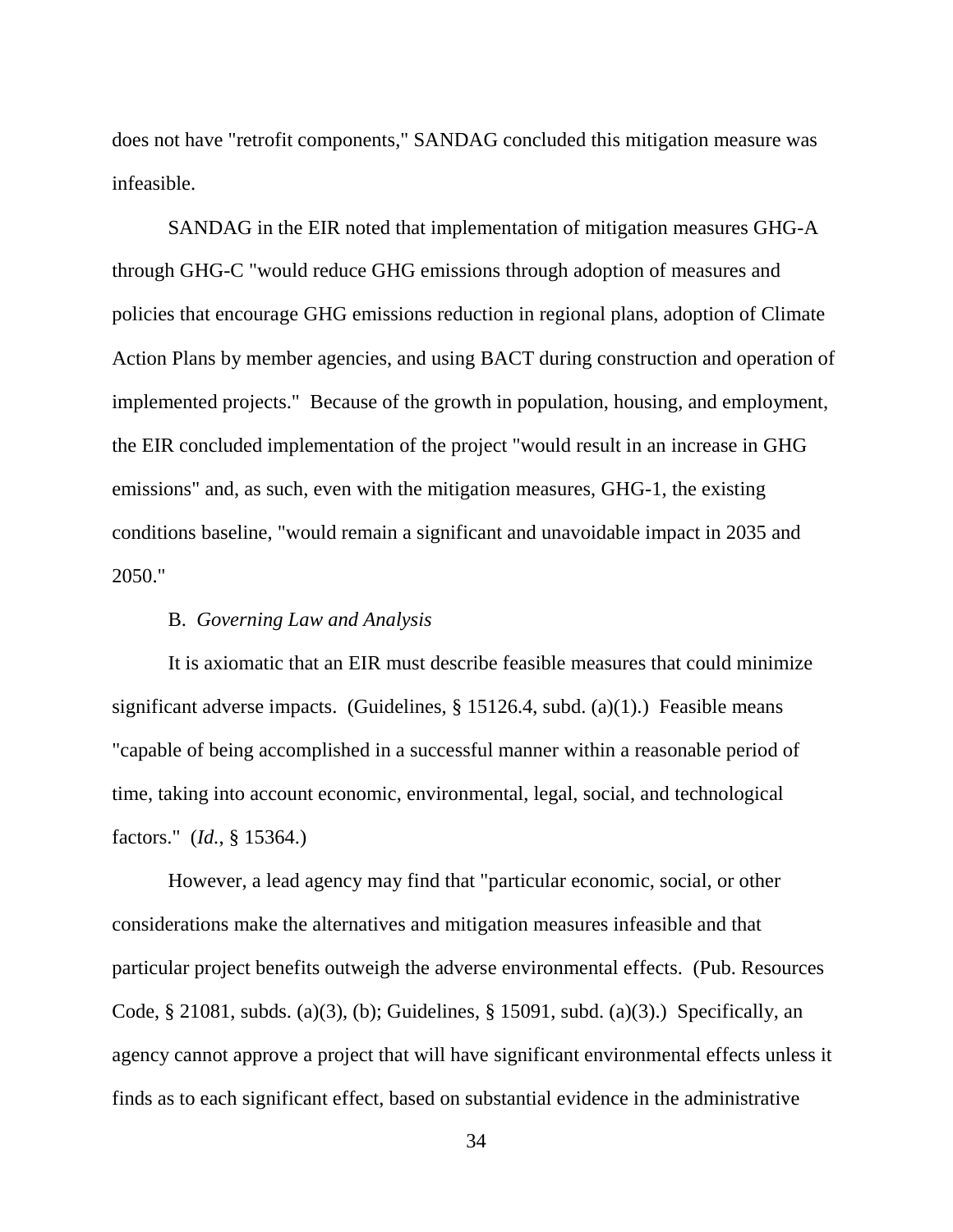does not have "retrofit components," SANDAG concluded this mitigation measure was infeasible.

SANDAG in the EIR noted that implementation of mitigation measures GHG-A through GHG-C "would reduce GHG emissions through adoption of measures and policies that encourage GHG emissions reduction in regional plans, adoption of Climate Action Plans by member agencies, and using BACT during construction and operation of implemented projects." Because of the growth in population, housing, and employment, the EIR concluded implementation of the project "would result in an increase in GHG emissions" and, as such, even with the mitigation measures, GHG-1, the existing conditions baseline, "would remain a significant and unavoidable impact in 2035 and 2050."

B. *Governing Law and Analysis*

It is axiomatic that an EIR must describe feasible measures that could minimize significant adverse impacts. (Guidelines, § 15126.4, subd. (a)(1).) Feasible means "capable of being accomplished in a successful manner within a reasonable period of time, taking into account economic, environmental, legal, social, and technological factors." (*Id.*, § 15364.)

However, a lead agency may find that "particular economic, social, or other considerations make the alternatives and mitigation measures infeasible and that particular project benefits outweigh the adverse environmental effects. (Pub. Resources Code, § 21081, subds. (a)(3), (b); Guidelines, § 15091, subd. (a)(3).) Specifically, an agency cannot approve a project that will have significant environmental effects unless it finds as to each significant effect, based on substantial evidence in the administrative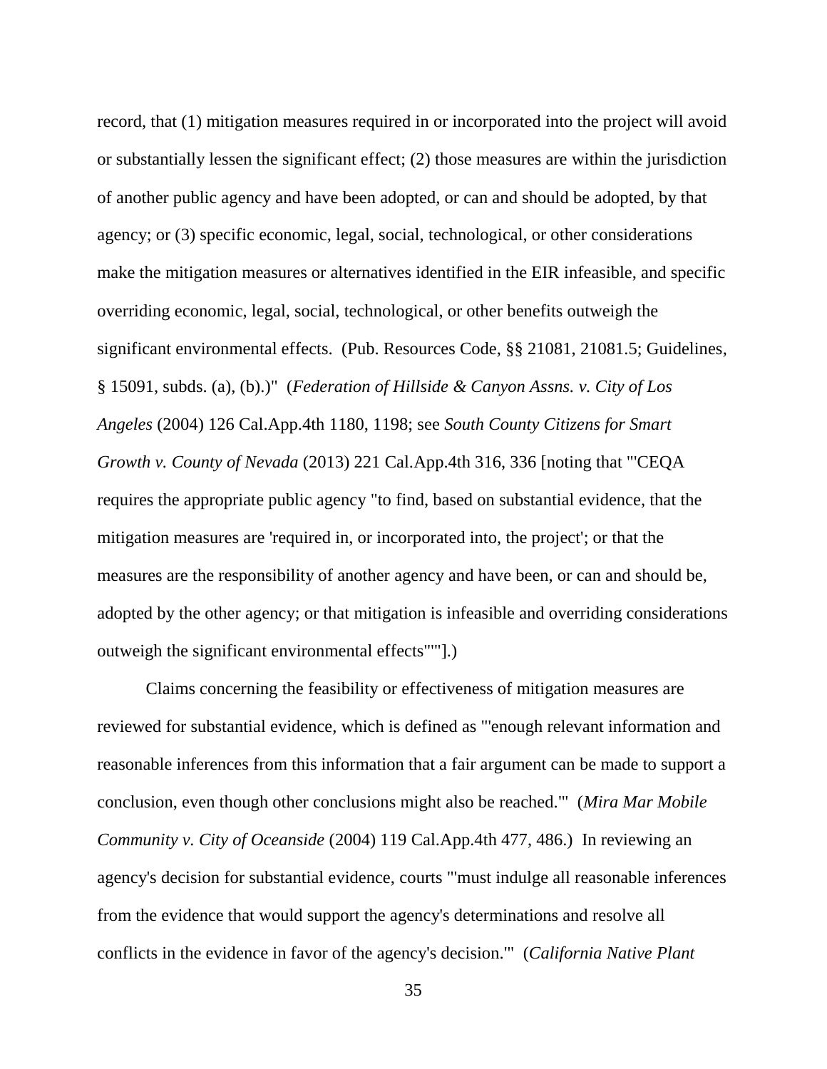record, that (1) mitigation measures required in or incorporated into the project will avoid or substantially lessen the significant effect; (2) those measures are within the jurisdiction of another public agency and have been adopted, or can and should be adopted, by that agency; or (3) specific economic, legal, social, technological, or other considerations make the mitigation measures or alternatives identified in the EIR infeasible, and specific overriding economic, legal, social, technological, or other benefits outweigh the significant environmental effects. (Pub. Resources Code, §§ 21081, 21081.5; Guidelines, § 15091, subds. (a), (b).)" (*Federation of Hillside & Canyon Assns. v. City of Los Angeles* (2004) 126 Cal.App.4th 1180, 1198; see *South County Citizens for Smart Growth v. County of Nevada* (2013) 221 Cal.App.4th 316, 336 [noting that "'CEQA requires the appropriate public agency "to find, based on substantial evidence, that the mitigation measures are 'required in, or incorporated into, the project'; or that the measures are the responsibility of another agency and have been, or can and should be, adopted by the other agency; or that mitigation is infeasible and overriding considerations outweigh the significant environmental effects"'"].)

Claims concerning the feasibility or effectiveness of mitigation measures are reviewed for substantial evidence, which is defined as "'enough relevant information and reasonable inferences from this information that a fair argument can be made to support a conclusion, even though other conclusions might also be reached.'" (*Mira Mar Mobile Community v. City of Oceanside* (2004) 119 Cal.App.4th 477, 486.) In reviewing an agency's decision for substantial evidence, courts "'must indulge all reasonable inferences from the evidence that would support the agency's determinations and resolve all conflicts in the evidence in favor of the agency's decision.'" (*California Native Plant*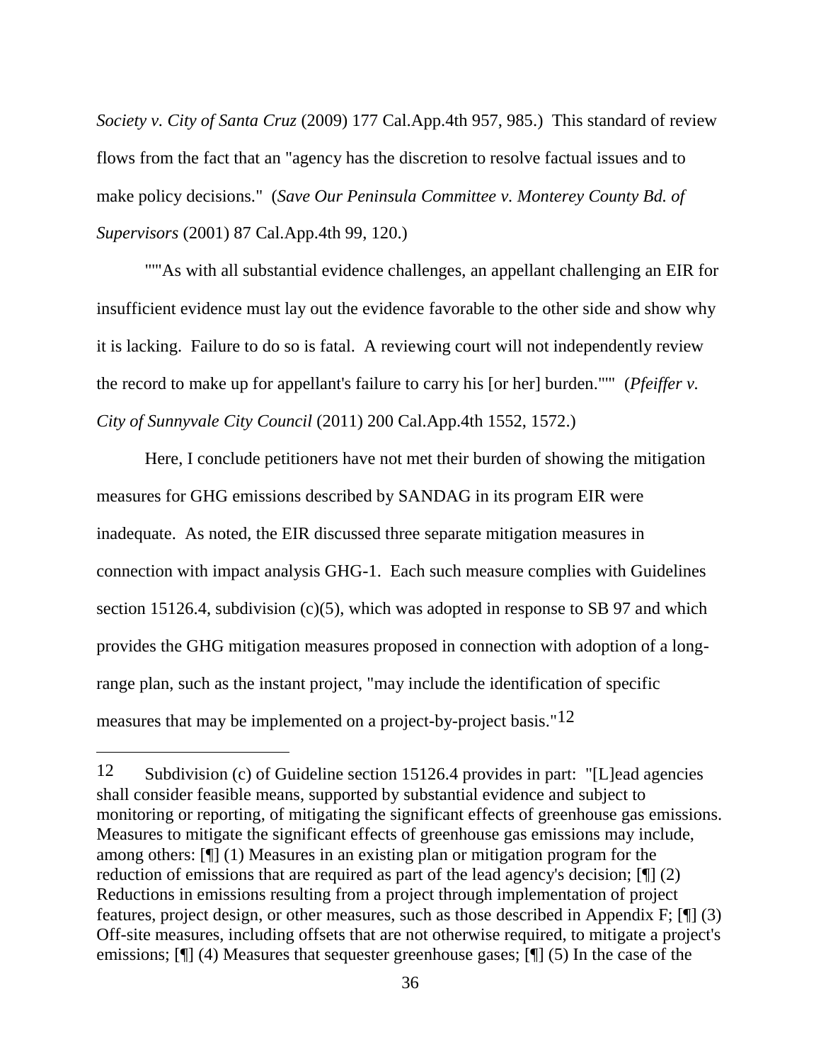*Society v. City of Santa Cruz* (2009) 177 Cal.App.4th 957, 985.) This standard of review flows from the fact that an "agency has the discretion to resolve factual issues and to make policy decisions." (*Save Our Peninsula Committee v. Monterey County Bd. of Supervisors* (2001) 87 Cal.App.4th 99, 120.)

"""As with all substantial evidence challenges, an appellant challenging an EIR for insufficient evidence must lay out the evidence favorable to the other side and show why it is lacking. Failure to do so is fatal. A reviewing court will not independently review the record to make up for appellant's failure to carry his [or her] burden.""" (*Pfeiffer v. City of Sunnyvale City Council* (2011) 200 Cal.App.4th 1552, 1572.)

Here, I conclude petitioners have not met their burden of showing the mitigation measures for GHG emissions described by SANDAG in its program EIR were inadequate. As noted, the EIR discussed three separate mitigation measures in connection with impact analysis GHG-1. Each such measure complies with Guidelines section 15126.4, subdivision (c)(5), which was adopted in response to SB 97 and which provides the GHG mitigation measures proposed in connection with adoption of a long-range plan, such as the instant project, "may include the identification of specific measures that may be implemented on a project-by-project basis."[12]

---

[12] Subdivision (c) of Guideline section 15126.4 provides in part: "[L]ead agencies shall consider feasible means, supported by substantial evidence and subject to monitoring or reporting, of mitigating the significant effects of greenhouse gas emissions. Measures to mitigate the significant effects of greenhouse gas emissions may include, among others: [¶] (1) Measures in an existing plan or mitigation program for the reduction of emissions that are required as part of the lead agency's decision; [¶] (2) Reductions in emissions resulting from a project through implementation of project features, project design, or other measures, such as those described in Appendix F; [¶] (3) Off-site measures, including offsets that are not otherwise required, to mitigate a project's emissions; [¶] (4) Measures that sequester greenhouse gases; [¶] (5) In the case of the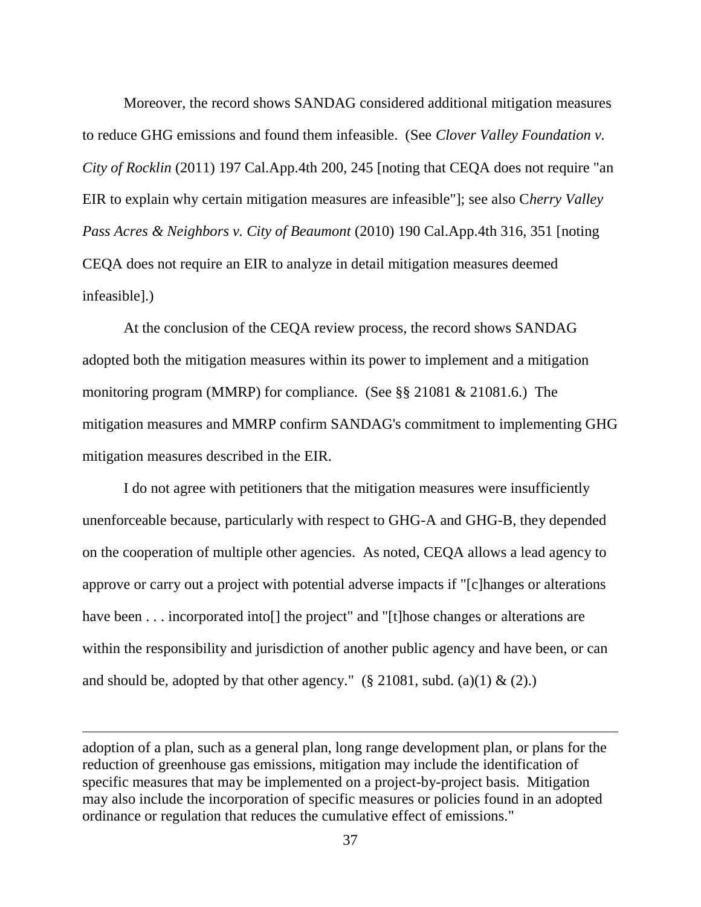Moreover, the record shows SANDAG considered additional mitigation measures to reduce GHG emissions and found them infeasible. (See *Clover Valley Foundation v. City of Rocklin* (2011) 197 Cal.App.4th 200, 245 [noting that CEQA does not require "an EIR to explain why certain mitigation measures are infeasible"]; see also C*herry Valley Pass Acres & Neighbors v. City of Beaumont* (2010) 190 Cal.App.4th 316, 351 [noting CEQA does not require an EIR to analyze in detail mitigation measures deemed infeasible].)

At the conclusion of the CEQA review process, the record shows SANDAG adopted both the mitigation measures within its power to implement and a mitigation monitoring program (MMRP) for compliance. (See §§ 21081 & 21081.6.) The mitigation measures and MMRP confirm SANDAG's commitment to implementing GHG mitigation measures described in the EIR.

I do not agree with petitioners that the mitigation measures were insufficiently unenforceable because, particularly with respect to GHG-A and GHG-B, they depended on the cooperation of multiple other agencies. As noted, CEQA allows a lead agency to approve or carry out a project with potential adverse impacts if "[c]hanges or alterations have been . . . incorporated into[] the project" and "[t]hose changes or alterations are within the responsibility and jurisdiction of another public agency and have been, or can and should be, adopted by that other agency." (§ 21081, subd. (a)(1) & (2).)

---

adoption of a plan, such as a general plan, long range development plan, or plans for the reduction of greenhouse gas emissions, mitigation may include the identification of specific measures that may be implemented on a project-by-project basis. Mitigation may also include the incorporation of specific measures or policies found in an adopted ordinance or regulation that reduces the cumulative effect of emissions."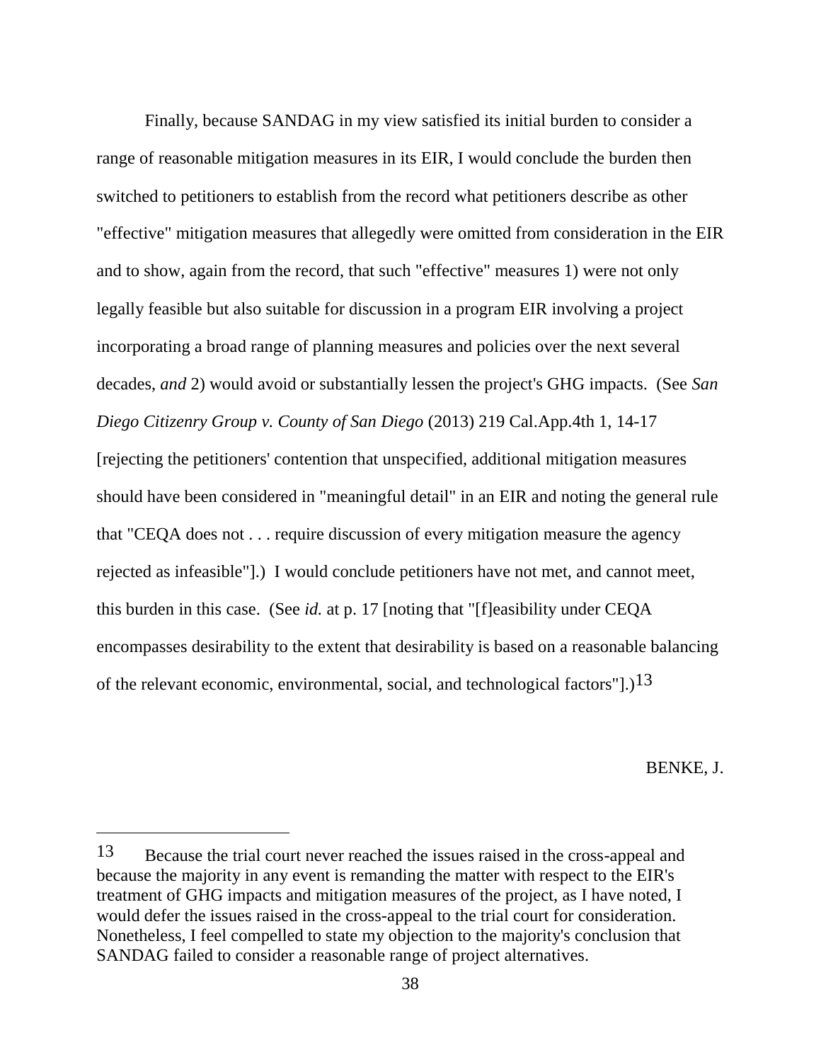Finally, because SANDAG in my view satisfied its initial burden to consider a range of reasonable mitigation measures in its EIR, I would conclude the burden then switched to petitioners to establish from the record what petitioners describe as other "effective" mitigation measures that allegedly were omitted from consideration in the EIR and to show, again from the record, that such "effective" measures 1) were not only legally feasible but also suitable for discussion in a program EIR involving a project incorporating a broad range of planning measures and policies over the next several decades, *and* 2) would avoid or substantially lessen the project's GHG impacts. (See *San Diego Citizenry Group v. County of San Diego* (2013) 219 Cal.App.4th 1, 14-17 [rejecting the petitioners' contention that unspecified, additional mitigation measures should have been considered in "meaningful detail" in an EIR and noting the general rule that "CEQA does not . . . require discussion of every mitigation measure the agency rejected as infeasible"].) I would conclude petitioners have not met, and cannot meet, this burden in this case. (See *id.* at p. 17 [noting that "[f]easibility under CEQA encompasses desirability to the extent that desirability is based on a reasonable balancing of the relevant economic, environmental, social, and technological factors"].)[13]

BENKE, J.

---

[13] Because the trial court never reached the issues raised in the cross-appeal and because the majority in any event is remanding the matter with respect to the EIR's treatment of GHG impacts and mitigation measures of the project, as I have noted, I would defer the issues raised in the cross-appeal to the trial court for consideration. Nonetheless, I feel compelled to state my objection to the majority's conclusion that SANDAG failed to consider a reasonable range of project alternatives.